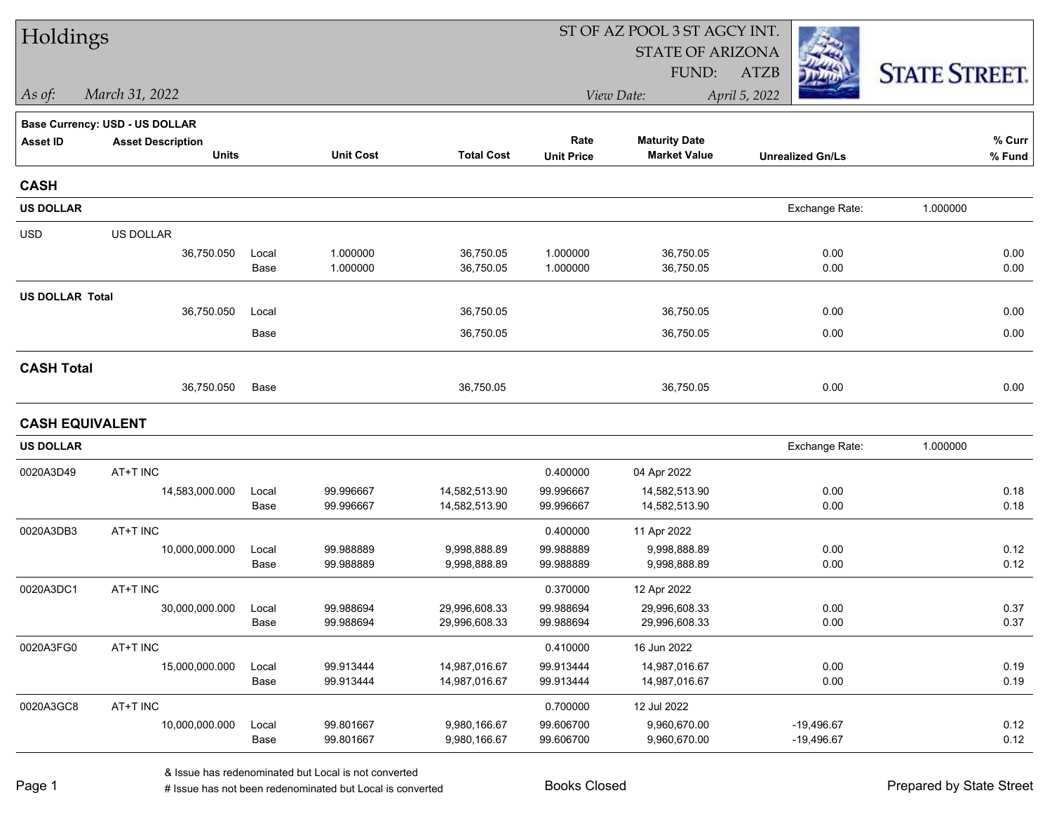# Holdings

ST OF AZ POOL 3 ST AGCY INT.
STATE OF ARIZONA
FUND: ATZB

*As of:* *March 31, 2022*

*View Date:* *April 5, 2022*

STATE STREET.

**Base Currency: USD - US DOLLAR**

| Asset ID | Asset Description / Units | | Unit Cost | Total Cost | Rate / Unit Price | Maturity Date / Market Value | Unrealized Gn/Ls | % Curr / % Fund |
|---|---|---|---|---|---|---|---|---|
| **CASH** | | | | | | | | |
| **US DOLLAR** | | | | | | | Exchange Rate: 1.000000 | |
| USD | US DOLLAR | | | | | | | |
| | 36,750.050 | Local | 1.000000 | 36,750.05 | 1.000000 | 36,750.05 | 0.00 | 0.00 |
| | | Base | 1.000000 | 36,750.05 | 1.000000 | 36,750.05 | 0.00 | 0.00 |
| **US DOLLAR Total** | | | | | | | | |
| | 36,750.050 | Local | | 36,750.05 | | 36,750.05 | 0.00 | 0.00 |
| | | Base | | 36,750.05 | | 36,750.05 | 0.00 | 0.00 |
| **CASH Total** | | | | | | | | |
| | 36,750.050 | Base | | 36,750.05 | | 36,750.05 | 0.00 | 0.00 |
| **CASH EQUIVALENT** | | | | | | | | |
| **US DOLLAR** | | | | | | | Exchange Rate: 1.000000 | |
| 0020A3D49 | AT+T INC | | | | 0.400000 | 04 Apr 2022 | | |
| | 14,583,000.000 | Local | 99.996667 | 14,582,513.90 | 99.996667 | 14,582,513.90 | 0.00 | 0.18 |
| | | Base | 99.996667 | 14,582,513.90 | 99.996667 | 14,582,513.90 | 0.00 | 0.18 |
| 0020A3DB3 | AT+T INC | | | | 0.400000 | 11 Apr 2022 | | |
| | 10,000,000.000 | Local | 99.988889 | 9,998,888.89 | 99.988889 | 9,998,888.89 | 0.00 | 0.12 |
| | | Base | 99.988889 | 9,998,888.89 | 99.988889 | 9,998,888.89 | 0.00 | 0.12 |
| 0020A3DC1 | AT+T INC | | | | 0.370000 | 12 Apr 2022 | | |
| | 30,000,000.000 | Local | 99.988694 | 29,996,608.33 | 99.988694 | 29,996,608.33 | 0.00 | 0.37 |
| | | Base | 99.988694 | 29,996,608.33 | 99.988694 | 29,996,608.33 | 0.00 | 0.37 |
| 0020A3FG0 | AT+T INC | | | | 0.410000 | 16 Jun 2022 | | |
| | 15,000,000.000 | Local | 99.913444 | 14,987,016.67 | 99.913444 | 14,987,016.67 | 0.00 | 0.19 |
| | | Base | 99.913444 | 14,987,016.67 | 99.913444 | 14,987,016.67 | 0.00 | 0.19 |
| 0020A3GC8 | AT+T INC | | | | 0.700000 | 12 Jul 2022 | | |
| | 10,000,000.000 | Local | 99.801667 | 9,980,166.67 | 99.606700 | 9,960,670.00 | -19,496.67 | 0.12 |
| | | Base | 99.801667 | 9,980,166.67 | 99.606700 | 9,960,670.00 | -19,496.67 | 0.12 |

& Issue has redenominated but Local is not converted
# Issue has not been redenominated but Local is converted

Books Closed

Prepared by State Street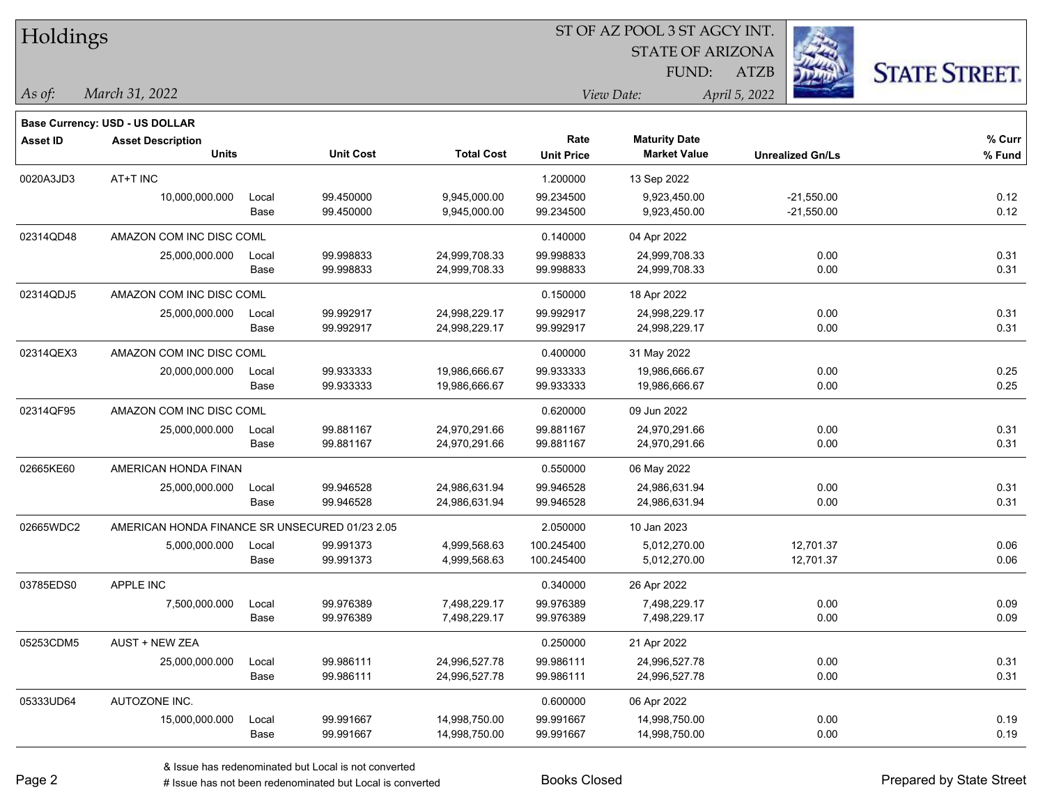# Holdings

ST OF AZ POOL 3 ST AGCY INT.
STATE OF ARIZONA
FUND: ATZB

*As of:* *March 31, 2022*
*View Date:* *April 5, 2022*

STATE STREET.

**Base Currency: USD - US DOLLAR**

| Asset ID | Asset Description / Units | | Unit Cost | Total Cost | Rate / Unit Price | Maturity Date / Market Value | Unrealized Gn/Ls | % Curr / % Fund |
|---|---|---|---|---|---|---|---|---|
| 0020A3JD3 | AT+T INC | | | | 1.200000 | 13 Sep 2022 | | |
| | 10,000,000.000 | Local | 99.450000 | 9,945,000.00 | 99.234500 | 9,923,450.00 | -21,550.00 | 0.12 |
| | | Base | 99.450000 | 9,945,000.00 | 99.234500 | 9,923,450.00 | -21,550.00 | 0.12 |
| 02314QD48 | AMAZON COM INC DISC COML | | | | 0.140000 | 04 Apr 2022 | | |
| | 25,000,000.000 | Local | 99.998833 | 24,999,708.33 | 99.998833 | 24,999,708.33 | 0.00 | 0.31 |
| | | Base | 99.998833 | 24,999,708.33 | 99.998833 | 24,999,708.33 | 0.00 | 0.31 |
| 02314QDJ5 | AMAZON COM INC DISC COML | | | | 0.150000 | 18 Apr 2022 | | |
| | 25,000,000.000 | Local | 99.992917 | 24,998,229.17 | 99.992917 | 24,998,229.17 | 0.00 | 0.31 |
| | | Base | 99.992917 | 24,998,229.17 | 99.992917 | 24,998,229.17 | 0.00 | 0.31 |
| 02314QEX3 | AMAZON COM INC DISC COML | | | | 0.400000 | 31 May 2022 | | |
| | 20,000,000.000 | Local | 99.933333 | 19,986,666.67 | 99.933333 | 19,986,666.67 | 0.00 | 0.25 |
| | | Base | 99.933333 | 19,986,666.67 | 99.933333 | 19,986,666.67 | 0.00 | 0.25 |
| 02314QF95 | AMAZON COM INC DISC COML | | | | 0.620000 | 09 Jun 2022 | | |
| | 25,000,000.000 | Local | 99.881167 | 24,970,291.66 | 99.881167 | 24,970,291.66 | 0.00 | 0.31 |
| | | Base | 99.881167 | 24,970,291.66 | 99.881167 | 24,970,291.66 | 0.00 | 0.31 |
| 02665KE60 | AMERICAN HONDA FINAN | | | | 0.550000 | 06 May 2022 | | |
| | 25,000,000.000 | Local | 99.946528 | 24,986,631.94 | 99.946528 | 24,986,631.94 | 0.00 | 0.31 |
| | | Base | 99.946528 | 24,986,631.94 | 99.946528 | 24,986,631.94 | 0.00 | 0.31 |
| 02665WDC2 | AMERICAN HONDA FINANCE SR UNSECURED 01/23 2.05 | | | | 2.050000 | 10 Jan 2023 | | |
| | 5,000,000.000 | Local | 99.991373 | 4,999,568.63 | 100.245400 | 5,012,270.00 | 12,701.37 | 0.06 |
| | | Base | 99.991373 | 4,999,568.63 | 100.245400 | 5,012,270.00 | 12,701.37 | 0.06 |
| 03785EDS0 | APPLE INC | | | | 0.340000 | 26 Apr 2022 | | |
| | 7,500,000.000 | Local | 99.976389 | 7,498,229.17 | 99.976389 | 7,498,229.17 | 0.00 | 0.09 |
| | | Base | 99.976389 | 7,498,229.17 | 99.976389 | 7,498,229.17 | 0.00 | 0.09 |
| 05253CDM5 | AUST + NEW ZEA | | | | 0.250000 | 21 Apr 2022 | | |
| | 25,000,000.000 | Local | 99.986111 | 24,996,527.78 | 99.986111 | 24,996,527.78 | 0.00 | 0.31 |
| | | Base | 99.986111 | 24,996,527.78 | 99.986111 | 24,996,527.78 | 0.00 | 0.31 |
| 05333UD64 | AUTOZONE INC. | | | | 0.600000 | 06 Apr 2022 | | |
| | 15,000,000.000 | Local | 99.991667 | 14,998,750.00 | 99.991667 | 14,998,750.00 | 0.00 | 0.19 |
| | | Base | 99.991667 | 14,998,750.00 | 99.991667 | 14,998,750.00 | 0.00 | 0.19 |

& Issue has redenominated but Local is not converted
# Issue has not been redenominated but Local is converted

Books Closed

Prepared by State Street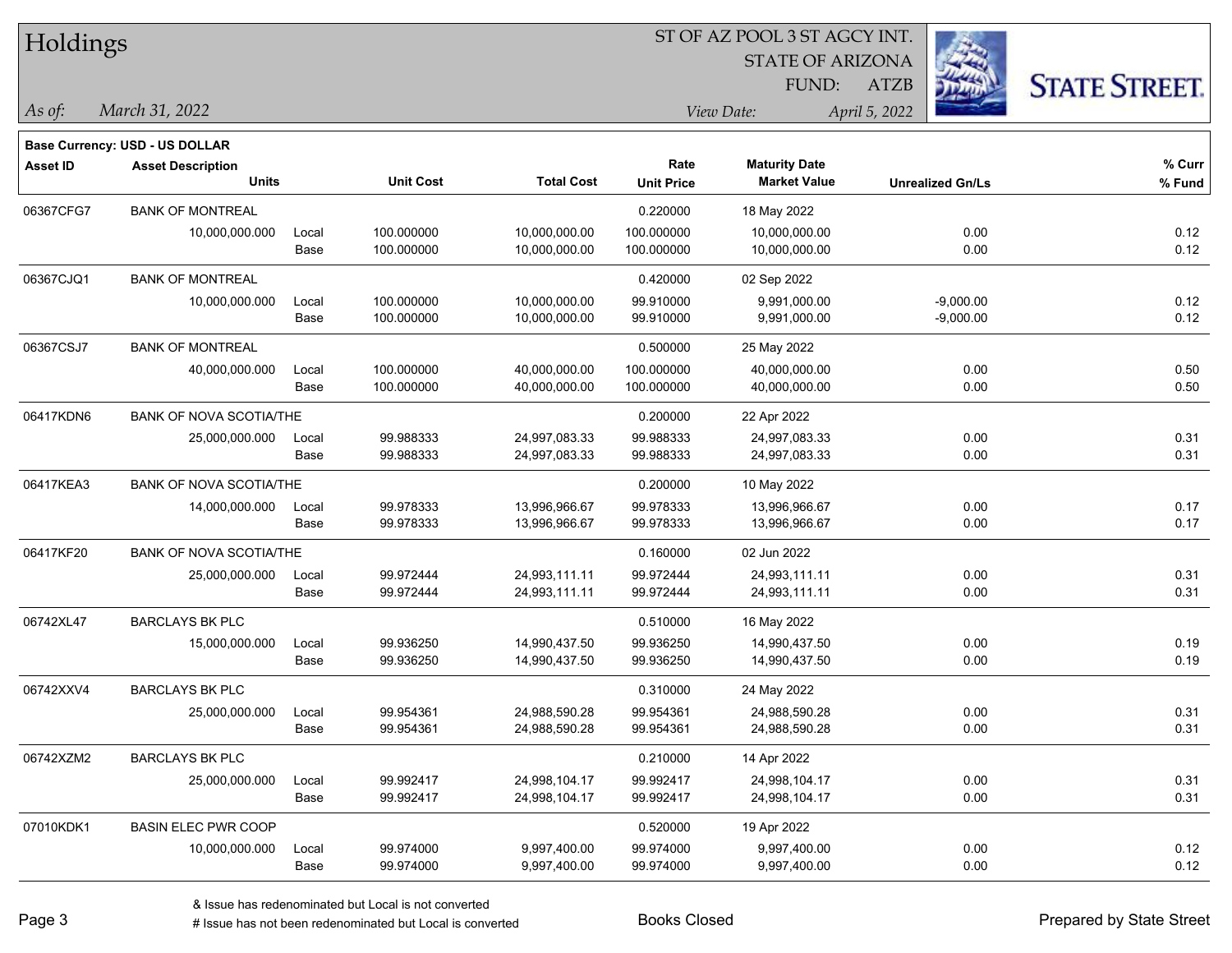# Holdings

ST OF AZ POOL 3 ST AGCY INT.
STATE OF ARIZONA
FUND: ATZB

*As of:* *March 31, 2022*

*View Date:* *April 5, 2022*

**Base Currency: USD - US DOLLAR**

| Asset ID | Asset Description / Units | | Unit Cost | Total Cost | Rate / Unit Price | Maturity Date / Market Value | Unrealized Gn/Ls | % Curr / % Fund |
|---|---|---|---|---|---|---|---|---|
| 06367CFG7 | BANK OF MONTREAL | | | | 0.220000 | 18 May 2022 | | |
| | 10,000,000.000 | Local | 100.000000 | 10,000,000.00 | 100.000000 | 10,000,000.00 | 0.00 | 0.12 |
| | | Base | 100.000000 | 10,000,000.00 | 100.000000 | 10,000,000.00 | 0.00 | 0.12 |
| 06367CJQ1 | BANK OF MONTREAL | | | | 0.420000 | 02 Sep 2022 | | |
| | 10,000,000.000 | Local | 100.000000 | 10,000,000.00 | 99.910000 | 9,991,000.00 | -9,000.00 | 0.12 |
| | | Base | 100.000000 | 10,000,000.00 | 99.910000 | 9,991,000.00 | -9,000.00 | 0.12 |
| 06367CSJ7 | BANK OF MONTREAL | | | | 0.500000 | 25 May 2022 | | |
| | 40,000,000.000 | Local | 100.000000 | 40,000,000.00 | 100.000000 | 40,000,000.00 | 0.00 | 0.50 |
| | | Base | 100.000000 | 40,000,000.00 | 100.000000 | 40,000,000.00 | 0.00 | 0.50 |
| 06417KDN6 | BANK OF NOVA SCOTIA/THE | | | | 0.200000 | 22 Apr 2022 | | |
| | 25,000,000.000 | Local | 99.988333 | 24,997,083.33 | 99.988333 | 24,997,083.33 | 0.00 | 0.31 |
| | | Base | 99.988333 | 24,997,083.33 | 99.988333 | 24,997,083.33 | 0.00 | 0.31 |
| 06417KEA3 | BANK OF NOVA SCOTIA/THE | | | | 0.200000 | 10 May 2022 | | |
| | 14,000,000.000 | Local | 99.978333 | 13,996,966.67 | 99.978333 | 13,996,966.67 | 0.00 | 0.17 |
| | | Base | 99.978333 | 13,996,966.67 | 99.978333 | 13,996,966.67 | 0.00 | 0.17 |
| 06417KF20 | BANK OF NOVA SCOTIA/THE | | | | 0.160000 | 02 Jun 2022 | | |
| | 25,000,000.000 | Local | 99.972444 | 24,993,111.11 | 99.972444 | 24,993,111.11 | 0.00 | 0.31 |
| | | Base | 99.972444 | 24,993,111.11 | 99.972444 | 24,993,111.11 | 0.00 | 0.31 |
| 06742XL47 | BARCLAYS BK PLC | | | | 0.510000 | 16 May 2022 | | |
| | 15,000,000.000 | Local | 99.936250 | 14,990,437.50 | 99.936250 | 14,990,437.50 | 0.00 | 0.19 |
| | | Base | 99.936250 | 14,990,437.50 | 99.936250 | 14,990,437.50 | 0.00 | 0.19 |
| 06742XXV4 | BARCLAYS BK PLC | | | | 0.310000 | 24 May 2022 | | |
| | 25,000,000.000 | Local | 99.954361 | 24,988,590.28 | 99.954361 | 24,988,590.28 | 0.00 | 0.31 |
| | | Base | 99.954361 | 24,988,590.28 | 99.954361 | 24,988,590.28 | 0.00 | 0.31 |
| 06742XZM2 | BARCLAYS BK PLC | | | | 0.210000 | 14 Apr 2022 | | |
| | 25,000,000.000 | Local | 99.992417 | 24,998,104.17 | 99.992417 | 24,998,104.17 | 0.00 | 0.31 |
| | | Base | 99.992417 | 24,998,104.17 | 99.992417 | 24,998,104.17 | 0.00 | 0.31 |
| 07010KDK1 | BASIN ELEC PWR COOP | | | | 0.520000 | 19 Apr 2022 | | |
| | 10,000,000.000 | Local | 99.974000 | 9,997,400.00 | 99.974000 | 9,997,400.00 | 0.00 | 0.12 |
| | | Base | 99.974000 | 9,997,400.00 | 99.974000 | 9,997,400.00 | 0.00 | 0.12 |

& Issue has redenominated but Local is not converted
# Issue has not been redenominated but Local is converted

Books Closed

Prepared by State Street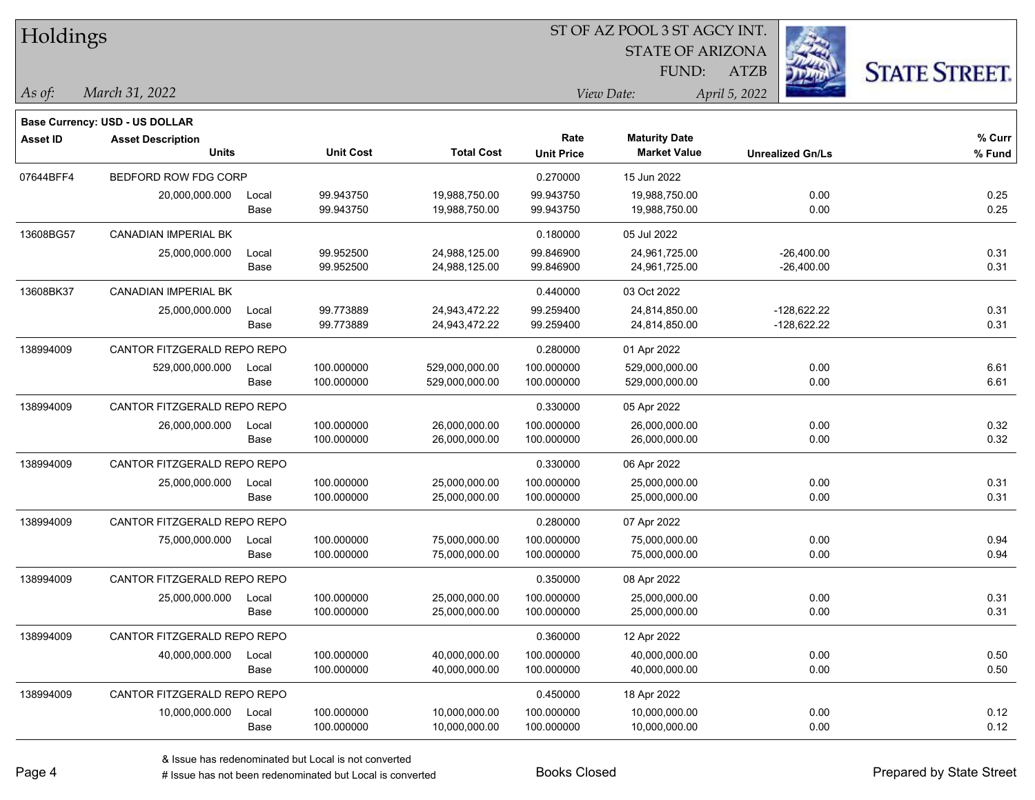# Holdings

ST OF AZ POOL 3 ST AGCY INT.
STATE OF ARIZONA
FUND: ATZB

*As of:* *March 31, 2022*
*View Date:* *April 5, 2022*

**Base Currency: USD - US DOLLAR**

| Asset ID | Asset Description / Units | | Unit Cost | Total Cost | Rate / Unit Price | Maturity Date / Market Value | Unrealized Gn/Ls | % Curr / % Fund |
|---|---|---|---|---|---|---|---|---|
| 07644BFF4 | BEDFORD ROW FDG CORP | | | | 0.270000 | 15 Jun 2022 | | |
| | 20,000,000.000 | Local | 99.943750 | 19,988,750.00 | 99.943750 | 19,988,750.00 | 0.00 | 0.25 |
| | | Base | 99.943750 | 19,988,750.00 | 99.943750 | 19,988,750.00 | 0.00 | 0.25 |
| 13608BG57 | CANADIAN IMPERIAL BK | | | | 0.180000 | 05 Jul 2022 | | |
| | 25,000,000.000 | Local | 99.952500 | 24,988,125.00 | 99.846900 | 24,961,725.00 | -26,400.00 | 0.31 |
| | | Base | 99.952500 | 24,988,125.00 | 99.846900 | 24,961,725.00 | -26,400.00 | 0.31 |
| 13608BK37 | CANADIAN IMPERIAL BK | | | | 0.440000 | 03 Oct 2022 | | |
| | 25,000,000.000 | Local | 99.773889 | 24,943,472.22 | 99.259400 | 24,814,850.00 | -128,622.22 | 0.31 |
| | | Base | 99.773889 | 24,943,472.22 | 99.259400 | 24,814,850.00 | -128,622.22 | 0.31 |
| 138994009 | CANTOR FITZGERALD REPO REPO | | | | 0.280000 | 01 Apr 2022 | | |
| | 529,000,000.000 | Local | 100.000000 | 529,000,000.00 | 100.000000 | 529,000,000.00 | 0.00 | 6.61 |
| | | Base | 100.000000 | 529,000,000.00 | 100.000000 | 529,000,000.00 | 0.00 | 6.61 |
| 138994009 | CANTOR FITZGERALD REPO REPO | | | | 0.330000 | 05 Apr 2022 | | |
| | 26,000,000.000 | Local | 100.000000 | 26,000,000.00 | 100.000000 | 26,000,000.00 | 0.00 | 0.32 |
| | | Base | 100.000000 | 26,000,000.00 | 100.000000 | 26,000,000.00 | 0.00 | 0.32 |
| 138994009 | CANTOR FITZGERALD REPO REPO | | | | 0.330000 | 06 Apr 2022 | | |
| | 25,000,000.000 | Local | 100.000000 | 25,000,000.00 | 100.000000 | 25,000,000.00 | 0.00 | 0.31 |
| | | Base | 100.000000 | 25,000,000.00 | 100.000000 | 25,000,000.00 | 0.00 | 0.31 |
| 138994009 | CANTOR FITZGERALD REPO REPO | | | | 0.280000 | 07 Apr 2022 | | |
| | 75,000,000.000 | Local | 100.000000 | 75,000,000.00 | 100.000000 | 75,000,000.00 | 0.00 | 0.94 |
| | | Base | 100.000000 | 75,000,000.00 | 100.000000 | 75,000,000.00 | 0.00 | 0.94 |
| 138994009 | CANTOR FITZGERALD REPO REPO | | | | 0.350000 | 08 Apr 2022 | | |
| | 25,000,000.000 | Local | 100.000000 | 25,000,000.00 | 100.000000 | 25,000,000.00 | 0.00 | 0.31 |
| | | Base | 100.000000 | 25,000,000.00 | 100.000000 | 25,000,000.00 | 0.00 | 0.31 |
| 138994009 | CANTOR FITZGERALD REPO REPO | | | | 0.360000 | 12 Apr 2022 | | |
| | 40,000,000.000 | Local | 100.000000 | 40,000,000.00 | 100.000000 | 40,000,000.00 | 0.00 | 0.50 |
| | | Base | 100.000000 | 40,000,000.00 | 100.000000 | 40,000,000.00 | 0.00 | 0.50 |
| 138994009 | CANTOR FITZGERALD REPO REPO | | | | 0.450000 | 18 Apr 2022 | | |
| | 10,000,000.000 | Local | 100.000000 | 10,000,000.00 | 100.000000 | 10,000,000.00 | 0.00 | 0.12 |
| | | Base | 100.000000 | 10,000,000.00 | 100.000000 | 10,000,000.00 | 0.00 | 0.12 |

& Issue has redenominated but Local is not converted
# Issue has not been redenominated but Local is converted

Books Closed

Prepared by State Street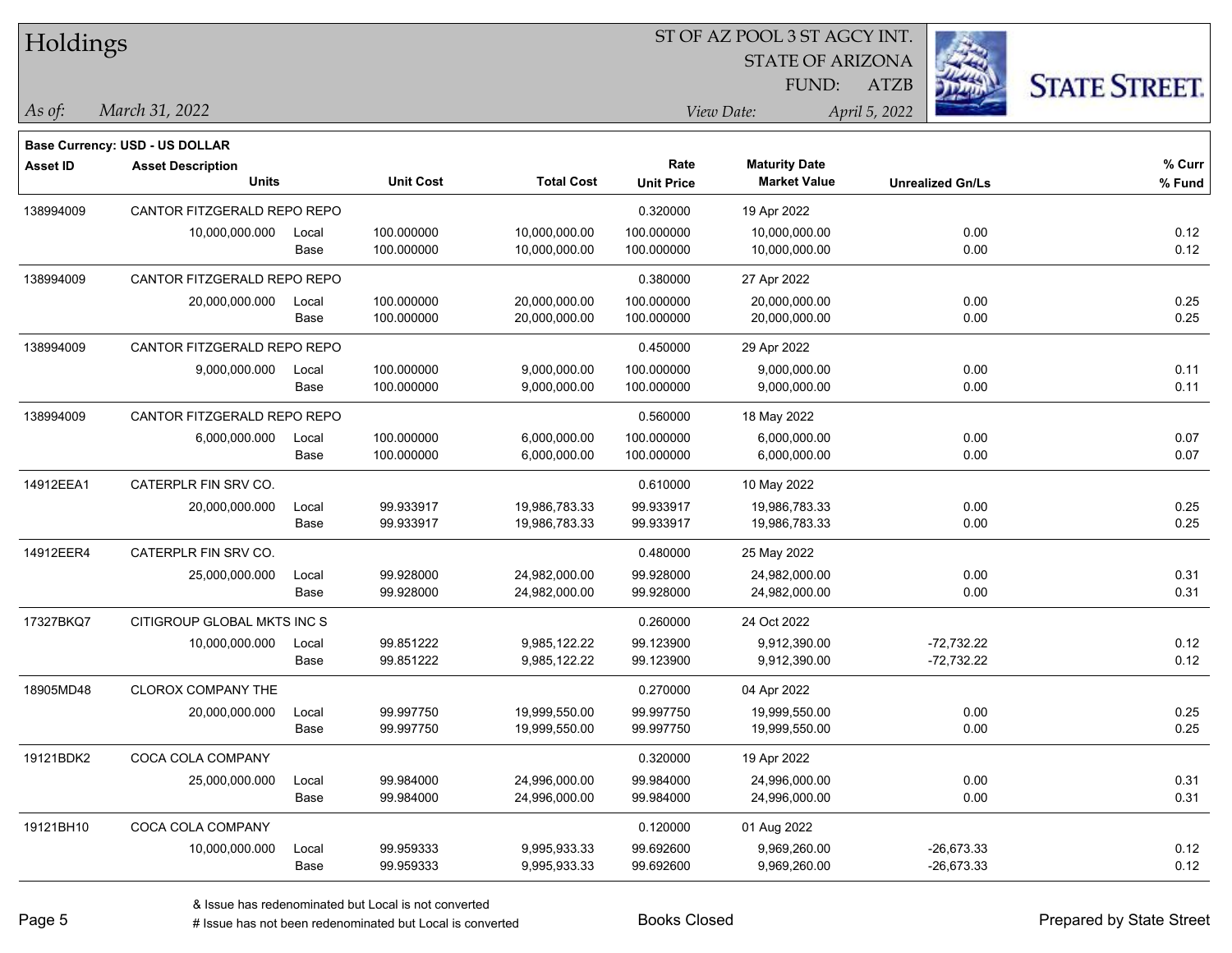# Holdings

ST OF AZ POOL 3 ST AGCY INT.
STATE OF ARIZONA
FUND: ATZB

*As of:* *March 31, 2022*
*View Date:* *April 5, 2022*

**Base Currency: USD - US DOLLAR**

| Asset ID | Asset Description / Units | | Unit Cost | Total Cost | Rate / Unit Price | Maturity Date / Market Value | Unrealized Gn/Ls | % Curr / % Fund |
|---|---|---|---|---|---|---|---|---|
| 138994009 | CANTOR FITZGERALD REPO REPO | | | | 0.320000 | 19 Apr 2022 | | |
| | 10,000,000.000 | Local | 100.000000 | 10,000,000.00 | 100.000000 | 10,000,000.00 | 0.00 | 0.12 |
| | | Base | 100.000000 | 10,000,000.00 | 100.000000 | 10,000,000.00 | 0.00 | 0.12 |
| 138994009 | CANTOR FITZGERALD REPO REPO | | | | 0.380000 | 27 Apr 2022 | | |
| | 20,000,000.000 | Local | 100.000000 | 20,000,000.00 | 100.000000 | 20,000,000.00 | 0.00 | 0.25 |
| | | Base | 100.000000 | 20,000,000.00 | 100.000000 | 20,000,000.00 | 0.00 | 0.25 |
| 138994009 | CANTOR FITZGERALD REPO REPO | | | | 0.450000 | 29 Apr 2022 | | |
| | 9,000,000.000 | Local | 100.000000 | 9,000,000.00 | 100.000000 | 9,000,000.00 | 0.00 | 0.11 |
| | | Base | 100.000000 | 9,000,000.00 | 100.000000 | 9,000,000.00 | 0.00 | 0.11 |
| 138994009 | CANTOR FITZGERALD REPO REPO | | | | 0.560000 | 18 May 2022 | | |
| | 6,000,000.000 | Local | 100.000000 | 6,000,000.00 | 100.000000 | 6,000,000.00 | 0.00 | 0.07 |
| | | Base | 100.000000 | 6,000,000.00 | 100.000000 | 6,000,000.00 | 0.00 | 0.07 |
| 14912EEA1 | CATERPLR FIN SRV CO. | | | | 0.610000 | 10 May 2022 | | |
| | 20,000,000.000 | Local | 99.933917 | 19,986,783.33 | 99.933917 | 19,986,783.33 | 0.00 | 0.25 |
| | | Base | 99.933917 | 19,986,783.33 | 99.933917 | 19,986,783.33 | 0.00 | 0.25 |
| 14912EER4 | CATERPLR FIN SRV CO. | | | | 0.480000 | 25 May 2022 | | |
| | 25,000,000.000 | Local | 99.928000 | 24,982,000.00 | 99.928000 | 24,982,000.00 | 0.00 | 0.31 |
| | | Base | 99.928000 | 24,982,000.00 | 99.928000 | 24,982,000.00 | 0.00 | 0.31 |
| 17327BKQ7 | CITIGROUP GLOBAL MKTS INC S | | | | 0.260000 | 24 Oct 2022 | | |
| | 10,000,000.000 | Local | 99.851222 | 9,985,122.22 | 99.123900 | 9,912,390.00 | -72,732.22 | 0.12 |
| | | Base | 99.851222 | 9,985,122.22 | 99.123900 | 9,912,390.00 | -72,732.22 | 0.12 |
| 18905MD48 | CLOROX COMPANY THE | | | | 0.270000 | 04 Apr 2022 | | |
| | 20,000,000.000 | Local | 99.997750 | 19,999,550.00 | 99.997750 | 19,999,550.00 | 0.00 | 0.25 |
| | | Base | 99.997750 | 19,999,550.00 | 99.997750 | 19,999,550.00 | 0.00 | 0.25 |
| 19121BDK2 | COCA COLA COMPANY | | | | 0.320000 | 19 Apr 2022 | | |
| | 25,000,000.000 | Local | 99.984000 | 24,996,000.00 | 99.984000 | 24,996,000.00 | 0.00 | 0.31 |
| | | Base | 99.984000 | 24,996,000.00 | 99.984000 | 24,996,000.00 | 0.00 | 0.31 |
| 19121BH10 | COCA COLA COMPANY | | | | 0.120000 | 01 Aug 2022 | | |
| | 10,000,000.000 | Local | 99.959333 | 9,995,933.33 | 99.692600 | 9,969,260.00 | -26,673.33 | 0.12 |
| | | Base | 99.959333 | 9,995,933.33 | 99.692600 | 9,969,260.00 | -26,673.33 | 0.12 |

& Issue has redenominated but Local is not converted
# Issue has not been redenominated but Local is converted

Books Closed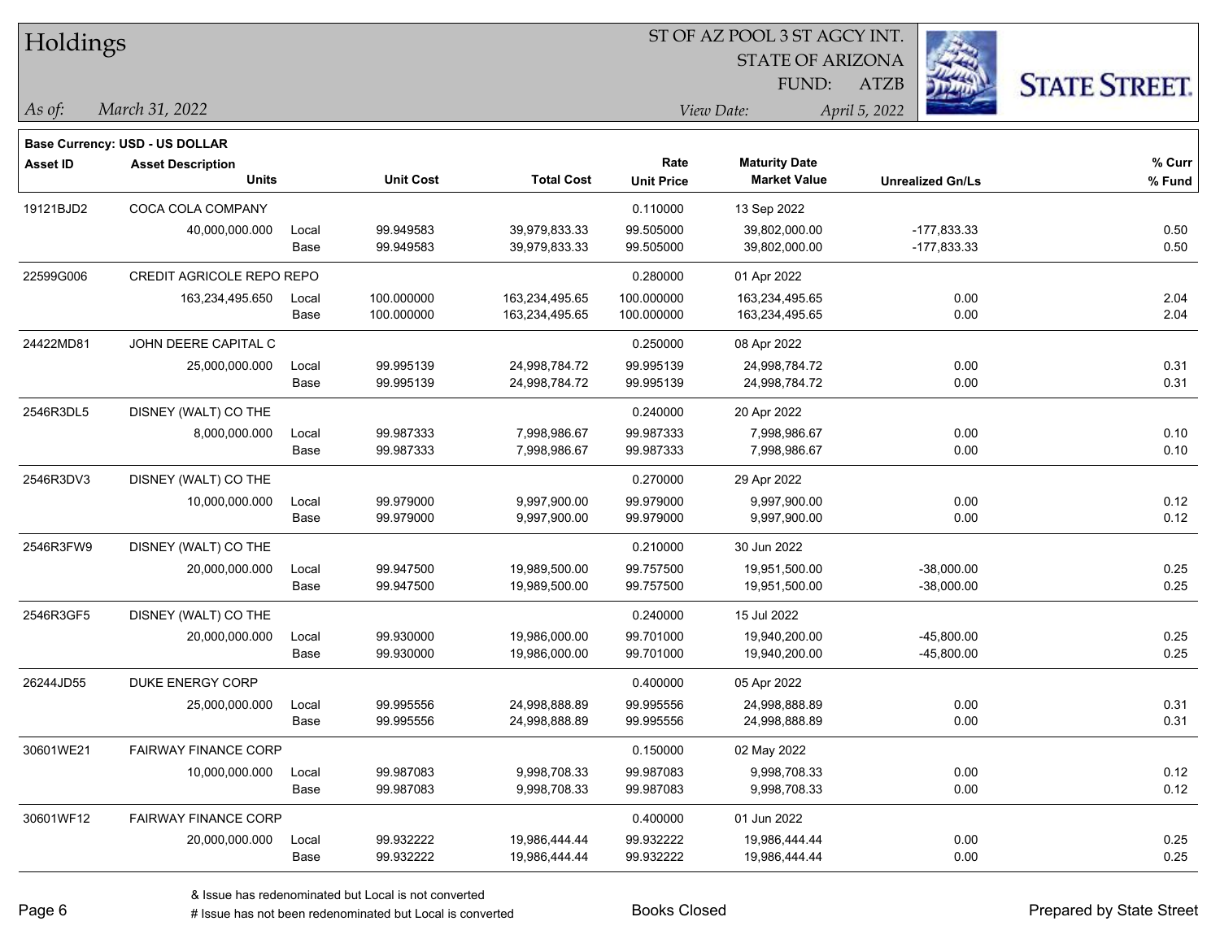# Holdings

ST OF AZ POOL 3 ST AGCY INT.
STATE OF ARIZONA
FUND: ATZB

*As of:* *March 31, 2022*

*View Date:* *April 5, 2022*

**Base Currency: USD - US DOLLAR**

| Asset ID | Asset Description / Units | | Unit Cost | Total Cost | Rate / Unit Price | Maturity Date / Market Value | Unrealized Gn/Ls | % Curr / % Fund |
|---|---|---|---|---|---|---|---|---|
| 19121BJD2 | COCA COLA COMPANY | | | | 0.110000 | 13 Sep 2022 | | |
| | 40,000,000.000 | Local | 99.949583 | 39,979,833.33 | 99.505000 | 39,802,000.00 | -177,833.33 | 0.50 |
| | | Base | 99.949583 | 39,979,833.33 | 99.505000 | 39,802,000.00 | -177,833.33 | 0.50 |
| 22599G006 | CREDIT AGRICOLE REPO REPO | | | | 0.280000 | 01 Apr 2022 | | |
| | 163,234,495.650 | Local | 100.000000 | 163,234,495.65 | 100.000000 | 163,234,495.65 | 0.00 | 2.04 |
| | | Base | 100.000000 | 163,234,495.65 | 100.000000 | 163,234,495.65 | 0.00 | 2.04 |
| 24422MD81 | JOHN DEERE CAPITAL C | | | | 0.250000 | 08 Apr 2022 | | |
| | 25,000,000.000 | Local | 99.995139 | 24,998,784.72 | 99.995139 | 24,998,784.72 | 0.00 | 0.31 |
| | | Base | 99.995139 | 24,998,784.72 | 99.995139 | 24,998,784.72 | 0.00 | 0.31 |
| 2546R3DL5 | DISNEY (WALT) CO THE | | | | 0.240000 | 20 Apr 2022 | | |
| | 8,000,000.000 | Local | 99.987333 | 7,998,986.67 | 99.987333 | 7,998,986.67 | 0.00 | 0.10 |
| | | Base | 99.987333 | 7,998,986.67 | 99.987333 | 7,998,986.67 | 0.00 | 0.10 |
| 2546R3DV3 | DISNEY (WALT) CO THE | | | | 0.270000 | 29 Apr 2022 | | |
| | 10,000,000.000 | Local | 99.979000 | 9,997,900.00 | 99.979000 | 9,997,900.00 | 0.00 | 0.12 |
| | | Base | 99.979000 | 9,997,900.00 | 99.979000 | 9,997,900.00 | 0.00 | 0.12 |
| 2546R3FW9 | DISNEY (WALT) CO THE | | | | 0.210000 | 30 Jun 2022 | | |
| | 20,000,000.000 | Local | 99.947500 | 19,989,500.00 | 99.757500 | 19,951,500.00 | -38,000.00 | 0.25 |
| | | Base | 99.947500 | 19,989,500.00 | 99.757500 | 19,951,500.00 | -38,000.00 | 0.25 |
| 2546R3GF5 | DISNEY (WALT) CO THE | | | | 0.240000 | 15 Jul 2022 | | |
| | 20,000,000.000 | Local | 99.930000 | 19,986,000.00 | 99.701000 | 19,940,200.00 | -45,800.00 | 0.25 |
| | | Base | 99.930000 | 19,986,000.00 | 99.701000 | 19,940,200.00 | -45,800.00 | 0.25 |
| 26244JD55 | DUKE ENERGY CORP | | | | 0.400000 | 05 Apr 2022 | | |
| | 25,000,000.000 | Local | 99.995556 | 24,998,888.89 | 99.995556 | 24,998,888.89 | 0.00 | 0.31 |
| | | Base | 99.995556 | 24,998,888.89 | 99.995556 | 24,998,888.89 | 0.00 | 0.31 |
| 30601WE21 | FAIRWAY FINANCE CORP | | | | 0.150000 | 02 May 2022 | | |
| | 10,000,000.000 | Local | 99.987083 | 9,998,708.33 | 99.987083 | 9,998,708.33 | 0.00 | 0.12 |
| | | Base | 99.987083 | 9,998,708.33 | 99.987083 | 9,998,708.33 | 0.00 | 0.12 |
| 30601WF12 | FAIRWAY FINANCE CORP | | | | 0.400000 | 01 Jun 2022 | | |
| | 20,000,000.000 | Local | 99.932222 | 19,986,444.44 | 99.932222 | 19,986,444.44 | 0.00 | 0.25 |
| | | Base | 99.932222 | 19,986,444.44 | 99.932222 | 19,986,444.44 | 0.00 | 0.25 |

& Issue has redenominated but Local is not converted
# Issue has not been redenominated but Local is converted

Books Closed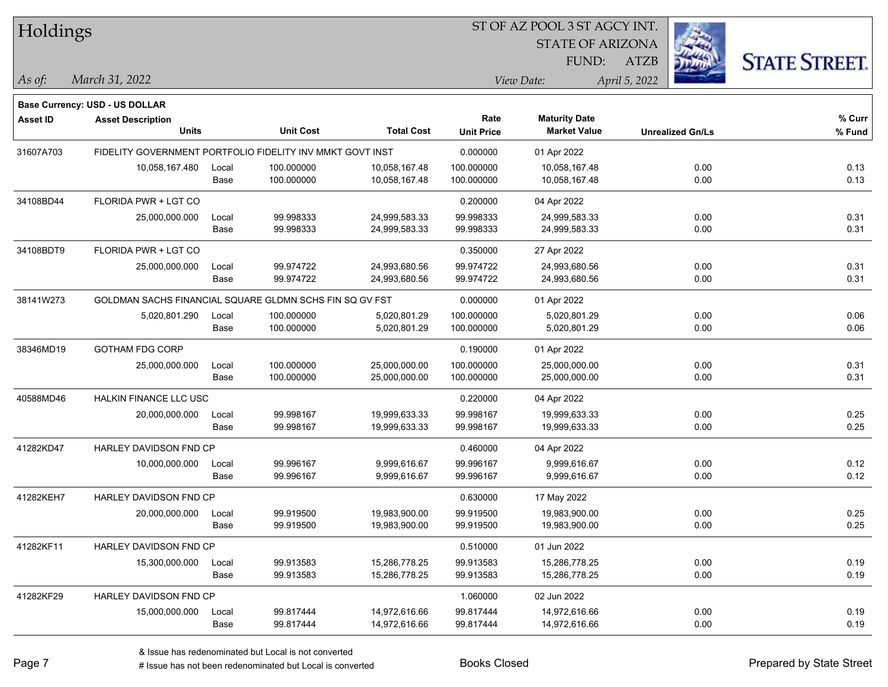# Holdings

ST OF AZ POOL 3 ST AGCY INT.
STATE OF ARIZONA
FUND: ATZB

*As of:* *March 31, 2022*

*View Date:* *April 5, 2022*

**Base Currency: USD - US DOLLAR**

| Asset ID | Asset Description / Units | | Unit Cost | Total Cost | Rate / Unit Price | Maturity Date / Market Value | Unrealized Gn/Ls | % Curr / % Fund |
|---|---|---|---|---|---|---|---|---|
| 31607A703 | FIDELITY GOVERNMENT PORTFOLIO FIDELITY INV MMKT GOVT INST | | | | 0.000000 | 01 Apr 2022 | | |
| | 10,058,167.480 | Local | 100.000000 | 10,058,167.48 | 100.000000 | 10,058,167.48 | 0.00 | 0.13 |
| | | Base | 100.000000 | 10,058,167.48 | 100.000000 | 10,058,167.48 | 0.00 | 0.13 |
| 34108BD44 | FLORIDA PWR + LGT CO | | | | 0.200000 | 04 Apr 2022 | | |
| | 25,000,000.000 | Local | 99.998333 | 24,999,583.33 | 99.998333 | 24,999,583.33 | 0.00 | 0.31 |
| | | Base | 99.998333 | 24,999,583.33 | 99.998333 | 24,999,583.33 | 0.00 | 0.31 |
| 34108BDT9 | FLORIDA PWR + LGT CO | | | | 0.350000 | 27 Apr 2022 | | |
| | 25,000,000.000 | Local | 99.974722 | 24,993,680.56 | 99.974722 | 24,993,680.56 | 0.00 | 0.31 |
| | | Base | 99.974722 | 24,993,680.56 | 99.974722 | 24,993,680.56 | 0.00 | 0.31 |
| 38141W273 | GOLDMAN SACHS FINANCIAL SQUARE GLDMN SCHS FIN SQ GV FST | | | | 0.000000 | 01 Apr 2022 | | |
| | 5,020,801.290 | Local | 100.000000 | 5,020,801.29 | 100.000000 | 5,020,801.29 | 0.00 | 0.06 |
| | | Base | 100.000000 | 5,020,801.29 | 100.000000 | 5,020,801.29 | 0.00 | 0.06 |
| 38346MD19 | GOTHAM FDG CORP | | | | 0.190000 | 01 Apr 2022 | | |
| | 25,000,000.000 | Local | 100.000000 | 25,000,000.00 | 100.000000 | 25,000,000.00 | 0.00 | 0.31 |
| | | Base | 100.000000 | 25,000,000.00 | 100.000000 | 25,000,000.00 | 0.00 | 0.31 |
| 40588MD46 | HALKIN FINANCE LLC USC | | | | 0.220000 | 04 Apr 2022 | | |
| | 20,000,000.000 | Local | 99.998167 | 19,999,633.33 | 99.998167 | 19,999,633.33 | 0.00 | 0.25 |
| | | Base | 99.998167 | 19,999,633.33 | 99.998167 | 19,999,633.33 | 0.00 | 0.25 |
| 41282KD47 | HARLEY DAVIDSON FND CP | | | | 0.460000 | 04 Apr 2022 | | |
| | 10,000,000.000 | Local | 99.996167 | 9,999,616.67 | 99.996167 | 9,999,616.67 | 0.00 | 0.12 |
| | | Base | 99.996167 | 9,999,616.67 | 99.996167 | 9,999,616.67 | 0.00 | 0.12 |
| 41282KEH7 | HARLEY DAVIDSON FND CP | | | | 0.630000 | 17 May 2022 | | |
| | 20,000,000.000 | Local | 99.919500 | 19,983,900.00 | 99.919500 | 19,983,900.00 | 0.00 | 0.25 |
| | | Base | 99.919500 | 19,983,900.00 | 99.919500 | 19,983,900.00 | 0.00 | 0.25 |
| 41282KF11 | HARLEY DAVIDSON FND CP | | | | 0.510000 | 01 Jun 2022 | | |
| | 15,300,000.000 | Local | 99.913583 | 15,286,778.25 | 99.913583 | 15,286,778.25 | 0.00 | 0.19 |
| | | Base | 99.913583 | 15,286,778.25 | 99.913583 | 15,286,778.25 | 0.00 | 0.19 |
| 41282KF29 | HARLEY DAVIDSON FND CP | | | | 1.060000 | 02 Jun 2022 | | |
| | 15,000,000.000 | Local | 99.817444 | 14,972,616.66 | 99.817444 | 14,972,616.66 | 0.00 | 0.19 |
| | | Base | 99.817444 | 14,972,616.66 | 99.817444 | 14,972,616.66 | 0.00 | 0.19 |

& Issue has redenominated but Local is not converted
# Issue has not been redenominated but Local is converted

Books Closed

Prepared by State Street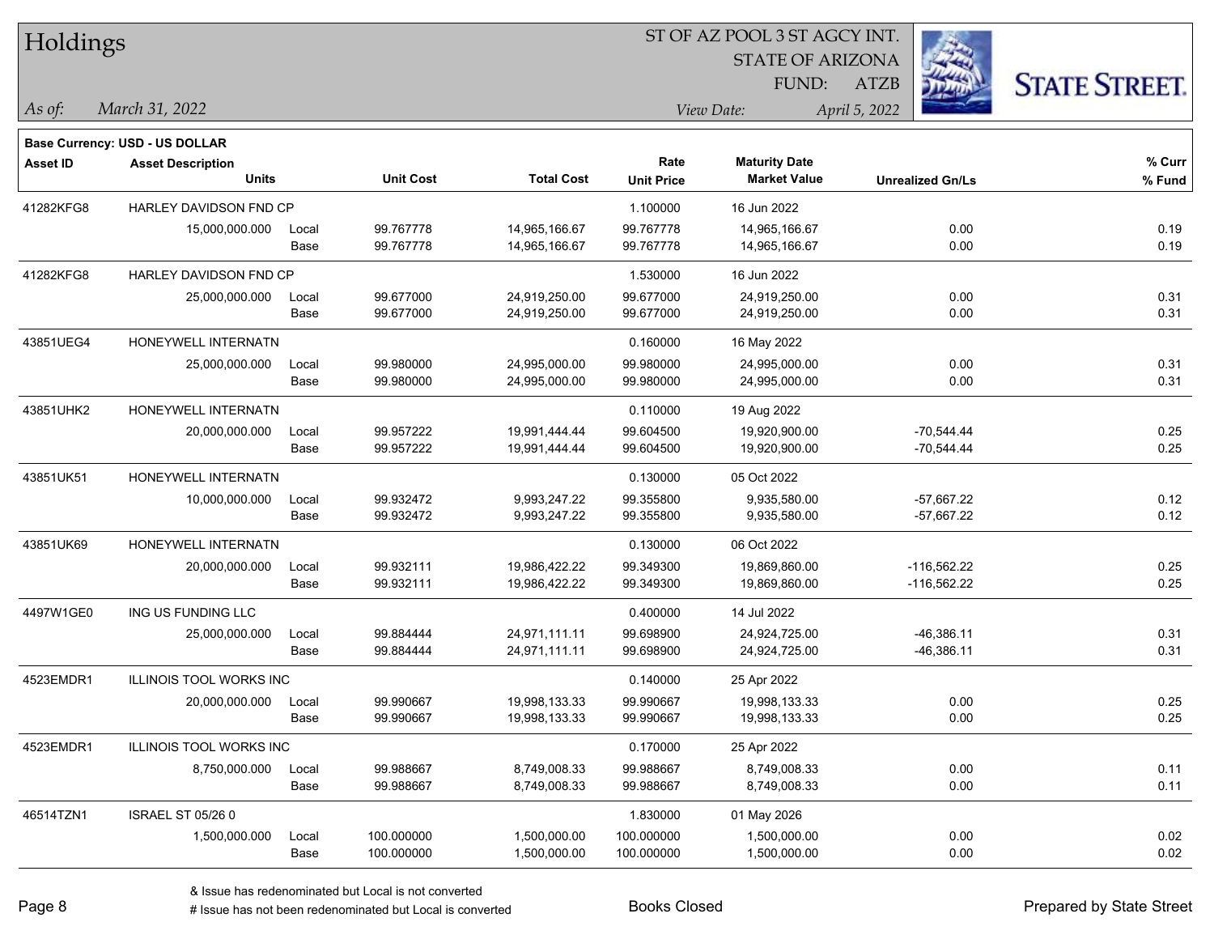# Holdings

ST OF AZ POOL 3 ST AGCY INT.
STATE OF ARIZONA
FUND: ATZB

*As of:* *March 31, 2022*

*View Date:* *April 5, 2022*

**Base Currency: USD - US DOLLAR**

| Asset ID | Asset Description / Units | | Unit Cost | Total Cost | Rate / Unit Price | Maturity Date / Market Value | Unrealized Gn/Ls | % Curr / % Fund |
|---|---|---|---|---|---|---|---|---|
| 41282KFG8 | HARLEY DAVIDSON FND CP | | | | 1.100000 | 16 Jun 2022 | | |
| | 15,000,000.000 | Local | 99.767778 | 14,965,166.67 | 99.767778 | 14,965,166.67 | 0.00 | 0.19 |
| | | Base | 99.767778 | 14,965,166.67 | 99.767778 | 14,965,166.67 | 0.00 | 0.19 |
| 41282KFG8 | HARLEY DAVIDSON FND CP | | | | 1.530000 | 16 Jun 2022 | | |
| | 25,000,000.000 | Local | 99.677000 | 24,919,250.00 | 99.677000 | 24,919,250.00 | 0.00 | 0.31 |
| | | Base | 99.677000 | 24,919,250.00 | 99.677000 | 24,919,250.00 | 0.00 | 0.31 |
| 43851UEG4 | HONEYWELL INTERNATN | | | | 0.160000 | 16 May 2022 | | |
| | 25,000,000.000 | Local | 99.980000 | 24,995,000.00 | 99.980000 | 24,995,000.00 | 0.00 | 0.31 |
| | | Base | 99.980000 | 24,995,000.00 | 99.980000 | 24,995,000.00 | 0.00 | 0.31 |
| 43851UHK2 | HONEYWELL INTERNATN | | | | 0.110000 | 19 Aug 2022 | | |
| | 20,000,000.000 | Local | 99.957222 | 19,991,444.44 | 99.604500 | 19,920,900.00 | -70,544.44 | 0.25 |
| | | Base | 99.957222 | 19,991,444.44 | 99.604500 | 19,920,900.00 | -70,544.44 | 0.25 |
| 43851UK51 | HONEYWELL INTERNATN | | | | 0.130000 | 05 Oct 2022 | | |
| | 10,000,000.000 | Local | 99.932472 | 9,993,247.22 | 99.355800 | 9,935,580.00 | -57,667.22 | 0.12 |
| | | Base | 99.932472 | 9,993,247.22 | 99.355800 | 9,935,580.00 | -57,667.22 | 0.12 |
| 43851UK69 | HONEYWELL INTERNATN | | | | 0.130000 | 06 Oct 2022 | | |
| | 20,000,000.000 | Local | 99.932111 | 19,986,422.22 | 99.349300 | 19,869,860.00 | -116,562.22 | 0.25 |
| | | Base | 99.932111 | 19,986,422.22 | 99.349300 | 19,869,860.00 | -116,562.22 | 0.25 |
| 4497W1GE0 | ING US FUNDING LLC | | | | 0.400000 | 14 Jul 2022 | | |
| | 25,000,000.000 | Local | 99.884444 | 24,971,111.11 | 99.698900 | 24,924,725.00 | -46,386.11 | 0.31 |
| | | Base | 99.884444 | 24,971,111.11 | 99.698900 | 24,924,725.00 | -46,386.11 | 0.31 |
| 4523EMDR1 | ILLINOIS TOOL WORKS INC | | | | 0.140000 | 25 Apr 2022 | | |
| | 20,000,000.000 | Local | 99.990667 | 19,998,133.33 | 99.990667 | 19,998,133.33 | 0.00 | 0.25 |
| | | Base | 99.990667 | 19,998,133.33 | 99.990667 | 19,998,133.33 | 0.00 | 0.25 |
| 4523EMDR1 | ILLINOIS TOOL WORKS INC | | | | 0.170000 | 25 Apr 2022 | | |
| | 8,750,000.000 | Local | 99.988667 | 8,749,008.33 | 99.988667 | 8,749,008.33 | 0.00 | 0.11 |
| | | Base | 99.988667 | 8,749,008.33 | 99.988667 | 8,749,008.33 | 0.00 | 0.11 |
| 46514TZN1 | ISRAEL ST 05/26 0 | | | | 1.830000 | 01 May 2026 | | |
| | 1,500,000.000 | Local | 100.000000 | 1,500,000.00 | 100.000000 | 1,500,000.00 | 0.00 | 0.02 |
| | | Base | 100.000000 | 1,500,000.00 | 100.000000 | 1,500,000.00 | 0.00 | 0.02 |

& Issue has redenominated but Local is not converted

# Issue has not been redenominated but Local is converted

Books Closed

Prepared by State Street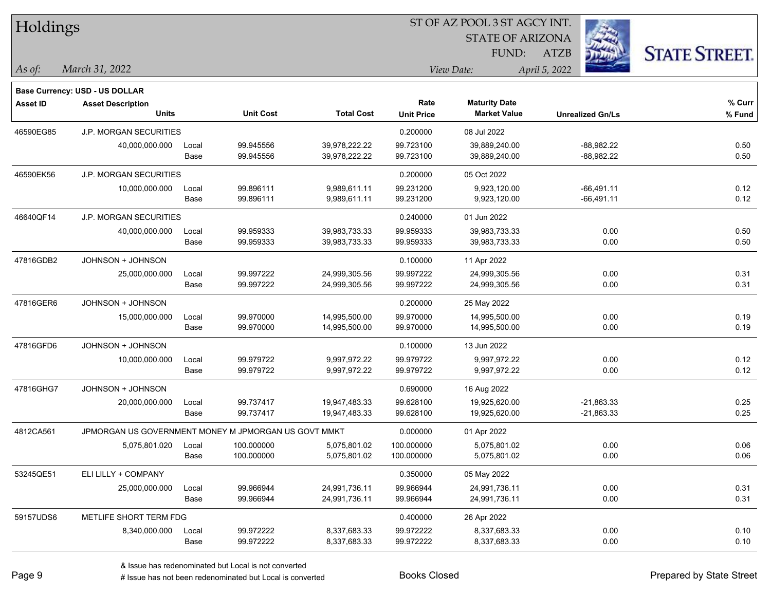# Holdings

ST OF AZ POOL 3 ST AGCY INT.
STATE OF ARIZONA
FUND: ATZB

*As of:* *March 31, 2022*
*View Date:* *April 5, 2022*

**Base Currency: USD - US DOLLAR**

| Asset ID | Asset Description Units | | Unit Cost | Total Cost | Rate Unit Price | Maturity Date Market Value | Unrealized Gn/Ls | % Curr % Fund |
|---|---|---|---|---|---|---|---|---|
| 46590EG85 | J.P. MORGAN SECURITIES | | | | 0.200000 | 08 Jul 2022 | | |
| | 40,000,000.000 | Local | 99.945556 | 39,978,222.22 | 99.723100 | 39,889,240.00 | -88,982.22 | 0.50 |
| | | Base | 99.945556 | 39,978,222.22 | 99.723100 | 39,889,240.00 | -88,982.22 | 0.50 |
| 46590EK56 | J.P. MORGAN SECURITIES | | | | 0.200000 | 05 Oct 2022 | | |
| | 10,000,000.000 | Local | 99.896111 | 9,989,611.11 | 99.231200 | 9,923,120.00 | -66,491.11 | 0.12 |
| | | Base | 99.896111 | 9,989,611.11 | 99.231200 | 9,923,120.00 | -66,491.11 | 0.12 |
| 46640QF14 | J.P. MORGAN SECURITIES | | | | 0.240000 | 01 Jun 2022 | | |
| | 40,000,000.000 | Local | 99.959333 | 39,983,733.33 | 99.959333 | 39,983,733.33 | 0.00 | 0.50 |
| | | Base | 99.959333 | 39,983,733.33 | 99.959333 | 39,983,733.33 | 0.00 | 0.50 |
| 47816GDB2 | JOHNSON + JOHNSON | | | | 0.100000 | 11 Apr 2022 | | |
| | 25,000,000.000 | Local | 99.997222 | 24,999,305.56 | 99.997222 | 24,999,305.56 | 0.00 | 0.31 |
| | | Base | 99.997222 | 24,999,305.56 | 99.997222 | 24,999,305.56 | 0.00 | 0.31 |
| 47816GER6 | JOHNSON + JOHNSON | | | | 0.200000 | 25 May 2022 | | |
| | 15,000,000.000 | Local | 99.970000 | 14,995,500.00 | 99.970000 | 14,995,500.00 | 0.00 | 0.19 |
| | | Base | 99.970000 | 14,995,500.00 | 99.970000 | 14,995,500.00 | 0.00 | 0.19 |
| 47816GFD6 | JOHNSON + JOHNSON | | | | 0.100000 | 13 Jun 2022 | | |
| | 10,000,000.000 | Local | 99.979722 | 9,997,972.22 | 99.979722 | 9,997,972.22 | 0.00 | 0.12 |
| | | Base | 99.979722 | 9,997,972.22 | 99.979722 | 9,997,972.22 | 0.00 | 0.12 |
| 47816GHG7 | JOHNSON + JOHNSON | | | | 0.690000 | 16 Aug 2022 | | |
| | 20,000,000.000 | Local | 99.737417 | 19,947,483.33 | 99.628100 | 19,925,620.00 | -21,863.33 | 0.25 |
| | | Base | 99.737417 | 19,947,483.33 | 99.628100 | 19,925,620.00 | -21,863.33 | 0.25 |
| 4812CA561 | JPMORGAN US GOVERNMENT MONEY M JPMORGAN US GOVT MMKT | | | | 0.000000 | 01 Apr 2022 | | |
| | 5,075,801.020 | Local | 100.000000 | 5,075,801.02 | 100.000000 | 5,075,801.02 | 0.00 | 0.06 |
| | | Base | 100.000000 | 5,075,801.02 | 100.000000 | 5,075,801.02 | 0.00 | 0.06 |
| 53245QE51 | ELI LILLY + COMPANY | | | | 0.350000 | 05 May 2022 | | |
| | 25,000,000.000 | Local | 99.966944 | 24,991,736.11 | 99.966944 | 24,991,736.11 | 0.00 | 0.31 |
| | | Base | 99.966944 | 24,991,736.11 | 99.966944 | 24,991,736.11 | 0.00 | 0.31 |
| 59157UDS6 | METLIFE SHORT TERM FDG | | | | 0.400000 | 26 Apr 2022 | | |
| | 8,340,000.000 | Local | 99.972222 | 8,337,683.33 | 99.972222 | 8,337,683.33 | 0.00 | 0.10 |
| | | Base | 99.972222 | 8,337,683.33 | 99.972222 | 8,337,683.33 | 0.00 | 0.10 |

& Issue has redenominated but Local is not converted
# Issue has not been redenominated but Local is converted

Books Closed

Prepared by State Street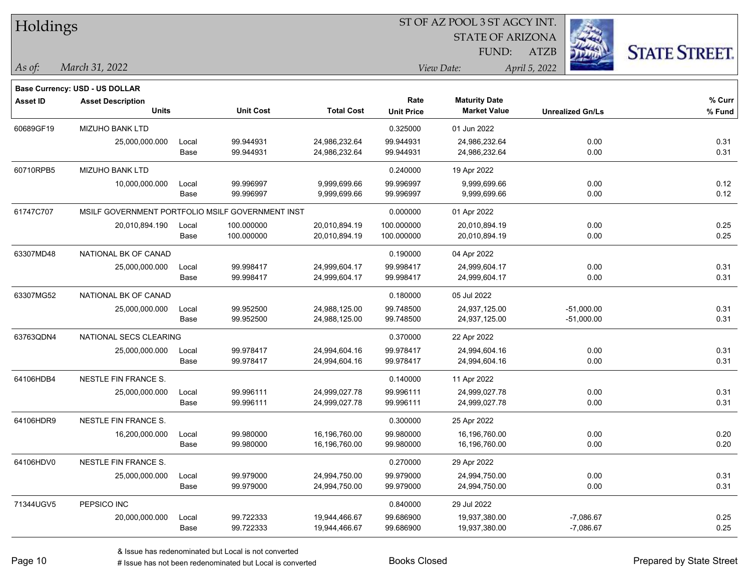# Holdings

ST OF AZ POOL 3 ST AGCY INT.
STATE OF ARIZONA
FUND: ATZB

*As of:* *March 31, 2022*

*View Date:* *April 5, 2022*

**Base Currency: USD - US DOLLAR**

| Asset ID | Asset Description / Units | | Unit Cost | Total Cost | Rate / Unit Price | Maturity Date / Market Value | Unrealized Gn/Ls | % Curr / % Fund |
|---|---|---|---|---|---|---|---|---|
| 60689GF19 | MIZUHO BANK LTD | | | | 0.325000 | 01 Jun 2022 | | |
| | 25,000,000.000 | Local | 99.944931 | 24,986,232.64 | 99.944931 | 24,986,232.64 | 0.00 | 0.31 |
| | | Base | 99.944931 | 24,986,232.64 | 99.944931 | 24,986,232.64 | 0.00 | 0.31 |
| 60710RPB5 | MIZUHO BANK LTD | | | | 0.240000 | 19 Apr 2022 | | |
| | 10,000,000.000 | Local | 99.996997 | 9,999,699.66 | 99.996997 | 9,999,699.66 | 0.00 | 0.12 |
| | | Base | 99.996997 | 9,999,699.66 | 99.996997 | 9,999,699.66 | 0.00 | 0.12 |
| 61747C707 | MSILF GOVERNMENT PORTFOLIO MSILF GOVERNMENT INST | | | | 0.000000 | 01 Apr 2022 | | |
| | 20,010,894.190 | Local | 100.000000 | 20,010,894.19 | 100.000000 | 20,010,894.19 | 0.00 | 0.25 |
| | | Base | 100.000000 | 20,010,894.19 | 100.000000 | 20,010,894.19 | 0.00 | 0.25 |
| 63307MD48 | NATIONAL BK OF CANAD | | | | 0.190000 | 04 Apr 2022 | | |
| | 25,000,000.000 | Local | 99.998417 | 24,999,604.17 | 99.998417 | 24,999,604.17 | 0.00 | 0.31 |
| | | Base | 99.998417 | 24,999,604.17 | 99.998417 | 24,999,604.17 | 0.00 | 0.31 |
| 63307MG52 | NATIONAL BK OF CANAD | | | | 0.180000 | 05 Jul 2022 | | |
| | 25,000,000.000 | Local | 99.952500 | 24,988,125.00 | 99.748500 | 24,937,125.00 | -51,000.00 | 0.31 |
| | | Base | 99.952500 | 24,988,125.00 | 99.748500 | 24,937,125.00 | -51,000.00 | 0.31 |
| 63763QDN4 | NATIONAL SECS CLEARING | | | | 0.370000 | 22 Apr 2022 | | |
| | 25,000,000.000 | Local | 99.978417 | 24,994,604.16 | 99.978417 | 24,994,604.16 | 0.00 | 0.31 |
| | | Base | 99.978417 | 24,994,604.16 | 99.978417 | 24,994,604.16 | 0.00 | 0.31 |
| 64106HDB4 | NESTLE FIN FRANCE S. | | | | 0.140000 | 11 Apr 2022 | | |
| | 25,000,000.000 | Local | 99.996111 | 24,999,027.78 | 99.996111 | 24,999,027.78 | 0.00 | 0.31 |
| | | Base | 99.996111 | 24,999,027.78 | 99.996111 | 24,999,027.78 | 0.00 | 0.31 |
| 64106HDR9 | NESTLE FIN FRANCE S. | | | | 0.300000 | 25 Apr 2022 | | |
| | 16,200,000.000 | Local | 99.980000 | 16,196,760.00 | 99.980000 | 16,196,760.00 | 0.00 | 0.20 |
| | | Base | 99.980000 | 16,196,760.00 | 99.980000 | 16,196,760.00 | 0.00 | 0.20 |
| 64106HDV0 | NESTLE FIN FRANCE S. | | | | 0.270000 | 29 Apr 2022 | | |
| | 25,000,000.000 | Local | 99.979000 | 24,994,750.00 | 99.979000 | 24,994,750.00 | 0.00 | 0.31 |
| | | Base | 99.979000 | 24,994,750.00 | 99.979000 | 24,994,750.00 | 0.00 | 0.31 |
| 71344UGV5 | PEPSICO INC | | | | 0.840000 | 29 Jul 2022 | | |
| | 20,000,000.000 | Local | 99.722333 | 19,944,466.67 | 99.686900 | 19,937,380.00 | -7,086.67 | 0.25 |
| | | Base | 99.722333 | 19,944,466.67 | 99.686900 | 19,937,380.00 | -7,086.67 | 0.25 |

& Issue has redenominated but Local is not converted
# Issue has not been redenominated but Local is converted

Books Closed

Prepared by State Street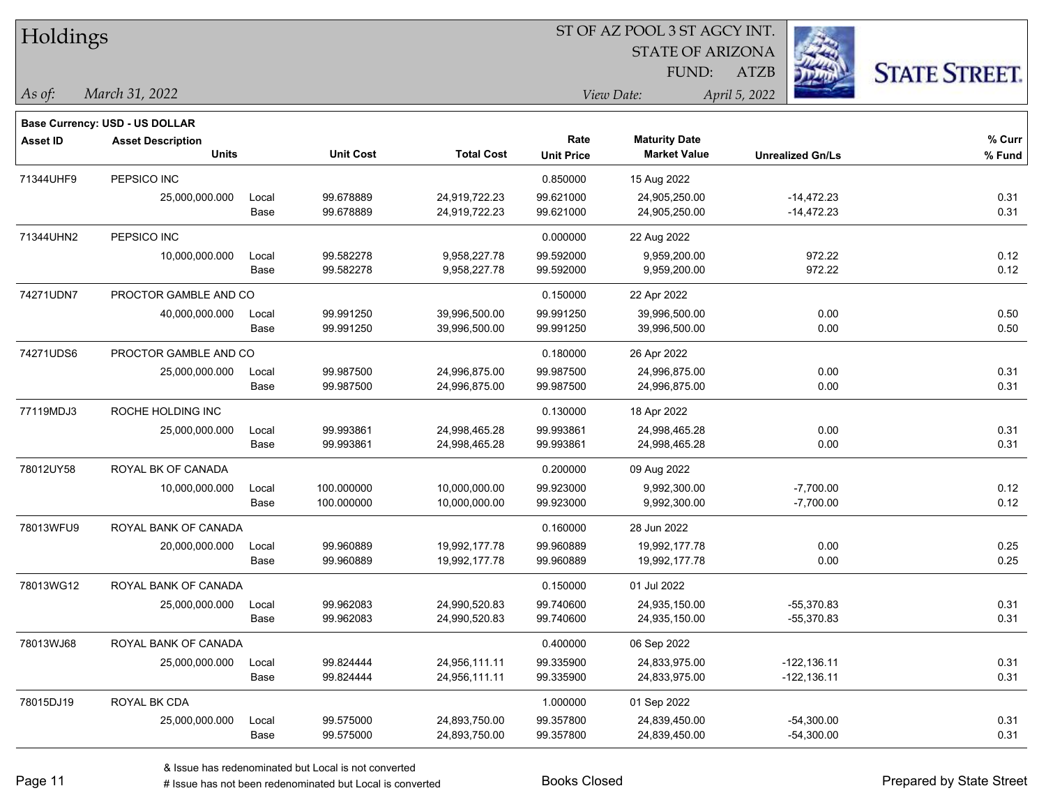# Holdings

**As of:** March 31, 2022

ST OF AZ POOL 3 ST AGCY INT.
STATE OF ARIZONA
FUND: ATZB

**View Date:** April 5, 2022

STATE STREET.

**Base Currency: USD - US DOLLAR**

| Asset ID | Asset Description / Units | | Unit Cost | Total Cost | Rate / Unit Price | Maturity Date / Market Value | Unrealized Gn/Ls | % Curr / % Fund |
|---|---|---|---|---|---|---|---|---|
| 71344UHF9 | PEPSICO INC | | | | 0.850000 | 15 Aug 2022 | | |
| | 25,000,000.000 | Local | 99.678889 | 24,919,722.23 | 99.621000 | 24,905,250.00 | -14,472.23 | 0.31 |
| | | Base | 99.678889 | 24,919,722.23 | 99.621000 | 24,905,250.00 | -14,472.23 | 0.31 |
| 71344UHN2 | PEPSICO INC | | | | 0.000000 | 22 Aug 2022 | | |
| | 10,000,000.000 | Local | 99.582278 | 9,958,227.78 | 99.592000 | 9,959,200.00 | 972.22 | 0.12 |
| | | Base | 99.582278 | 9,958,227.78 | 99.592000 | 9,959,200.00 | 972.22 | 0.12 |
| 74271UDN7 | PROCTOR GAMBLE AND CO | | | | 0.150000 | 22 Apr 2022 | | |
| | 40,000,000.000 | Local | 99.991250 | 39,996,500.00 | 99.991250 | 39,996,500.00 | 0.00 | 0.50 |
| | | Base | 99.991250 | 39,996,500.00 | 99.991250 | 39,996,500.00 | 0.00 | 0.50 |
| 74271UDS6 | PROCTOR GAMBLE AND CO | | | | 0.180000 | 26 Apr 2022 | | |
| | 25,000,000.000 | Local | 99.987500 | 24,996,875.00 | 99.987500 | 24,996,875.00 | 0.00 | 0.31 |
| | | Base | 99.987500 | 24,996,875.00 | 99.987500 | 24,996,875.00 | 0.00 | 0.31 |
| 77119MDJ3 | ROCHE HOLDING INC | | | | 0.130000 | 18 Apr 2022 | | |
| | 25,000,000.000 | Local | 99.993861 | 24,998,465.28 | 99.993861 | 24,998,465.28 | 0.00 | 0.31 |
| | | Base | 99.993861 | 24,998,465.28 | 99.993861 | 24,998,465.28 | 0.00 | 0.31 |
| 78012UY58 | ROYAL BK OF CANADA | | | | 0.200000 | 09 Aug 2022 | | |
| | 10,000,000.000 | Local | 100.000000 | 10,000,000.00 | 99.923000 | 9,992,300.00 | -7,700.00 | 0.12 |
| | | Base | 100.000000 | 10,000,000.00 | 99.923000 | 9,992,300.00 | -7,700.00 | 0.12 |
| 78013WFU9 | ROYAL BANK OF CANADA | | | | 0.160000 | 28 Jun 2022 | | |
| | 20,000,000.000 | Local | 99.960889 | 19,992,177.78 | 99.960889 | 19,992,177.78 | 0.00 | 0.25 |
| | | Base | 99.960889 | 19,992,177.78 | 99.960889 | 19,992,177.78 | 0.00 | 0.25 |
| 78013WG12 | ROYAL BANK OF CANADA | | | | 0.150000 | 01 Jul 2022 | | |
| | 25,000,000.000 | Local | 99.962083 | 24,990,520.83 | 99.740600 | 24,935,150.00 | -55,370.83 | 0.31 |
| | | Base | 99.962083 | 24,990,520.83 | 99.740600 | 24,935,150.00 | -55,370.83 | 0.31 |
| 78013WJ68 | ROYAL BANK OF CANADA | | | | 0.400000 | 06 Sep 2022 | | |
| | 25,000,000.000 | Local | 99.824444 | 24,956,111.11 | 99.335900 | 24,833,975.00 | -122,136.11 | 0.31 |
| | | Base | 99.824444 | 24,956,111.11 | 99.335900 | 24,833,975.00 | -122,136.11 | 0.31 |
| 78015DJ19 | ROYAL BK CDA | | | | 1.000000 | 01 Sep 2022 | | |
| | 25,000,000.000 | Local | 99.575000 | 24,893,750.00 | 99.357800 | 24,839,450.00 | -54,300.00 | 0.31 |
| | | Base | 99.575000 | 24,893,750.00 | 99.357800 | 24,839,450.00 | -54,300.00 | 0.31 |

& Issue has redenominated but Local is not converted
# Issue has not been redenominated but Local is converted

Books Closed

Prepared by State Street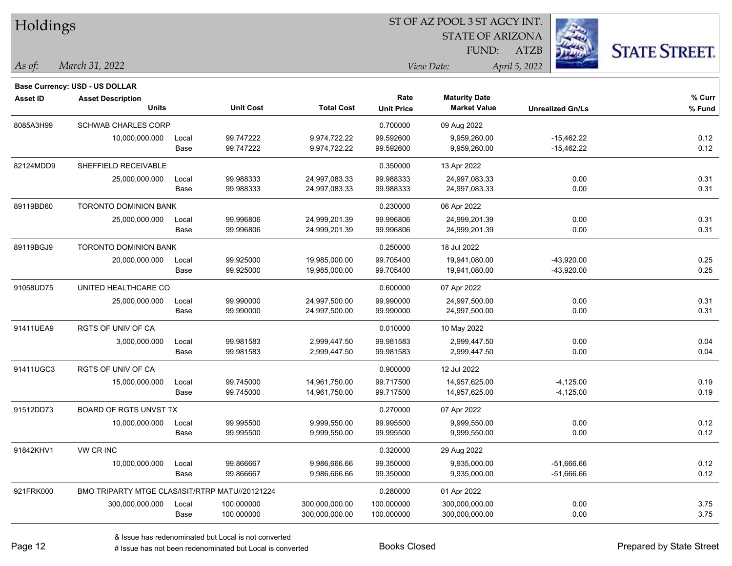# Holdings

ST OF AZ POOL 3 ST AGCY INT.
STATE OF ARIZONA
FUND: ATZB

*As of: March 31, 2022*

*View Date: April 5, 2022*

**Base Currency: USD - US DOLLAR**

| Asset ID | Asset Description / Units | | Unit Cost | Total Cost | Rate / Unit Price | Maturity Date / Market Value | Unrealized Gn/Ls | % Curr / % Fund |
|---|---|---|---|---|---|---|---|---|
| 8085A3H99 | SCHWAB CHARLES CORP | | | | 0.700000 | 09 Aug 2022 | | |
| | 10,000,000.000 | Local | 99.747222 | 9,974,722.22 | 99.592600 | 9,959,260.00 | -15,462.22 | 0.12 |
| | | Base | 99.747222 | 9,974,722.22 | 99.592600 | 9,959,260.00 | -15,462.22 | 0.12 |
| 82124MDD9 | SHEFFIELD RECEIVABLE | | | | 0.350000 | 13 Apr 2022 | | |
| | 25,000,000.000 | Local | 99.988333 | 24,997,083.33 | 99.988333 | 24,997,083.33 | 0.00 | 0.31 |
| | | Base | 99.988333 | 24,997,083.33 | 99.988333 | 24,997,083.33 | 0.00 | 0.31 |
| 89119BD60 | TORONTO DOMINION BANK | | | | 0.230000 | 06 Apr 2022 | | |
| | 25,000,000.000 | Local | 99.996806 | 24,999,201.39 | 99.996806 | 24,999,201.39 | 0.00 | 0.31 |
| | | Base | 99.996806 | 24,999,201.39 | 99.996806 | 24,999,201.39 | 0.00 | 0.31 |
| 89119BGJ9 | TORONTO DOMINION BANK | | | | 0.250000 | 18 Jul 2022 | | |
| | 20,000,000.000 | Local | 99.925000 | 19,985,000.00 | 99.705400 | 19,941,080.00 | -43,920.00 | 0.25 |
| | | Base | 99.925000 | 19,985,000.00 | 99.705400 | 19,941,080.00 | -43,920.00 | 0.25 |
| 91058UD75 | UNITED HEALTHCARE CO | | | | 0.600000 | 07 Apr 2022 | | |
| | 25,000,000.000 | Local | 99.990000 | 24,997,500.00 | 99.990000 | 24,997,500.00 | 0.00 | 0.31 |
| | | Base | 99.990000 | 24,997,500.00 | 99.990000 | 24,997,500.00 | 0.00 | 0.31 |
| 91411UEA9 | RGTS OF UNIV OF CA | | | | 0.010000 | 10 May 2022 | | |
| | 3,000,000.000 | Local | 99.981583 | 2,999,447.50 | 99.981583 | 2,999,447.50 | 0.00 | 0.04 |
| | | Base | 99.981583 | 2,999,447.50 | 99.981583 | 2,999,447.50 | 0.00 | 0.04 |
| 91411UGC3 | RGTS OF UNIV OF CA | | | | 0.900000 | 12 Jul 2022 | | |
| | 15,000,000.000 | Local | 99.745000 | 14,961,750.00 | 99.717500 | 14,957,625.00 | -4,125.00 | 0.19 |
| | | Base | 99.745000 | 14,961,750.00 | 99.717500 | 14,957,625.00 | -4,125.00 | 0.19 |
| 91512DD73 | BOARD OF RGTS UNVST TX | | | | 0.270000 | 07 Apr 2022 | | |
| | 10,000,000.000 | Local | 99.995500 | 9,999,550.00 | 99.995500 | 9,999,550.00 | 0.00 | 0.12 |
| | | Base | 99.995500 | 9,999,550.00 | 99.995500 | 9,999,550.00 | 0.00 | 0.12 |
| 91842KHV1 | VW CR INC | | | | 0.320000 | 29 Aug 2022 | | |
| | 10,000,000.000 | Local | 99.866667 | 9,986,666.66 | 99.350000 | 9,935,000.00 | -51,666.66 | 0.12 |
| | | Base | 99.866667 | 9,986,666.66 | 99.350000 | 9,935,000.00 | -51,666.66 | 0.12 |
| 921FRK000 | BMO TRIPARTY MTGE CLAS/ISIT/RTRP MATU//20121224 | | | | 0.280000 | 01 Apr 2022 | | |
| | 300,000,000.000 | Local | 100.000000 | 300,000,000.00 | 100.000000 | 300,000,000.00 | 0.00 | 3.75 |
| | | Base | 100.000000 | 300,000,000.00 | 100.000000 | 300,000,000.00 | 0.00 | 3.75 |

& Issue has redenominated but Local is not converted
# Issue has not been redenominated but Local is converted

Books Closed

Prepared by State Street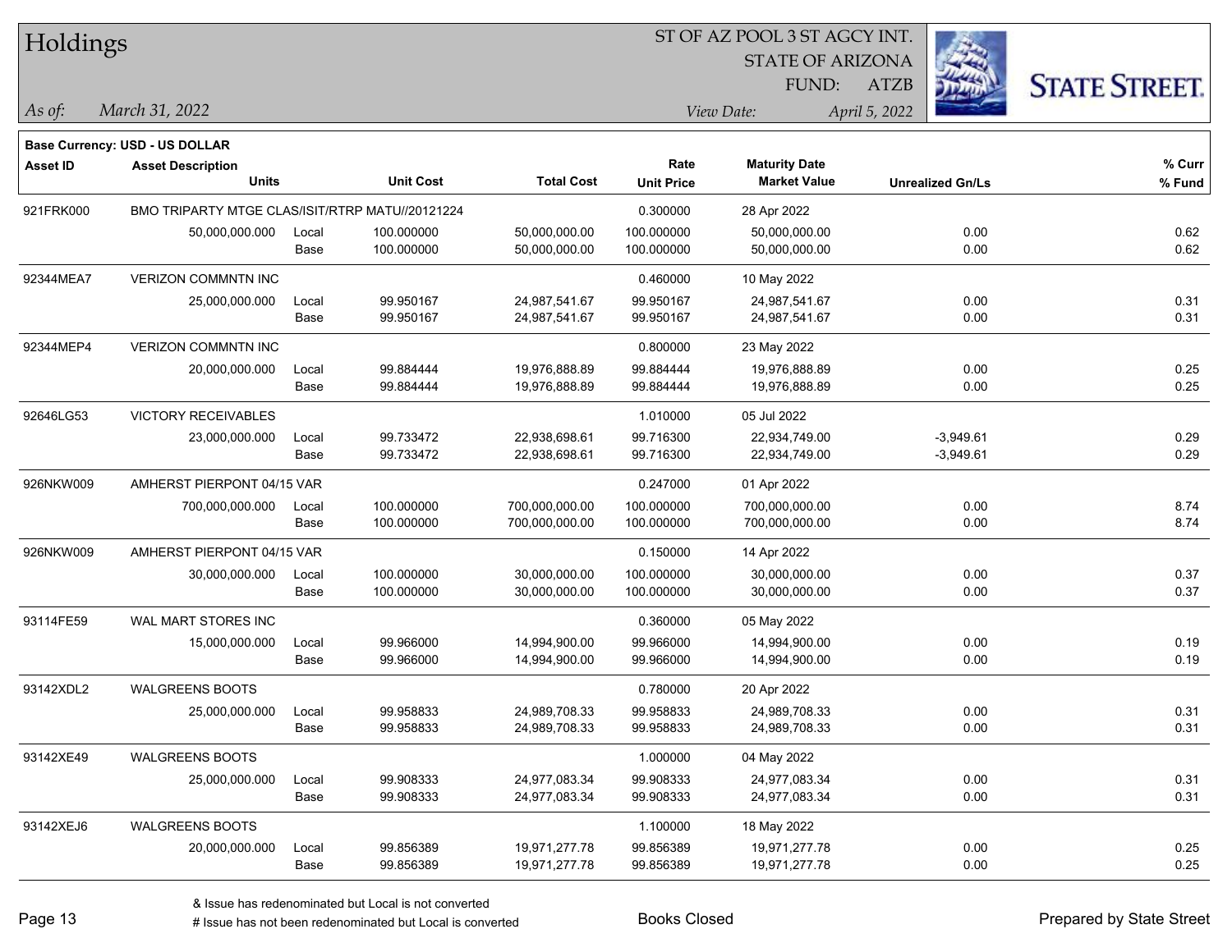# Holdings

ST OF AZ POOL 3 ST AGCY INT.
STATE OF ARIZONA
FUND: ATZB

*As of:* *March 31, 2022*

*View Date:* *April 5, 2022*

**Base Currency: USD - US DOLLAR**

| Asset ID | Asset Description / Units | | Unit Cost | Total Cost | Rate / Unit Price | Maturity Date / Market Value | Unrealized Gn/Ls | % Curr / % Fund |
|---|---|---|---|---|---|---|---|---|
| 921FRK000 | BMO TRIPARTY MTGE CLAS/ISIT/RTRP MATU//20121224 | | | | 0.300000 | 28 Apr 2022 | | |
| | 50,000,000.000 | Local | 100.000000 | 50,000,000.00 | 100.000000 | 50,000,000.00 | 0.00 | 0.62 |
| | | Base | 100.000000 | 50,000,000.00 | 100.000000 | 50,000,000.00 | 0.00 | 0.62 |
| 92344MEA7 | VERIZON COMMNTN INC | | | | 0.460000 | 10 May 2022 | | |
| | 25,000,000.000 | Local | 99.950167 | 24,987,541.67 | 99.950167 | 24,987,541.67 | 0.00 | 0.31 |
| | | Base | 99.950167 | 24,987,541.67 | 99.950167 | 24,987,541.67 | 0.00 | 0.31 |
| 92344MEP4 | VERIZON COMMNTN INC | | | | 0.800000 | 23 May 2022 | | |
| | 20,000,000.000 | Local | 99.884444 | 19,976,888.89 | 99.884444 | 19,976,888.89 | 0.00 | 0.25 |
| | | Base | 99.884444 | 19,976,888.89 | 99.884444 | 19,976,888.89 | 0.00 | 0.25 |
| 92646LG53 | VICTORY RECEIVABLES | | | | 1.010000 | 05 Jul 2022 | | |
| | 23,000,000.000 | Local | 99.733472 | 22,938,698.61 | 99.716300 | 22,934,749.00 | -3,949.61 | 0.29 |
| | | Base | 99.733472 | 22,938,698.61 | 99.716300 | 22,934,749.00 | -3,949.61 | 0.29 |
| 926NKW009 | AMHERST PIERPONT 04/15 VAR | | | | 0.247000 | 01 Apr 2022 | | |
| | 700,000,000.000 | Local | 100.000000 | 700,000,000.00 | 100.000000 | 700,000,000.00 | 0.00 | 8.74 |
| | | Base | 100.000000 | 700,000,000.00 | 100.000000 | 700,000,000.00 | 0.00 | 8.74 |
| 926NKW009 | AMHERST PIERPONT 04/15 VAR | | | | 0.150000 | 14 Apr 2022 | | |
| | 30,000,000.000 | Local | 100.000000 | 30,000,000.00 | 100.000000 | 30,000,000.00 | 0.00 | 0.37 |
| | | Base | 100.000000 | 30,000,000.00 | 100.000000 | 30,000,000.00 | 0.00 | 0.37 |
| 93114FE59 | WAL MART STORES INC | | | | 0.360000 | 05 May 2022 | | |
| | 15,000,000.000 | Local | 99.966000 | 14,994,900.00 | 99.966000 | 14,994,900.00 | 0.00 | 0.19 |
| | | Base | 99.966000 | 14,994,900.00 | 99.966000 | 14,994,900.00 | 0.00 | 0.19 |
| 93142XDL2 | WALGREENS BOOTS | | | | 0.780000 | 20 Apr 2022 | | |
| | 25,000,000.000 | Local | 99.958833 | 24,989,708.33 | 99.958833 | 24,989,708.33 | 0.00 | 0.31 |
| | | Base | 99.958833 | 24,989,708.33 | 99.958833 | 24,989,708.33 | 0.00 | 0.31 |
| 93142XE49 | WALGREENS BOOTS | | | | 1.000000 | 04 May 2022 | | |
| | 25,000,000.000 | Local | 99.908333 | 24,977,083.34 | 99.908333 | 24,977,083.34 | 0.00 | 0.31 |
| | | Base | 99.908333 | 24,977,083.34 | 99.908333 | 24,977,083.34 | 0.00 | 0.31 |
| 93142XEJ6 | WALGREENS BOOTS | | | | 1.100000 | 18 May 2022 | | |
| | 20,000,000.000 | Local | 99.856389 | 19,971,277.78 | 99.856389 | 19,971,277.78 | 0.00 | 0.25 |
| | | Base | 99.856389 | 19,971,277.78 | 99.856389 | 19,971,277.78 | 0.00 | 0.25 |

& Issue has redenominated but Local is not converted
# Issue has not been redenominated but Local is converted

Books Closed

Prepared by State Street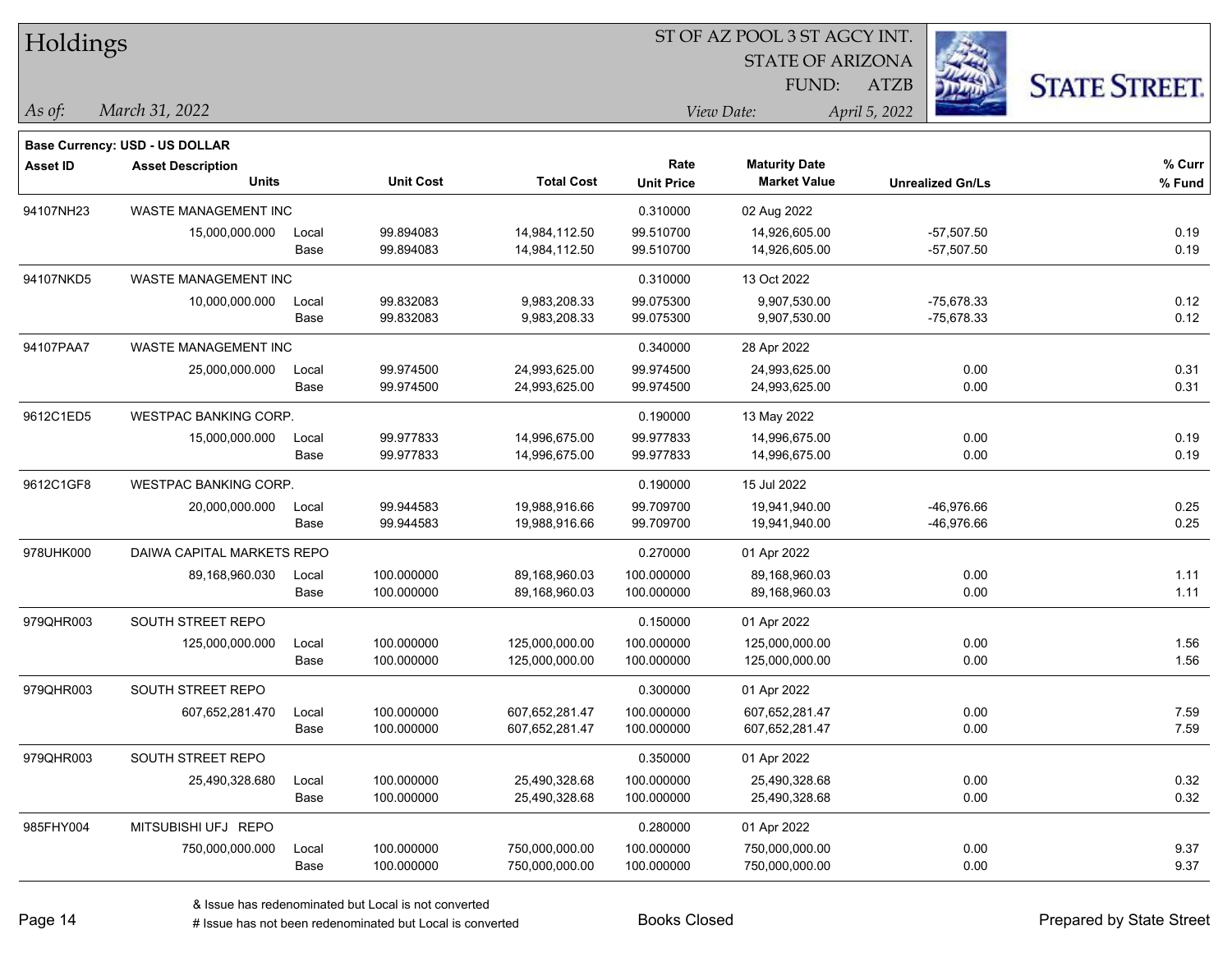# Holdings

ST OF AZ POOL 3 ST AGCY INT.
STATE OF ARIZONA
FUND: ATZB

*As of:* *March 31, 2022*

*View Date:* *April 5, 2022*

**Base Currency: USD - US DOLLAR**

| Asset ID | Asset Description / Units | | Unit Cost | Total Cost | Rate / Unit Price | Maturity Date / Market Value | Unrealized Gn/Ls | % Curr / % Fund |
|---|---|---|---|---|---|---|---|---|
| 94107NH23 | WASTE MANAGEMENT INC | | | | 0.310000 | 02 Aug 2022 | | |
| | 15,000,000.000 | Local | 99.894083 | 14,984,112.50 | 99.510700 | 14,926,605.00 | -57,507.50 | 0.19 |
| | | Base | 99.894083 | 14,984,112.50 | 99.510700 | 14,926,605.00 | -57,507.50 | 0.19 |
| 94107NKD5 | WASTE MANAGEMENT INC | | | | 0.310000 | 13 Oct 2022 | | |
| | 10,000,000.000 | Local | 99.832083 | 9,983,208.33 | 99.075300 | 9,907,530.00 | -75,678.33 | 0.12 |
| | | Base | 99.832083 | 9,983,208.33 | 99.075300 | 9,907,530.00 | -75,678.33 | 0.12 |
| 94107PAA7 | WASTE MANAGEMENT INC | | | | 0.340000 | 28 Apr 2022 | | |
| | 25,000,000.000 | Local | 99.974500 | 24,993,625.00 | 99.974500 | 24,993,625.00 | 0.00 | 0.31 |
| | | Base | 99.974500 | 24,993,625.00 | 99.974500 | 24,993,625.00 | 0.00 | 0.31 |
| 9612C1ED5 | WESTPAC BANKING CORP. | | | | 0.190000 | 13 May 2022 | | |
| | 15,000,000.000 | Local | 99.977833 | 14,996,675.00 | 99.977833 | 14,996,675.00 | 0.00 | 0.19 |
| | | Base | 99.977833 | 14,996,675.00 | 99.977833 | 14,996,675.00 | 0.00 | 0.19 |
| 9612C1GF8 | WESTPAC BANKING CORP. | | | | 0.190000 | 15 Jul 2022 | | |
| | 20,000,000.000 | Local | 99.944583 | 19,988,916.66 | 99.709700 | 19,941,940.00 | -46,976.66 | 0.25 |
| | | Base | 99.944583 | 19,988,916.66 | 99.709700 | 19,941,940.00 | -46,976.66 | 0.25 |
| 978UHK000 | DAIWA CAPITAL MARKETS REPO | | | | 0.270000 | 01 Apr 2022 | | |
| | 89,168,960.030 | Local | 100.000000 | 89,168,960.03 | 100.000000 | 89,168,960.03 | 0.00 | 1.11 |
| | | Base | 100.000000 | 89,168,960.03 | 100.000000 | 89,168,960.03 | 0.00 | 1.11 |
| 979QHR003 | SOUTH STREET REPO | | | | 0.150000 | 01 Apr 2022 | | |
| | 125,000,000.000 | Local | 100.000000 | 125,000,000.00 | 100.000000 | 125,000,000.00 | 0.00 | 1.56 |
| | | Base | 100.000000 | 125,000,000.00 | 100.000000 | 125,000,000.00 | 0.00 | 1.56 |
| 979QHR003 | SOUTH STREET REPO | | | | 0.300000 | 01 Apr 2022 | | |
| | 607,652,281.470 | Local | 100.000000 | 607,652,281.47 | 100.000000 | 607,652,281.47 | 0.00 | 7.59 |
| | | Base | 100.000000 | 607,652,281.47 | 100.000000 | 607,652,281.47 | 0.00 | 7.59 |
| 979QHR003 | SOUTH STREET REPO | | | | 0.350000 | 01 Apr 2022 | | |
| | 25,490,328.680 | Local | 100.000000 | 25,490,328.68 | 100.000000 | 25,490,328.68 | 0.00 | 0.32 |
| | | Base | 100.000000 | 25,490,328.68 | 100.000000 | 25,490,328.68 | 0.00 | 0.32 |
| 985FHY004 | MITSUBISHI UFJ REPO | | | | 0.280000 | 01 Apr 2022 | | |
| | 750,000,000.000 | Local | 100.000000 | 750,000,000.00 | 100.000000 | 750,000,000.00 | 0.00 | 9.37 |
| | | Base | 100.000000 | 750,000,000.00 | 100.000000 | 750,000,000.00 | 0.00 | 9.37 |

& Issue has redenominated but Local is not converted
# Issue has not been redenominated but Local is converted

Books Closed

Prepared by State Street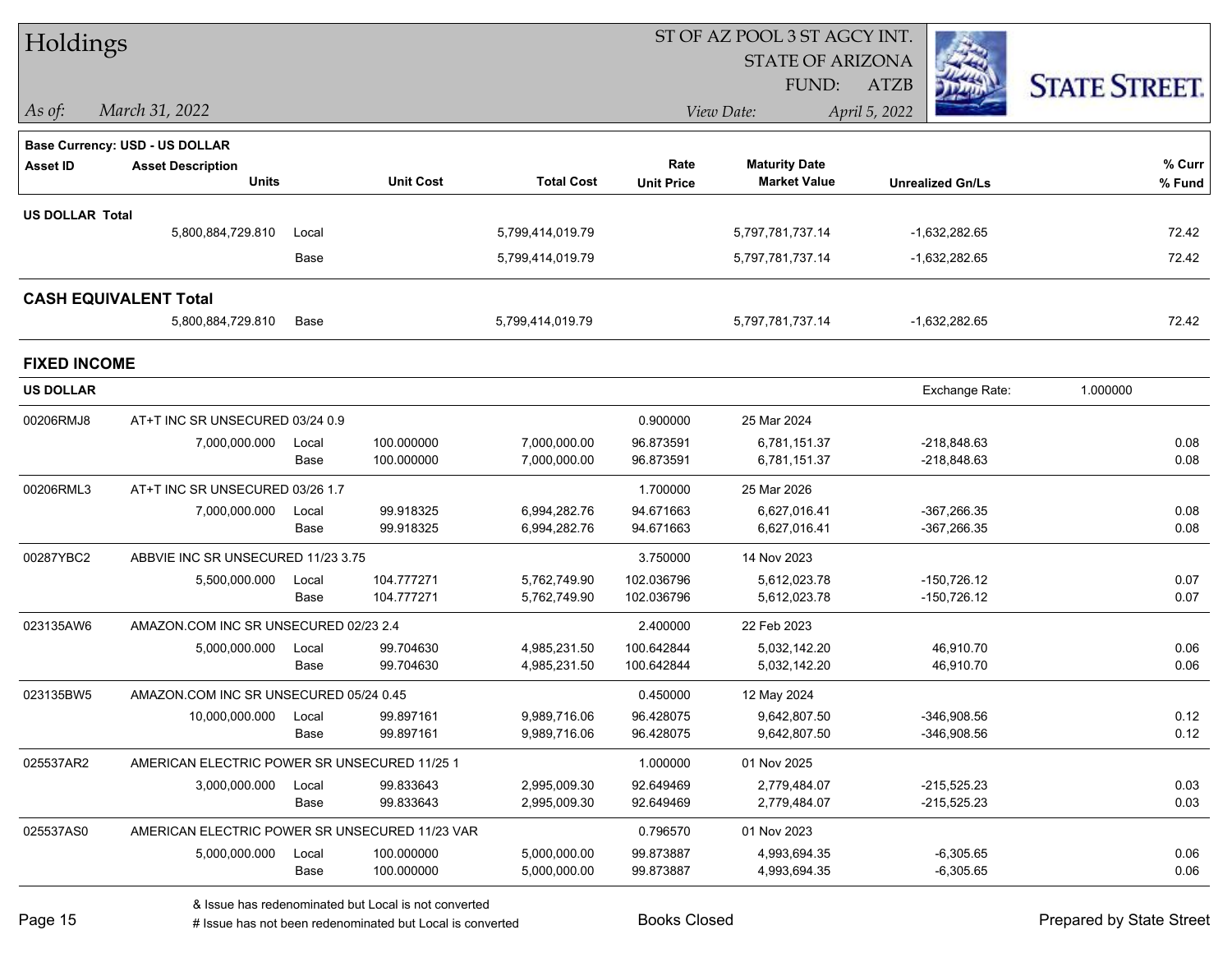# Holdings

ST OF AZ POOL 3 ST AGCY INT.
STATE OF ARIZONA
FUND: ATZB

*As of:* *March 31, 2022*

*View Date:* *April 5, 2022*

**Base Currency: USD - US DOLLAR**

| Asset ID | Asset Description / Units | | Unit Cost | Total Cost | Rate / Unit Price | Maturity Date / Market Value | Unrealized Gn/Ls | % Curr / % Fund |
|---|---|---|---|---|---|---|---|---|
| **US DOLLAR Total** | | | | | | | | |
| | 5,800,884,729.810 | Local | | 5,799,414,019.79 | | 5,797,781,737.14 | -1,632,282.65 | 72.42 |
| | | Base | | 5,799,414,019.79 | | 5,797,781,737.14 | -1,632,282.65 | 72.42 |
| **CASH EQUIVALENT Total** | | | | | | | | |
| | 5,800,884,729.810 | Base | | 5,799,414,019.79 | | 5,797,781,737.14 | -1,632,282.65 | 72.42 |

## FIXED INCOME

**US DOLLAR** — Exchange Rate: 1.000000

| Asset ID | Asset Description / Units | | Unit Cost | Total Cost | Rate / Unit Price | Maturity Date / Market Value | Unrealized Gn/Ls | % Curr / % Fund |
|---|---|---|---|---|---|---|---|---|
| 00206RMJ8 | AT+T INC SR UNSECURED 03/24 0.9 | | | | 0.900000 | 25 Mar 2024 | | |
| | 7,000,000.000 | Local | 100.000000 | 7,000,000.00 | 96.873591 | 6,781,151.37 | -218,848.63 | 0.08 |
| | | Base | 100.000000 | 7,000,000.00 | 96.873591 | 6,781,151.37 | -218,848.63 | 0.08 |
| 00206RML3 | AT+T INC SR UNSECURED 03/26 1.7 | | | | 1.700000 | 25 Mar 2026 | | |
| | 7,000,000.000 | Local | 99.918325 | 6,994,282.76 | 94.671663 | 6,627,016.41 | -367,266.35 | 0.08 |
| | | Base | 99.918325 | 6,994,282.76 | 94.671663 | 6,627,016.41 | -367,266.35 | 0.08 |
| 00287YBC2 | ABBVIE INC SR UNSECURED 11/23 3.75 | | | | 3.750000 | 14 Nov 2023 | | |
| | 5,500,000.000 | Local | 104.777271 | 5,762,749.90 | 102.036796 | 5,612,023.78 | -150,726.12 | 0.07 |
| | | Base | 104.777271 | 5,762,749.90 | 102.036796 | 5,612,023.78 | -150,726.12 | 0.07 |
| 023135AW6 | AMAZON.COM INC SR UNSECURED 02/23 2.4 | | | | 2.400000 | 22 Feb 2023 | | |
| | 5,000,000.000 | Local | 99.704630 | 4,985,231.50 | 100.642844 | 5,032,142.20 | 46,910.70 | 0.06 |
| | | Base | 99.704630 | 4,985,231.50 | 100.642844 | 5,032,142.20 | 46,910.70 | 0.06 |
| 023135BW5 | AMAZON.COM INC SR UNSECURED 05/24 0.45 | | | | 0.450000 | 12 May 2024 | | |
| | 10,000,000.000 | Local | 99.897161 | 9,989,716.06 | 96.428075 | 9,642,807.50 | -346,908.56 | 0.12 |
| | | Base | 99.897161 | 9,989,716.06 | 96.428075 | 9,642,807.50 | -346,908.56 | 0.12 |
| 025537AR2 | AMERICAN ELECTRIC POWER SR UNSECURED 11/25 1 | | | | 1.000000 | 01 Nov 2025 | | |
| | 3,000,000.000 | Local | 99.833643 | 2,995,009.30 | 92.649469 | 2,779,484.07 | -215,525.23 | 0.03 |
| | | Base | 99.833643 | 2,995,009.30 | 92.649469 | 2,779,484.07 | -215,525.23 | 0.03 |
| 025537AS0 | AMERICAN ELECTRIC POWER SR UNSECURED 11/23 VAR | | | | 0.796570 | 01 Nov 2023 | | |
| | 5,000,000.000 | Local | 100.000000 | 5,000,000.00 | 99.873887 | 4,993,694.35 | -6,305.65 | 0.06 |
| | | Base | 100.000000 | 5,000,000.00 | 99.873887 | 4,993,694.35 | -6,305.65 | 0.06 |

& Issue has redenominated but Local is not converted
# Issue has not been redenominated but Local is converted

Books Closed

Prepared by State Street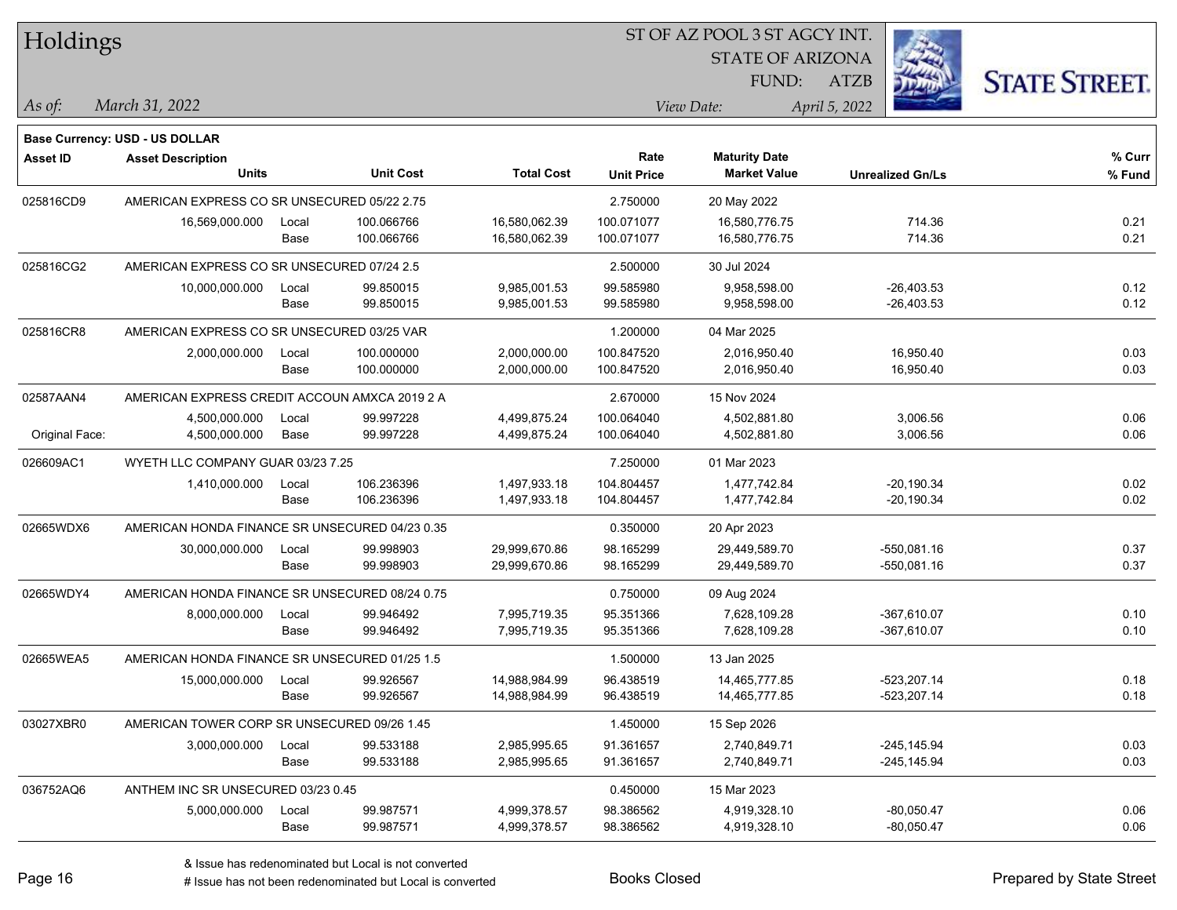# Holdings

ST OF AZ POOL 3 ST AGCY INT.
STATE OF ARIZONA
FUND: ATZB

*As of:* *March 31, 2022*
*View Date:* *April 5, 2022*

**Base Currency: USD - US DOLLAR**

| Asset ID | Asset Description / Units | | Unit Cost | Total Cost | Rate / Unit Price | Maturity Date / Market Value | Unrealized Gn/Ls | % Curr / % Fund |
|---|---|---|---|---|---|---|---|---|
| 025816CD9 | AMERICAN EXPRESS CO SR UNSECURED 05/22 2.75 | | | | 2.750000 | 20 May 2022 | | |
| | 16,569,000.000 | Local | 100.066766 | 16,580,062.39 | 100.071077 | 16,580,776.75 | 714.36 | 0.21 |
| | | Base | 100.066766 | 16,580,062.39 | 100.071077 | 16,580,776.75 | 714.36 | 0.21 |
| 025816CG2 | AMERICAN EXPRESS CO SR UNSECURED 07/24 2.5 | | | | 2.500000 | 30 Jul 2024 | | |
| | 10,000,000.000 | Local | 99.850015 | 9,985,001.53 | 99.585980 | 9,958,598.00 | -26,403.53 | 0.12 |
| | | Base | 99.850015 | 9,985,001.53 | 99.585980 | 9,958,598.00 | -26,403.53 | 0.12 |
| 025816CR8 | AMERICAN EXPRESS CO SR UNSECURED 03/25 VAR | | | | 1.200000 | 04 Mar 2025 | | |
| | 2,000,000.000 | Local | 100.000000 | 2,000,000.00 | 100.847520 | 2,016,950.40 | 16,950.40 | 0.03 |
| | | Base | 100.000000 | 2,000,000.00 | 100.847520 | 2,016,950.40 | 16,950.40 | 0.03 |
| 02587AAN4 | AMERICAN EXPRESS CREDIT ACCOUN AMXCA 2019 2 A | | | | 2.670000 | 15 Nov 2024 | | |
| | 4,500,000.000 | Local | 99.997228 | 4,499,875.24 | 100.064040 | 4,502,881.80 | 3,006.56 | 0.06 |
| Original Face: | 4,500,000.000 | Base | 99.997228 | 4,499,875.24 | 100.064040 | 4,502,881.80 | 3,006.56 | 0.06 |
| 026609AC1 | WYETH LLC COMPANY GUAR 03/23 7.25 | | | | 7.250000 | 01 Mar 2023 | | |
| | 1,410,000.000 | Local | 106.236396 | 1,497,933.18 | 104.804457 | 1,477,742.84 | -20,190.34 | 0.02 |
| | | Base | 106.236396 | 1,497,933.18 | 104.804457 | 1,477,742.84 | -20,190.34 | 0.02 |
| 02665WDX6 | AMERICAN HONDA FINANCE SR UNSECURED 04/23 0.35 | | | | 0.350000 | 20 Apr 2023 | | |
| | 30,000,000.000 | Local | 99.998903 | 29,999,670.86 | 98.165299 | 29,449,589.70 | -550,081.16 | 0.37 |
| | | Base | 99.998903 | 29,999,670.86 | 98.165299 | 29,449,589.70 | -550,081.16 | 0.37 |
| 02665WDY4 | AMERICAN HONDA FINANCE SR UNSECURED 08/24 0.75 | | | | 0.750000 | 09 Aug 2024 | | |
| | 8,000,000.000 | Local | 99.946492 | 7,995,719.35 | 95.351366 | 7,628,109.28 | -367,610.07 | 0.10 |
| | | Base | 99.946492 | 7,995,719.35 | 95.351366 | 7,628,109.28 | -367,610.07 | 0.10 |
| 02665WEA5 | AMERICAN HONDA FINANCE SR UNSECURED 01/25 1.5 | | | | 1.500000 | 13 Jan 2025 | | |
| | 15,000,000.000 | Local | 99.926567 | 14,988,984.99 | 96.438519 | 14,465,777.85 | -523,207.14 | 0.18 |
| | | Base | 99.926567 | 14,988,984.99 | 96.438519 | 14,465,777.85 | -523,207.14 | 0.18 |
| 03027XBR0 | AMERICAN TOWER CORP SR UNSECURED 09/26 1.45 | | | | 1.450000 | 15 Sep 2026 | | |
| | 3,000,000.000 | Local | 99.533188 | 2,985,995.65 | 91.361657 | 2,740,849.71 | -245,145.94 | 0.03 |
| | | Base | 99.533188 | 2,985,995.65 | 91.361657 | 2,740,849.71 | -245,145.94 | 0.03 |
| 036752AQ6 | ANTHEM INC SR UNSECURED 03/23 0.45 | | | | 0.450000 | 15 Mar 2023 | | |
| | 5,000,000.000 | Local | 99.987571 | 4,999,378.57 | 98.386562 | 4,919,328.10 | -80,050.47 | 0.06 |
| | | Base | 99.987571 | 4,999,378.57 | 98.386562 | 4,919,328.10 | -80,050.47 | 0.06 |

& Issue has redenominated but Local is not converted
# Issue has not been redenominated but Local is converted

Books Closed

Prepared by State Street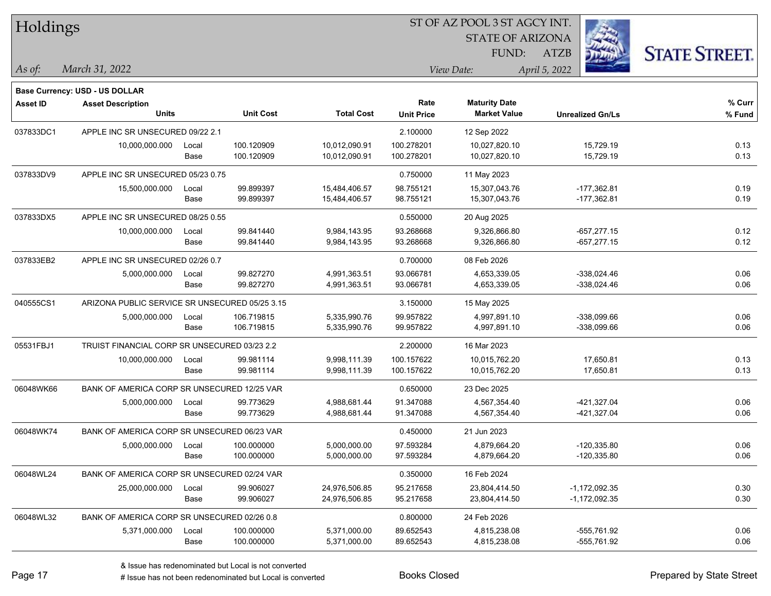# Holdings

ST OF AZ POOL 3 ST AGCY INT.
STATE OF ARIZONA
FUND: ATZB

*As of:* *March 31, 2022*
*View Date:* *April 5, 2022*

**Base Currency: USD - US DOLLAR**

| Asset ID | Asset Description / Units | | Unit Cost | Total Cost | Rate / Unit Price | Maturity Date / Market Value | Unrealized Gn/Ls | % Curr / % Fund |
|---|---|---|---|---|---|---|---|---|
| 037833DC1 | APPLE INC SR UNSECURED 09/22 2.1 | | | | 2.100000 | 12 Sep 2022 | | |
| | 10,000,000.000 | Local | 100.120909 | 10,012,090.91 | 100.278201 | 10,027,820.10 | 15,729.19 | 0.13 |
| | | Base | 100.120909 | 10,012,090.91 | 100.278201 | 10,027,820.10 | 15,729.19 | 0.13 |
| 037833DV9 | APPLE INC SR UNSECURED 05/23 0.75 | | | | 0.750000 | 11 May 2023 | | |
| | 15,500,000.000 | Local | 99.899397 | 15,484,406.57 | 98.755121 | 15,307,043.76 | -177,362.81 | 0.19 |
| | | Base | 99.899397 | 15,484,406.57 | 98.755121 | 15,307,043.76 | -177,362.81 | 0.19 |
| 037833DX5 | APPLE INC SR UNSECURED 08/25 0.55 | | | | 0.550000 | 20 Aug 2025 | | |
| | 10,000,000.000 | Local | 99.841440 | 9,984,143.95 | 93.268668 | 9,326,866.80 | -657,277.15 | 0.12 |
| | | Base | 99.841440 | 9,984,143.95 | 93.268668 | 9,326,866.80 | -657,277.15 | 0.12 |
| 037833EB2 | APPLE INC SR UNSECURED 02/26 0.7 | | | | 0.700000 | 08 Feb 2026 | | |
| | 5,000,000.000 | Local | 99.827270 | 4,991,363.51 | 93.066781 | 4,653,339.05 | -338,024.46 | 0.06 |
| | | Base | 99.827270 | 4,991,363.51 | 93.066781 | 4,653,339.05 | -338,024.46 | 0.06 |
| 040555CS1 | ARIZONA PUBLIC SERVICE SR UNSECURED 05/25 3.15 | | | | 3.150000 | 15 May 2025 | | |
| | 5,000,000.000 | Local | 106.719815 | 5,335,990.76 | 99.957822 | 4,997,891.10 | -338,099.66 | 0.06 |
| | | Base | 106.719815 | 5,335,990.76 | 99.957822 | 4,997,891.10 | -338,099.66 | 0.06 |
| 05531FBJ1 | TRUIST FINANCIAL CORP SR UNSECURED 03/23 2.2 | | | | 2.200000 | 16 Mar 2023 | | |
| | 10,000,000.000 | Local | 99.981114 | 9,998,111.39 | 100.157622 | 10,015,762.20 | 17,650.81 | 0.13 |
| | | Base | 99.981114 | 9,998,111.39 | 100.157622 | 10,015,762.20 | 17,650.81 | 0.13 |
| 06048WK66 | BANK OF AMERICA CORP SR UNSECURED 12/25 VAR | | | | 0.650000 | 23 Dec 2025 | | |
| | 5,000,000.000 | Local | 99.773629 | 4,988,681.44 | 91.347088 | 4,567,354.40 | -421,327.04 | 0.06 |
| | | Base | 99.773629 | 4,988,681.44 | 91.347088 | 4,567,354.40 | -421,327.04 | 0.06 |
| 06048WK74 | BANK OF AMERICA CORP SR UNSECURED 06/23 VAR | | | | 0.450000 | 21 Jun 2023 | | |
| | 5,000,000.000 | Local | 100.000000 | 5,000,000.00 | 97.593284 | 4,879,664.20 | -120,335.80 | 0.06 |
| | | Base | 100.000000 | 5,000,000.00 | 97.593284 | 4,879,664.20 | -120,335.80 | 0.06 |
| 06048WL24 | BANK OF AMERICA CORP SR UNSECURED 02/24 VAR | | | | 0.350000 | 16 Feb 2024 | | |
| | 25,000,000.000 | Local | 99.906027 | 24,976,506.85 | 95.217658 | 23,804,414.50 | -1,172,092.35 | 0.30 |
| | | Base | 99.906027 | 24,976,506.85 | 95.217658 | 23,804,414.50 | -1,172,092.35 | 0.30 |
| 06048WL32 | BANK OF AMERICA CORP SR UNSECURED 02/26 0.8 | | | | 0.800000 | 24 Feb 2026 | | |
| | 5,371,000.000 | Local | 100.000000 | 5,371,000.00 | 89.652543 | 4,815,238.08 | -555,761.92 | 0.06 |
| | | Base | 100.000000 | 5,371,000.00 | 89.652543 | 4,815,238.08 | -555,761.92 | 0.06 |

& Issue has redenominated but Local is not converted
# Issue has not been redenominated but Local is converted

Books Closed

Prepared by State Street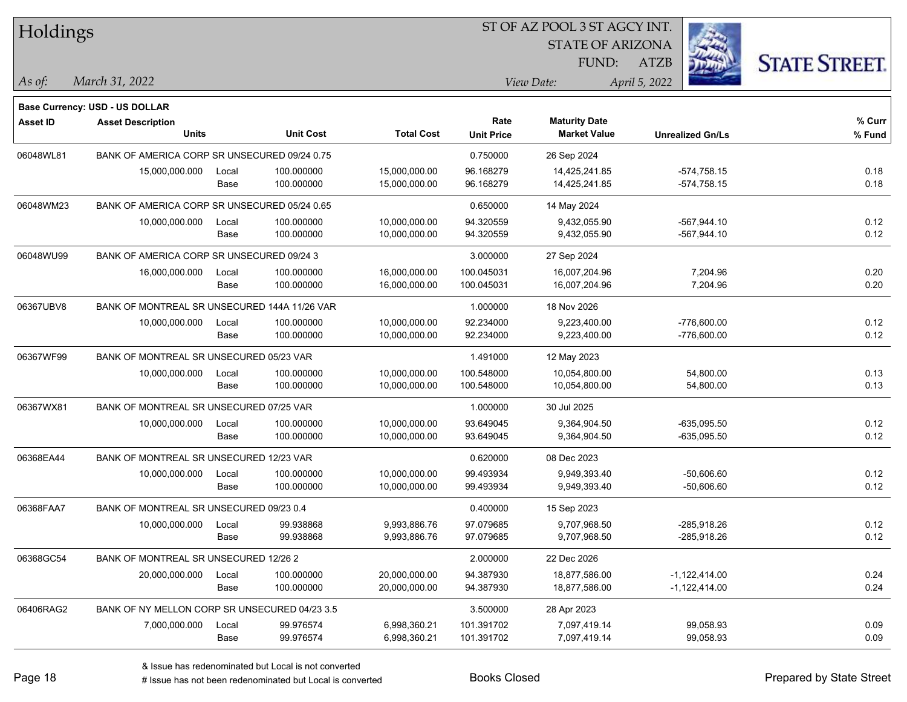# Holdings

ST OF AZ POOL 3 ST AGCY INT.
STATE OF ARIZONA
FUND: ATZB

*As of:* *March 31, 2022*
*View Date:* *April 5, 2022*

**Base Currency: USD - US DOLLAR**

| Asset ID | Asset Description / Units | | Unit Cost | Total Cost | Rate / Unit Price | Maturity Date / Market Value | Unrealized Gn/Ls | % Curr / % Fund |
|---|---|---|---|---|---|---|---|---|
| 06048WL81 | BANK OF AMERICA CORP SR UNSECURED 09/24 0.75 | | | | 0.750000 | 26 Sep 2024 | | |
| | 15,000,000.000 | Local | 100.000000 | 15,000,000.00 | 96.168279 | 14,425,241.85 | -574,758.15 | 0.18 |
| | | Base | 100.000000 | 15,000,000.00 | 96.168279 | 14,425,241.85 | -574,758.15 | 0.18 |
| 06048WM23 | BANK OF AMERICA CORP SR UNSECURED 05/24 0.65 | | | | 0.650000 | 14 May 2024 | | |
| | 10,000,000.000 | Local | 100.000000 | 10,000,000.00 | 94.320559 | 9,432,055.90 | -567,944.10 | 0.12 |
| | | Base | 100.000000 | 10,000,000.00 | 94.320559 | 9,432,055.90 | -567,944.10 | 0.12 |
| 06048WU99 | BANK OF AMERICA CORP SR UNSECURED 09/24 3 | | | | 3.000000 | 27 Sep 2024 | | |
| | 16,000,000.000 | Local | 100.000000 | 16,000,000.00 | 100.045031 | 16,007,204.96 | 7,204.96 | 0.20 |
| | | Base | 100.000000 | 16,000,000.00 | 100.045031 | 16,007,204.96 | 7,204.96 | 0.20 |
| 06367UBV8 | BANK OF MONTREAL SR UNSECURED 144A 11/26 VAR | | | | 1.000000 | 18 Nov 2026 | | |
| | 10,000,000.000 | Local | 100.000000 | 10,000,000.00 | 92.234000 | 9,223,400.00 | -776,600.00 | 0.12 |
| | | Base | 100.000000 | 10,000,000.00 | 92.234000 | 9,223,400.00 | -776,600.00 | 0.12 |
| 06367WF99 | BANK OF MONTREAL SR UNSECURED 05/23 VAR | | | | 1.491000 | 12 May 2023 | | |
| | 10,000,000.000 | Local | 100.000000 | 10,000,000.00 | 100.548000 | 10,054,800.00 | 54,800.00 | 0.13 |
| | | Base | 100.000000 | 10,000,000.00 | 100.548000 | 10,054,800.00 | 54,800.00 | 0.13 |
| 06367WX81 | BANK OF MONTREAL SR UNSECURED 07/25 VAR | | | | 1.000000 | 30 Jul 2025 | | |
| | 10,000,000.000 | Local | 100.000000 | 10,000,000.00 | 93.649045 | 9,364,904.50 | -635,095.50 | 0.12 |
| | | Base | 100.000000 | 10,000,000.00 | 93.649045 | 9,364,904.50 | -635,095.50 | 0.12 |
| 06368EA44 | BANK OF MONTREAL SR UNSECURED 12/23 VAR | | | | 0.620000 | 08 Dec 2023 | | |
| | 10,000,000.000 | Local | 100.000000 | 10,000,000.00 | 99.493934 | 9,949,393.40 | -50,606.60 | 0.12 |
| | | Base | 100.000000 | 10,000,000.00 | 99.493934 | 9,949,393.40 | -50,606.60 | 0.12 |
| 06368FAA7 | BANK OF MONTREAL SR UNSECURED 09/23 0.4 | | | | 0.400000 | 15 Sep 2023 | | |
| | 10,000,000.000 | Local | 99.938868 | 9,993,886.76 | 97.079685 | 9,707,968.50 | -285,918.26 | 0.12 |
| | | Base | 99.938868 | 9,993,886.76 | 97.079685 | 9,707,968.50 | -285,918.26 | 0.12 |
| 06368GC54 | BANK OF MONTREAL SR UNSECURED 12/26 2 | | | | 2.000000 | 22 Dec 2026 | | |
| | 20,000,000.000 | Local | 100.000000 | 20,000,000.00 | 94.387930 | 18,877,586.00 | -1,122,414.00 | 0.24 |
| | | Base | 100.000000 | 20,000,000.00 | 94.387930 | 18,877,586.00 | -1,122,414.00 | 0.24 |
| 06406RAG2 | BANK OF NY MELLON CORP SR UNSECURED 04/23 3.5 | | | | 3.500000 | 28 Apr 2023 | | |
| | 7,000,000.000 | Local | 99.976574 | 6,998,360.21 | 101.391702 | 7,097,419.14 | 99,058.93 | 0.09 |
| | | Base | 99.976574 | 6,998,360.21 | 101.391702 | 7,097,419.14 | 99,058.93 | 0.09 |

& Issue has redenominated but Local is not converted
# Issue has not been redenominated but Local is converted

Books Closed

Prepared by State Street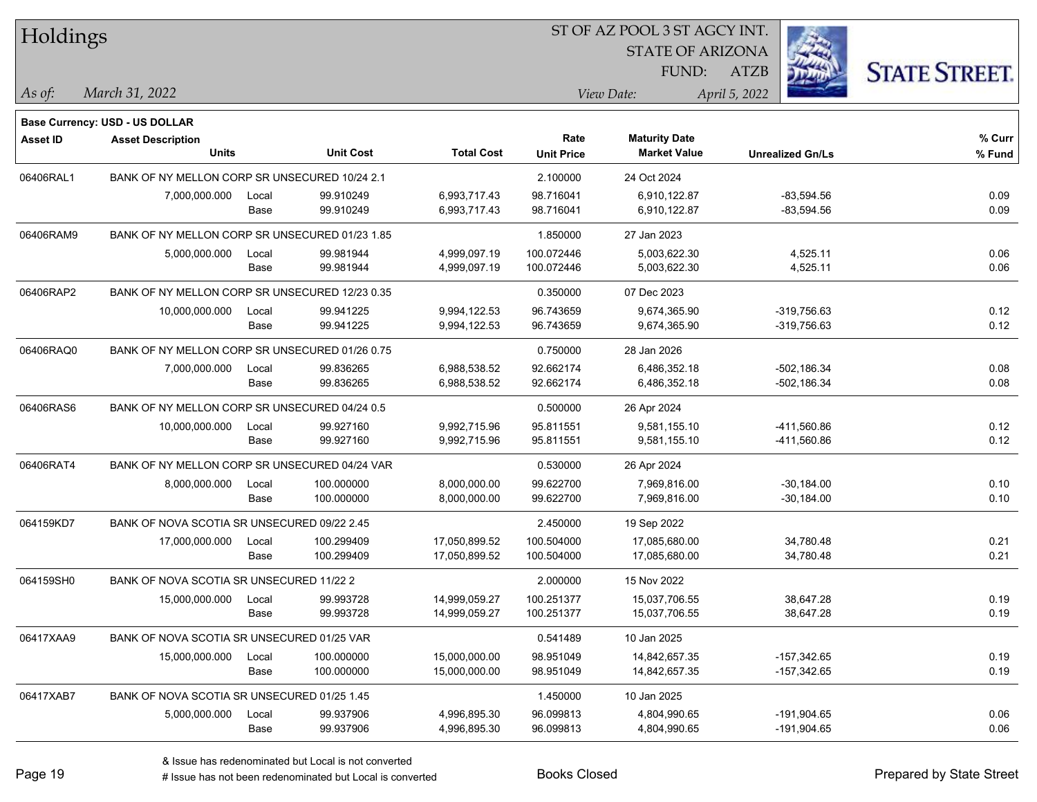# Holdings

ST OF AZ POOL 3 ST AGCY INT.
STATE OF ARIZONA
FUND: ATZB

*As of:* *March 31, 2022*
*View Date:* *April 5, 2022*

**Base Currency: USD - US DOLLAR**

| Asset ID | Asset Description / Units | | Unit Cost | Total Cost | Rate / Unit Price | Maturity Date / Market Value | Unrealized Gn/Ls | % Curr / % Fund |
|---|---|---|---|---|---|---|---|---|
| 06406RAL1 | BANK OF NY MELLON CORP SR UNSECURED 10/24 2.1 | | | | 2.100000 | 24 Oct 2024 | | |
| | 7,000,000.000 | Local | 99.910249 | 6,993,717.43 | 98.716041 | 6,910,122.87 | -83,594.56 | 0.09 |
| | | Base | 99.910249 | 6,993,717.43 | 98.716041 | 6,910,122.87 | -83,594.56 | 0.09 |
| 06406RAM9 | BANK OF NY MELLON CORP SR UNSECURED 01/23 1.85 | | | | 1.850000 | 27 Jan 2023 | | |
| | 5,000,000.000 | Local | 99.981944 | 4,999,097.19 | 100.072446 | 5,003,622.30 | 4,525.11 | 0.06 |
| | | Base | 99.981944 | 4,999,097.19 | 100.072446 | 5,003,622.30 | 4,525.11 | 0.06 |
| 06406RAP2 | BANK OF NY MELLON CORP SR UNSECURED 12/23 0.35 | | | | 0.350000 | 07 Dec 2023 | | |
| | 10,000,000.000 | Local | 99.941225 | 9,994,122.53 | 96.743659 | 9,674,365.90 | -319,756.63 | 0.12 |
| | | Base | 99.941225 | 9,994,122.53 | 96.743659 | 9,674,365.90 | -319,756.63 | 0.12 |
| 06406RAQ0 | BANK OF NY MELLON CORP SR UNSECURED 01/26 0.75 | | | | 0.750000 | 28 Jan 2026 | | |
| | 7,000,000.000 | Local | 99.836265 | 6,988,538.52 | 92.662174 | 6,486,352.18 | -502,186.34 | 0.08 |
| | | Base | 99.836265 | 6,988,538.52 | 92.662174 | 6,486,352.18 | -502,186.34 | 0.08 |
| 06406RAS6 | BANK OF NY MELLON CORP SR UNSECURED 04/24 0.5 | | | | 0.500000 | 26 Apr 2024 | | |
| | 10,000,000.000 | Local | 99.927160 | 9,992,715.96 | 95.811551 | 9,581,155.10 | -411,560.86 | 0.12 |
| | | Base | 99.927160 | 9,992,715.96 | 95.811551 | 9,581,155.10 | -411,560.86 | 0.12 |
| 06406RAT4 | BANK OF NY MELLON CORP SR UNSECURED 04/24 VAR | | | | 0.530000 | 26 Apr 2024 | | |
| | 8,000,000.000 | Local | 100.000000 | 8,000,000.00 | 99.622700 | 7,969,816.00 | -30,184.00 | 0.10 |
| | | Base | 100.000000 | 8,000,000.00 | 99.622700 | 7,969,816.00 | -30,184.00 | 0.10 |
| 064159KD7 | BANK OF NOVA SCOTIA SR UNSECURED 09/22 2.45 | | | | 2.450000 | 19 Sep 2022 | | |
| | 17,000,000.000 | Local | 100.299409 | 17,050,899.52 | 100.504000 | 17,085,680.00 | 34,780.48 | 0.21 |
| | | Base | 100.299409 | 17,050,899.52 | 100.504000 | 17,085,680.00 | 34,780.48 | 0.21 |
| 064159SH0 | BANK OF NOVA SCOTIA SR UNSECURED 11/22 2 | | | | 2.000000 | 15 Nov 2022 | | |
| | 15,000,000.000 | Local | 99.993728 | 14,999,059.27 | 100.251377 | 15,037,706.55 | 38,647.28 | 0.19 |
| | | Base | 99.993728 | 14,999,059.27 | 100.251377 | 15,037,706.55 | 38,647.28 | 0.19 |
| 06417XAA9 | BANK OF NOVA SCOTIA SR UNSECURED 01/25 VAR | | | | 0.541489 | 10 Jan 2025 | | |
| | 15,000,000.000 | Local | 100.000000 | 15,000,000.00 | 98.951049 | 14,842,657.35 | -157,342.65 | 0.19 |
| | | Base | 100.000000 | 15,000,000.00 | 98.951049 | 14,842,657.35 | -157,342.65 | 0.19 |
| 06417XAB7 | BANK OF NOVA SCOTIA SR UNSECURED 01/25 1.45 | | | | 1.450000 | 10 Jan 2025 | | |
| | 5,000,000.000 | Local | 99.937906 | 4,996,895.30 | 96.099813 | 4,804,990.65 | -191,904.65 | 0.06 |
| | | Base | 99.937906 | 4,996,895.30 | 96.099813 | 4,804,990.65 | -191,904.65 | 0.06 |

& Issue has redenominated but Local is not converted
# Issue has not been redenominated but Local is converted

Books Closed

Prepared by State Street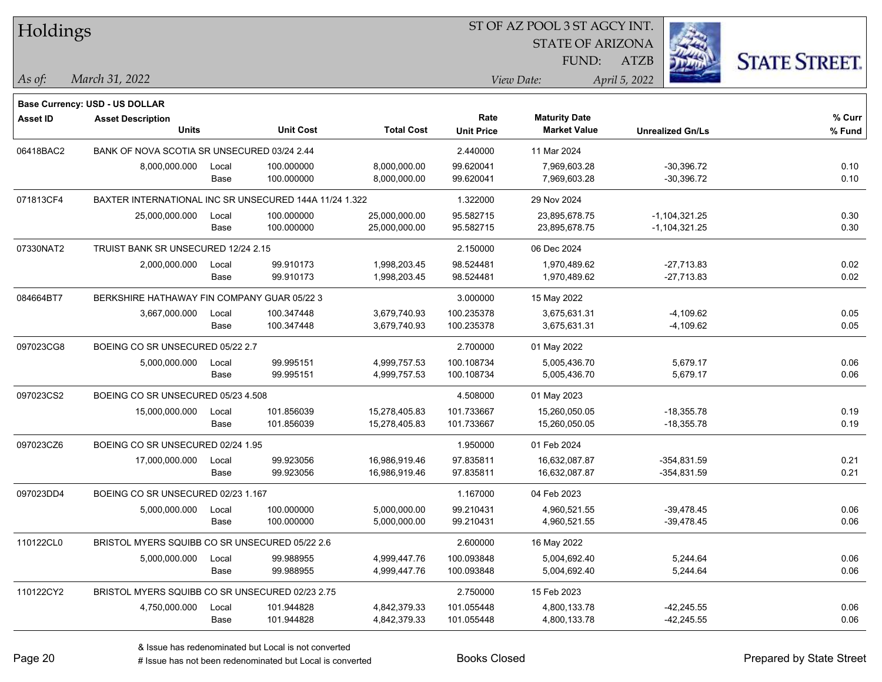# Holdings

ST OF AZ POOL 3 ST AGCY INT.
STATE OF ARIZONA
FUND: ATZB

*As of:* *March 31, 2022*
*View Date:* *April 5, 2022*

**Base Currency: USD - US DOLLAR**

| Asset ID | Asset Description / Units | | Unit Cost | Total Cost | Rate / Unit Price | Maturity Date / Market Value | Unrealized Gn/Ls | % Curr / % Fund |
|---|---|---|---|---|---|---|---|---|
| 06418BAC2 | BANK OF NOVA SCOTIA SR UNSECURED 03/24 2.44 | | | | 2.440000 | 11 Mar 2024 | | |
| | 8,000,000.000 | Local | 100.000000 | 8,000,000.00 | 99.620041 | 7,969,603.28 | -30,396.72 | 0.10 |
| | | Base | 100.000000 | 8,000,000.00 | 99.620041 | 7,969,603.28 | -30,396.72 | 0.10 |
| 071813CF4 | BAXTER INTERNATIONAL INC SR UNSECURED 144A 11/24 1.322 | | | | 1.322000 | 29 Nov 2024 | | |
| | 25,000,000.000 | Local | 100.000000 | 25,000,000.00 | 95.582715 | 23,895,678.75 | -1,104,321.25 | 0.30 |
| | | Base | 100.000000 | 25,000,000.00 | 95.582715 | 23,895,678.75 | -1,104,321.25 | 0.30 |
| 07330NAT2 | TRUIST BANK SR UNSECURED 12/24 2.15 | | | | 2.150000 | 06 Dec 2024 | | |
| | 2,000,000.000 | Local | 99.910173 | 1,998,203.45 | 98.524481 | 1,970,489.62 | -27,713.83 | 0.02 |
| | | Base | 99.910173 | 1,998,203.45 | 98.524481 | 1,970,489.62 | -27,713.83 | 0.02 |
| 084664BT7 | BERKSHIRE HATHAWAY FIN COMPANY GUAR 05/22 3 | | | | 3.000000 | 15 May 2022 | | |
| | 3,667,000.000 | Local | 100.347448 | 3,679,740.93 | 100.235378 | 3,675,631.31 | -4,109.62 | 0.05 |
| | | Base | 100.347448 | 3,679,740.93 | 100.235378 | 3,675,631.31 | -4,109.62 | 0.05 |
| 097023CG8 | BOEING CO SR UNSECURED 05/22 2.7 | | | | 2.700000 | 01 May 2022 | | |
| | 5,000,000.000 | Local | 99.995151 | 4,999,757.53 | 100.108734 | 5,005,436.70 | 5,679.17 | 0.06 |
| | | Base | 99.995151 | 4,999,757.53 | 100.108734 | 5,005,436.70 | 5,679.17 | 0.06 |
| 097023CS2 | BOEING CO SR UNSECURED 05/23 4.508 | | | | 4.508000 | 01 May 2023 | | |
| | 15,000,000.000 | Local | 101.856039 | 15,278,405.83 | 101.733667 | 15,260,050.05 | -18,355.78 | 0.19 |
| | | Base | 101.856039 | 15,278,405.83 | 101.733667 | 15,260,050.05 | -18,355.78 | 0.19 |
| 097023CZ6 | BOEING CO SR UNSECURED 02/24 1.95 | | | | 1.950000 | 01 Feb 2024 | | |
| | 17,000,000.000 | Local | 99.923056 | 16,986,919.46 | 97.835811 | 16,632,087.87 | -354,831.59 | 0.21 |
| | | Base | 99.923056 | 16,986,919.46 | 97.835811 | 16,632,087.87 | -354,831.59 | 0.21 |
| 097023DD4 | BOEING CO SR UNSECURED 02/23 1.167 | | | | 1.167000 | 04 Feb 2023 | | |
| | 5,000,000.000 | Local | 100.000000 | 5,000,000.00 | 99.210431 | 4,960,521.55 | -39,478.45 | 0.06 |
| | | Base | 100.000000 | 5,000,000.00 | 99.210431 | 4,960,521.55 | -39,478.45 | 0.06 |
| 110122CL0 | BRISTOL MYERS SQUIBB CO SR UNSECURED 05/22 2.6 | | | | 2.600000 | 16 May 2022 | | |
| | 5,000,000.000 | Local | 99.988955 | 4,999,447.76 | 100.093848 | 5,004,692.40 | 5,244.64 | 0.06 |
| | | Base | 99.988955 | 4,999,447.76 | 100.093848 | 5,004,692.40 | 5,244.64 | 0.06 |
| 110122CY2 | BRISTOL MYERS SQUIBB CO SR UNSECURED 02/23 2.75 | | | | 2.750000 | 15 Feb 2023 | | |
| | 4,750,000.000 | Local | 101.944828 | 4,842,379.33 | 101.055448 | 4,800,133.78 | -42,245.55 | 0.06 |
| | | Base | 101.944828 | 4,842,379.33 | 101.055448 | 4,800,133.78 | -42,245.55 | 0.06 |

& Issue has redenominated but Local is not converted
# Issue has not been redenominated but Local is converted

Books Closed

Prepared by State Street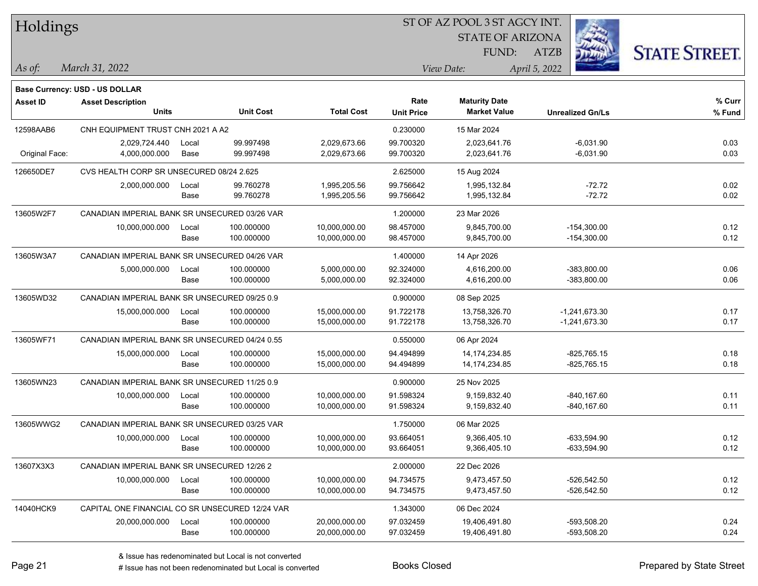# Holdings

ST OF AZ POOL 3 ST AGCY INT.
STATE OF ARIZONA
FUND: ATZB

*As of:* *March 31, 2022*
*View Date:* *April 5, 2022*

**Base Currency: USD - US DOLLAR**

| Asset ID | Asset Description / Units | | Unit Cost | Total Cost | Rate / Unit Price | Maturity Date / Market Value | Unrealized Gn/Ls | % Curr / % Fund |
|---|---|---|---|---|---|---|---|---|
| 12598AAB6 | CNH EQUIPMENT TRUST CNH 2021 A A2 | | | | 0.230000 | 15 Mar 2024 | | |
| | 2,029,724.440 | Local | 99.997498 | 2,029,673.66 | 99.700320 | 2,023,641.76 | -6,031.90 | 0.03 |
| Original Face: | 4,000,000.000 | Base | 99.997498 | 2,029,673.66 | 99.700320 | 2,023,641.76 | -6,031.90 | 0.03 |
| 126650DE7 | CVS HEALTH CORP SR UNSECURED 08/24 2.625 | | | | 2.625000 | 15 Aug 2024 | | |
| | 2,000,000.000 | Local | 99.760278 | 1,995,205.56 | 99.756642 | 1,995,132.84 | -72.72 | 0.02 |
| | | Base | 99.760278 | 1,995,205.56 | 99.756642 | 1,995,132.84 | -72.72 | 0.02 |
| 13605W2F7 | CANADIAN IMPERIAL BANK SR UNSECURED 03/26 VAR | | | | 1.200000 | 23 Mar 2026 | | |
| | 10,000,000.000 | Local | 100.000000 | 10,000,000.00 | 98.457000 | 9,845,700.00 | -154,300.00 | 0.12 |
| | | Base | 100.000000 | 10,000,000.00 | 98.457000 | 9,845,700.00 | -154,300.00 | 0.12 |
| 13605W3A7 | CANADIAN IMPERIAL BANK SR UNSECURED 04/26 VAR | | | | 1.400000 | 14 Apr 2026 | | |
| | 5,000,000.000 | Local | 100.000000 | 5,000,000.00 | 92.324000 | 4,616,200.00 | -383,800.00 | 0.06 |
| | | Base | 100.000000 | 5,000,000.00 | 92.324000 | 4,616,200.00 | -383,800.00 | 0.06 |
| 13605WD32 | CANADIAN IMPERIAL BANK SR UNSECURED 09/25 0.9 | | | | 0.900000 | 08 Sep 2025 | | |
| | 15,000,000.000 | Local | 100.000000 | 15,000,000.00 | 91.722178 | 13,758,326.70 | -1,241,673.30 | 0.17 |
| | | Base | 100.000000 | 15,000,000.00 | 91.722178 | 13,758,326.70 | -1,241,673.30 | 0.17 |
| 13605WF71 | CANADIAN IMPERIAL BANK SR UNSECURED 04/24 0.55 | | | | 0.550000 | 06 Apr 2024 | | |
| | 15,000,000.000 | Local | 100.000000 | 15,000,000.00 | 94.494899 | 14,174,234.85 | -825,765.15 | 0.18 |
| | | Base | 100.000000 | 15,000,000.00 | 94.494899 | 14,174,234.85 | -825,765.15 | 0.18 |
| 13605WN23 | CANADIAN IMPERIAL BANK SR UNSECURED 11/25 0.9 | | | | 0.900000 | 25 Nov 2025 | | |
| | 10,000,000.000 | Local | 100.000000 | 10,000,000.00 | 91.598324 | 9,159,832.40 | -840,167.60 | 0.11 |
| | | Base | 100.000000 | 10,000,000.00 | 91.598324 | 9,159,832.40 | -840,167.60 | 0.11 |
| 13605WWG2 | CANADIAN IMPERIAL BANK SR UNSECURED 03/25 VAR | | | | 1.750000 | 06 Mar 2025 | | |
| | 10,000,000.000 | Local | 100.000000 | 10,000,000.00 | 93.664051 | 9,366,405.10 | -633,594.90 | 0.12 |
| | | Base | 100.000000 | 10,000,000.00 | 93.664051 | 9,366,405.10 | -633,594.90 | 0.12 |
| 13607X3X3 | CANADIAN IMPERIAL BANK SR UNSECURED 12/26 2 | | | | 2.000000 | 22 Dec 2026 | | |
| | 10,000,000.000 | Local | 100.000000 | 10,000,000.00 | 94.734575 | 9,473,457.50 | -526,542.50 | 0.12 |
| | | Base | 100.000000 | 10,000,000.00 | 94.734575 | 9,473,457.50 | -526,542.50 | 0.12 |
| 14040HCK9 | CAPITAL ONE FINANCIAL CO SR UNSECURED 12/24 VAR | | | | 1.343000 | 06 Dec 2024 | | |
| | 20,000,000.000 | Local | 100.000000 | 20,000,000.00 | 97.032459 | 19,406,491.80 | -593,508.20 | 0.24 |
| | | Base | 100.000000 | 20,000,000.00 | 97.032459 | 19,406,491.80 | -593,508.20 | 0.24 |

& Issue has redenominated but Local is not converted
# Issue has not been redenominated but Local is converted

Books Closed

Prepared by State Street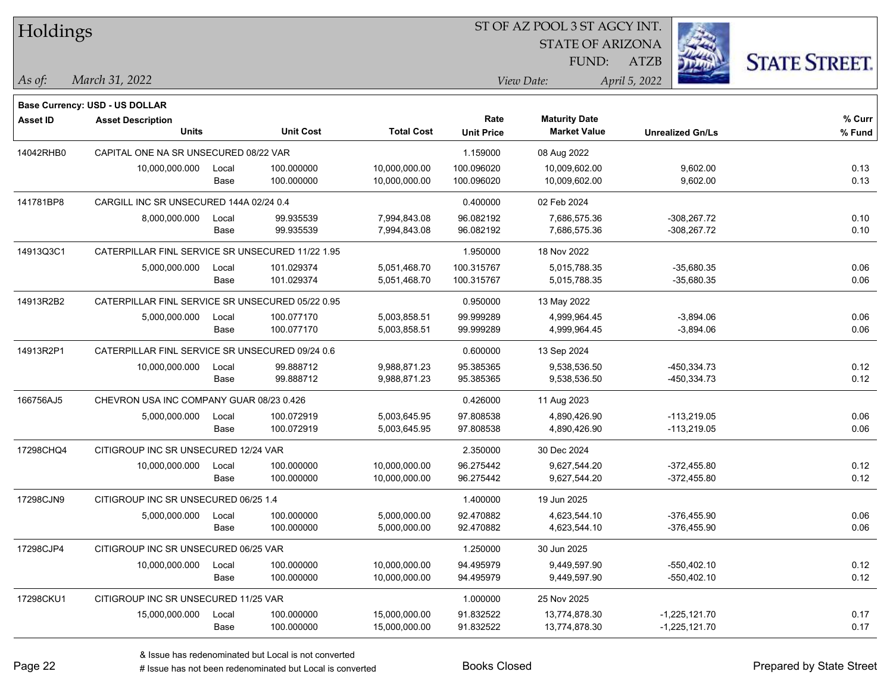# Holdings

ST OF AZ POOL 3 ST AGCY INT.
STATE OF ARIZONA
FUND: ATZB

*As of:* *March 31, 2022*

*View Date:* *April 5, 2022*

**Base Currency: USD - US DOLLAR**

| Asset ID | Asset Description / Units | | Unit Cost | Total Cost | Rate / Unit Price | Maturity Date / Market Value | Unrealized Gn/Ls | % Curr / % Fund |
|---|---|---|---|---|---|---|---|---|
| 14042RHB0 | CAPITAL ONE NA SR UNSECURED 08/22 VAR | | | | 1.159000 | 08 Aug 2022 | | |
| | 10,000,000.000 | Local | 100.000000 | 10,000,000.00 | 100.096020 | 10,009,602.00 | 9,602.00 | 0.13 |
| | | Base | 100.000000 | 10,000,000.00 | 100.096020 | 10,009,602.00 | 9,602.00 | 0.13 |
| 141781BP8 | CARGILL INC SR UNSECURED 144A 02/24 0.4 | | | | 0.400000 | 02 Feb 2024 | | |
| | 8,000,000.000 | Local | 99.935539 | 7,994,843.08 | 96.082192 | 7,686,575.36 | -308,267.72 | 0.10 |
| | | Base | 99.935539 | 7,994,843.08 | 96.082192 | 7,686,575.36 | -308,267.72 | 0.10 |
| 14913Q3C1 | CATERPILLAR FINL SERVICE SR UNSECURED 11/22 1.95 | | | | 1.950000 | 18 Nov 2022 | | |
| | 5,000,000.000 | Local | 101.029374 | 5,051,468.70 | 100.315767 | 5,015,788.35 | -35,680.35 | 0.06 |
| | | Base | 101.029374 | 5,051,468.70 | 100.315767 | 5,015,788.35 | -35,680.35 | 0.06 |
| 14913R2B2 | CATERPILLAR FINL SERVICE SR UNSECURED 05/22 0.95 | | | | 0.950000 | 13 May 2022 | | |
| | 5,000,000.000 | Local | 100.077170 | 5,003,858.51 | 99.999289 | 4,999,964.45 | -3,894.06 | 0.06 |
| | | Base | 100.077170 | 5,003,858.51 | 99.999289 | 4,999,964.45 | -3,894.06 | 0.06 |
| 14913R2P1 | CATERPILLAR FINL SERVICE SR UNSECURED 09/24 0.6 | | | | 0.600000 | 13 Sep 2024 | | |
| | 10,000,000.000 | Local | 99.888712 | 9,988,871.23 | 95.385365 | 9,538,536.50 | -450,334.73 | 0.12 |
| | | Base | 99.888712 | 9,988,871.23 | 95.385365 | 9,538,536.50 | -450,334.73 | 0.12 |
| 166756AJ5 | CHEVRON USA INC COMPANY GUAR 08/23 0.426 | | | | 0.426000 | 11 Aug 2023 | | |
| | 5,000,000.000 | Local | 100.072919 | 5,003,645.95 | 97.808538 | 4,890,426.90 | -113,219.05 | 0.06 |
| | | Base | 100.072919 | 5,003,645.95 | 97.808538 | 4,890,426.90 | -113,219.05 | 0.06 |
| 17298CHQ4 | CITIGROUP INC SR UNSECURED 12/24 VAR | | | | 2.350000 | 30 Dec 2024 | | |
| | 10,000,000.000 | Local | 100.000000 | 10,000,000.00 | 96.275442 | 9,627,544.20 | -372,455.80 | 0.12 |
| | | Base | 100.000000 | 10,000,000.00 | 96.275442 | 9,627,544.20 | -372,455.80 | 0.12 |
| 17298CJN9 | CITIGROUP INC SR UNSECURED 06/25 1.4 | | | | 1.400000 | 19 Jun 2025 | | |
| | 5,000,000.000 | Local | 100.000000 | 5,000,000.00 | 92.470882 | 4,623,544.10 | -376,455.90 | 0.06 |
| | | Base | 100.000000 | 5,000,000.00 | 92.470882 | 4,623,544.10 | -376,455.90 | 0.06 |
| 17298CJP4 | CITIGROUP INC SR UNSECURED 06/25 VAR | | | | 1.250000 | 30 Jun 2025 | | |
| | 10,000,000.000 | Local | 100.000000 | 10,000,000.00 | 94.495979 | 9,449,597.90 | -550,402.10 | 0.12 |
| | | Base | 100.000000 | 10,000,000.00 | 94.495979 | 9,449,597.90 | -550,402.10 | 0.12 |
| 17298CKU1 | CITIGROUP INC SR UNSECURED 11/25 VAR | | | | 1.000000 | 25 Nov 2025 | | |
| | 15,000,000.000 | Local | 100.000000 | 15,000,000.00 | 91.832522 | 13,774,878.30 | -1,225,121.70 | 0.17 |
| | | Base | 100.000000 | 15,000,000.00 | 91.832522 | 13,774,878.30 | -1,225,121.70 | 0.17 |

& Issue has redenominated but Local is not converted
# Issue has not been redenominated but Local is converted

Books Closed

Prepared by State Street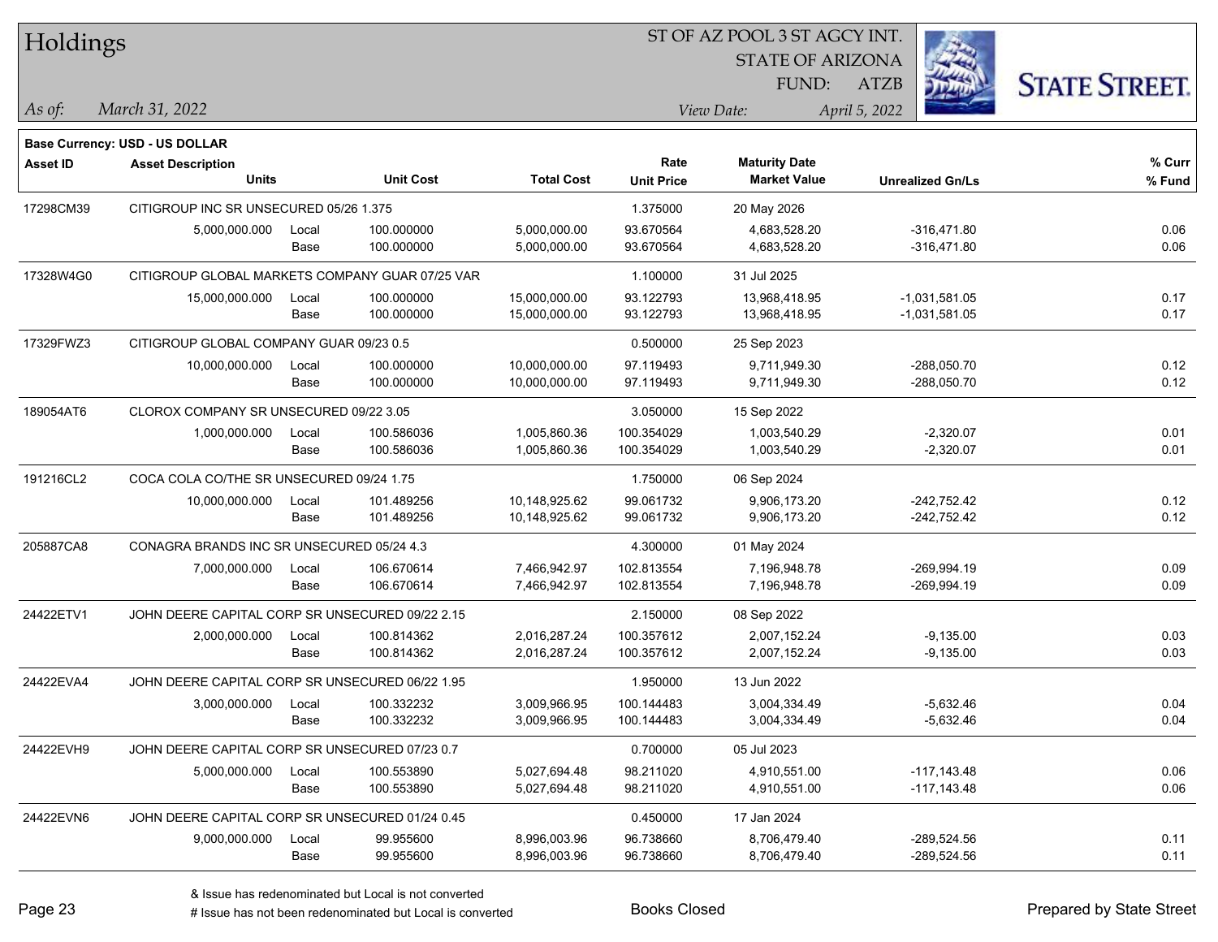# Holdings

ST OF AZ POOL 3 ST AGCY INT.
STATE OF ARIZONA
FUND: ATZB

*As of:* *March 31, 2022*

*View Date:* *April 5, 2022*

**Base Currency: USD - US DOLLAR**

| Asset ID | Asset Description / Units | | Unit Cost | Total Cost | Rate / Unit Price | Maturity Date / Market Value | Unrealized Gn/Ls | % Curr / % Fund |
|---|---|---|---|---|---|---|---|---|
| 17298CM39 | CITIGROUP INC SR UNSECURED 05/26 1.375 | | | | 1.375000 | 20 May 2026 | | |
| | 5,000,000.000 | Local | 100.000000 | 5,000,000.00 | 93.670564 | 4,683,528.20 | -316,471.80 | 0.06 |
| | | Base | 100.000000 | 5,000,000.00 | 93.670564 | 4,683,528.20 | -316,471.80 | 0.06 |
| 17328W4G0 | CITIGROUP GLOBAL MARKETS COMPANY GUAR 07/25 VAR | | | | 1.100000 | 31 Jul 2025 | | |
| | 15,000,000.000 | Local | 100.000000 | 15,000,000.00 | 93.122793 | 13,968,418.95 | -1,031,581.05 | 0.17 |
| | | Base | 100.000000 | 15,000,000.00 | 93.122793 | 13,968,418.95 | -1,031,581.05 | 0.17 |
| 17329FWZ3 | CITIGROUP GLOBAL COMPANY GUAR 09/23 0.5 | | | | 0.500000 | 25 Sep 2023 | | |
| | 10,000,000.000 | Local | 100.000000 | 10,000,000.00 | 97.119493 | 9,711,949.30 | -288,050.70 | 0.12 |
| | | Base | 100.000000 | 10,000,000.00 | 97.119493 | 9,711,949.30 | -288,050.70 | 0.12 |
| 189054AT6 | CLOROX COMPANY SR UNSECURED 09/22 3.05 | | | | 3.050000 | 15 Sep 2022 | | |
| | 1,000,000.000 | Local | 100.586036 | 1,005,860.36 | 100.354029 | 1,003,540.29 | -2,320.07 | 0.01 |
| | | Base | 100.586036 | 1,005,860.36 | 100.354029 | 1,003,540.29 | -2,320.07 | 0.01 |
| 191216CL2 | COCA COLA CO/THE SR UNSECURED 09/24 1.75 | | | | 1.750000 | 06 Sep 2024 | | |
| | 10,000,000.000 | Local | 101.489256 | 10,148,925.62 | 99.061732 | 9,906,173.20 | -242,752.42 | 0.12 |
| | | Base | 101.489256 | 10,148,925.62 | 99.061732 | 9,906,173.20 | -242,752.42 | 0.12 |
| 205887CA8 | CONAGRA BRANDS INC SR UNSECURED 05/24 4.3 | | | | 4.300000 | 01 May 2024 | | |
| | 7,000,000.000 | Local | 106.670614 | 7,466,942.97 | 102.813554 | 7,196,948.78 | -269,994.19 | 0.09 |
| | | Base | 106.670614 | 7,466,942.97 | 102.813554 | 7,196,948.78 | -269,994.19 | 0.09 |
| 24422ETV1 | JOHN DEERE CAPITAL CORP SR UNSECURED 09/22 2.15 | | | | 2.150000 | 08 Sep 2022 | | |
| | 2,000,000.000 | Local | 100.814362 | 2,016,287.24 | 100.357612 | 2,007,152.24 | -9,135.00 | 0.03 |
| | | Base | 100.814362 | 2,016,287.24 | 100.357612 | 2,007,152.24 | -9,135.00 | 0.03 |
| 24422EVA4 | JOHN DEERE CAPITAL CORP SR UNSECURED 06/22 1.95 | | | | 1.950000 | 13 Jun 2022 | | |
| | 3,000,000.000 | Local | 100.332232 | 3,009,966.95 | 100.144483 | 3,004,334.49 | -5,632.46 | 0.04 |
| | | Base | 100.332232 | 3,009,966.95 | 100.144483 | 3,004,334.49 | -5,632.46 | 0.04 |
| 24422EVH9 | JOHN DEERE CAPITAL CORP SR UNSECURED 07/23 0.7 | | | | 0.700000 | 05 Jul 2023 | | |
| | 5,000,000.000 | Local | 100.553890 | 5,027,694.48 | 98.211020 | 4,910,551.00 | -117,143.48 | 0.06 |
| | | Base | 100.553890 | 5,027,694.48 | 98.211020 | 4,910,551.00 | -117,143.48 | 0.06 |
| 24422EVN6 | JOHN DEERE CAPITAL CORP SR UNSECURED 01/24 0.45 | | | | 0.450000 | 17 Jan 2024 | | |
| | 9,000,000.000 | Local | 99.955600 | 8,996,003.96 | 96.738660 | 8,706,479.40 | -289,524.56 | 0.11 |
| | | Base | 99.955600 | 8,996,003.96 | 96.738660 | 8,706,479.40 | -289,524.56 | 0.11 |

& Issue has redenominated but Local is not converted
# Issue has not been redenominated but Local is converted

Books Closed

Prepared by State Street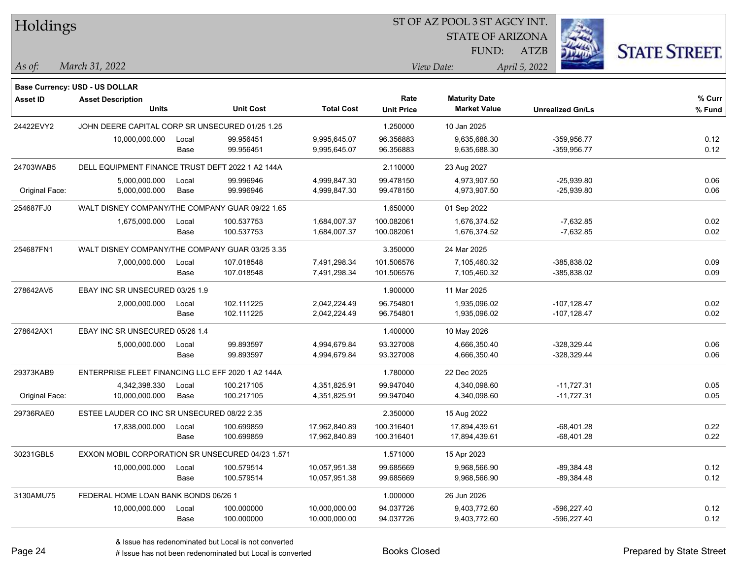# Holdings

ST OF AZ POOL 3 ST AGCY INT.
STATE OF ARIZONA
FUND: ATZB

*As of:* *March 31, 2022*
*View Date:* *April 5, 2022*

**Base Currency: USD - US DOLLAR**

| Asset ID | Asset Description / Units | | Unit Cost | Total Cost | Rate / Unit Price | Maturity Date / Market Value | Unrealized Gn/Ls | % Curr / % Fund |
|---|---|---|---|---|---|---|---|---|
| 24422EVY2 | JOHN DEERE CAPITAL CORP SR UNSECURED 01/25 1.25 | | | | 1.250000 | 10 Jan 2025 | | |
| | 10,000,000.000 | Local | 99.956451 | 9,995,645.07 | 96.356883 | 9,635,688.30 | -359,956.77 | 0.12 |
| | | Base | 99.956451 | 9,995,645.07 | 96.356883 | 9,635,688.30 | -359,956.77 | 0.12 |
| 24703WAB5 | DELL EQUIPMENT FINANCE TRUST DEFT 2022 1 A2 144A | | | | 2.110000 | 23 Aug 2027 | | |
| | 5,000,000.000 | Local | 99.996946 | 4,999,847.30 | 99.478150 | 4,973,907.50 | -25,939.80 | 0.06 |
| Original Face: | 5,000,000.000 | Base | 99.996946 | 4,999,847.30 | 99.478150 | 4,973,907.50 | -25,939.80 | 0.06 |
| 254687FJ0 | WALT DISNEY COMPANY/THE COMPANY GUAR 09/22 1.65 | | | | 1.650000 | 01 Sep 2022 | | |
| | 1,675,000.000 | Local | 100.537753 | 1,684,007.37 | 100.082061 | 1,676,374.52 | -7,632.85 | 0.02 |
| | | Base | 100.537753 | 1,684,007.37 | 100.082061 | 1,676,374.52 | -7,632.85 | 0.02 |
| 254687FN1 | WALT DISNEY COMPANY/THE COMPANY GUAR 03/25 3.35 | | | | 3.350000 | 24 Mar 2025 | | |
| | 7,000,000.000 | Local | 107.018548 | 7,491,298.34 | 101.506576 | 7,105,460.32 | -385,838.02 | 0.09 |
| | | Base | 107.018548 | 7,491,298.34 | 101.506576 | 7,105,460.32 | -385,838.02 | 0.09 |
| 278642AV5 | EBAY INC SR UNSECURED 03/25 1.9 | | | | 1.900000 | 11 Mar 2025 | | |
| | 2,000,000.000 | Local | 102.111225 | 2,042,224.49 | 96.754801 | 1,935,096.02 | -107,128.47 | 0.02 |
| | | Base | 102.111225 | 2,042,224.49 | 96.754801 | 1,935,096.02 | -107,128.47 | 0.02 |
| 278642AX1 | EBAY INC SR UNSECURED 05/26 1.4 | | | | 1.400000 | 10 May 2026 | | |
| | 5,000,000.000 | Local | 99.893597 | 4,994,679.84 | 93.327008 | 4,666,350.40 | -328,329.44 | 0.06 |
| | | Base | 99.893597 | 4,994,679.84 | 93.327008 | 4,666,350.40 | -328,329.44 | 0.06 |
| 29373KAB9 | ENTERPRISE FLEET FINANCING LLC EFF 2020 1 A2 144A | | | | 1.780000 | 22 Dec 2025 | | |
| | 4,342,398.330 | Local | 100.217105 | 4,351,825.91 | 99.947040 | 4,340,098.60 | -11,727.31 | 0.05 |
| Original Face: | 10,000,000.000 | Base | 100.217105 | 4,351,825.91 | 99.947040 | 4,340,098.60 | -11,727.31 | 0.05 |
| 29736RAE0 | ESTEE LAUDER CO INC SR UNSECURED 08/22 2.35 | | | | 2.350000 | 15 Aug 2022 | | |
| | 17,838,000.000 | Local | 100.699859 | 17,962,840.89 | 100.316401 | 17,894,439.61 | -68,401.28 | 0.22 |
| | | Base | 100.699859 | 17,962,840.89 | 100.316401 | 17,894,439.61 | -68,401.28 | 0.22 |
| 30231GBL5 | EXXON MOBIL CORPORATION SR UNSECURED 04/23 1.571 | | | | 1.571000 | 15 Apr 2023 | | |
| | 10,000,000.000 | Local | 100.579514 | 10,057,951.38 | 99.685669 | 9,968,566.90 | -89,384.48 | 0.12 |
| | | Base | 100.579514 | 10,057,951.38 | 99.685669 | 9,968,566.90 | -89,384.48 | 0.12 |
| 3130AMU75 | FEDERAL HOME LOAN BANK BONDS 06/26 1 | | | | 1.000000 | 26 Jun 2026 | | |
| | 10,000,000.000 | Local | 100.000000 | 10,000,000.00 | 94.037726 | 9,403,772.60 | -596,227.40 | 0.12 |
| | | Base | 100.000000 | 10,000,000.00 | 94.037726 | 9,403,772.60 | -596,227.40 | 0.12 |

& Issue has redenominated but Local is not converted
# Issue has not been redenominated but Local is converted

Books Closed

Prepared by State Street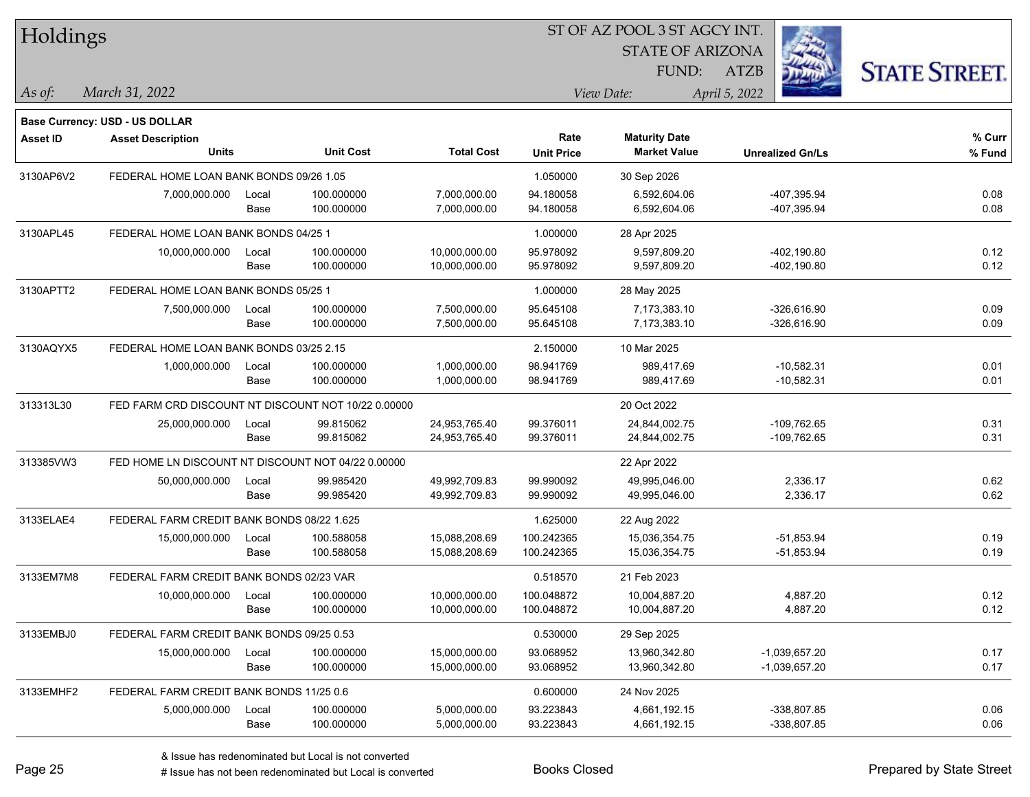# Holdings

ST OF AZ POOL 3 ST AGCY INT.
STATE OF ARIZONA
FUND: ATZB

*As of:* *March 31, 2022*
*View Date:* *April 5, 2022*

**Base Currency: USD - US DOLLAR**

| Asset ID | Asset Description / Units | | Unit Cost | Total Cost | Rate / Unit Price | Maturity Date / Market Value | Unrealized Gn/Ls | % Curr / % Fund |
|---|---|---|---|---|---|---|---|---|
| 3130AP6V2 | FEDERAL HOME LOAN BANK BONDS 09/26 1.05 | | | | 1.050000 | 30 Sep 2026 | | |
| | 7,000,000.000 | Local | 100.000000 | 7,000,000.00 | 94.180058 | 6,592,604.06 | -407,395.94 | 0.08 |
| | | Base | 100.000000 | 7,000,000.00 | 94.180058 | 6,592,604.06 | -407,395.94 | 0.08 |
| 3130APL45 | FEDERAL HOME LOAN BANK BONDS 04/25 1 | | | | 1.000000 | 28 Apr 2025 | | |
| | 10,000,000.000 | Local | 100.000000 | 10,000,000.00 | 95.978092 | 9,597,809.20 | -402,190.80 | 0.12 |
| | | Base | 100.000000 | 10,000,000.00 | 95.978092 | 9,597,809.20 | -402,190.80 | 0.12 |
| 3130APTT2 | FEDERAL HOME LOAN BANK BONDS 05/25 1 | | | | 1.000000 | 28 May 2025 | | |
| | 7,500,000.000 | Local | 100.000000 | 7,500,000.00 | 95.645108 | 7,173,383.10 | -326,616.90 | 0.09 |
| | | Base | 100.000000 | 7,500,000.00 | 95.645108 | 7,173,383.10 | -326,616.90 | 0.09 |
| 3130AQYX5 | FEDERAL HOME LOAN BANK BONDS 03/25 2.15 | | | | 2.150000 | 10 Mar 2025 | | |
| | 1,000,000.000 | Local | 100.000000 | 1,000,000.00 | 98.941769 | 989,417.69 | -10,582.31 | 0.01 |
| | | Base | 100.000000 | 1,000,000.00 | 98.941769 | 989,417.69 | -10,582.31 | 0.01 |
| 313313L30 | FED FARM CRD DISCOUNT NT DISCOUNT NOT 10/22 0.00000 | | | | | 20 Oct 2022 | | |
| | 25,000,000.000 | Local | 99.815062 | 24,953,765.40 | 99.376011 | 24,844,002.75 | -109,762.65 | 0.31 |
| | | Base | 99.815062 | 24,953,765.40 | 99.376011 | 24,844,002.75 | -109,762.65 | 0.31 |
| 313385VW3 | FED HOME LN DISCOUNT NT DISCOUNT NOT 04/22 0.00000 | | | | | 22 Apr 2022 | | |
| | 50,000,000.000 | Local | 99.985420 | 49,992,709.83 | 99.990092 | 49,995,046.00 | 2,336.17 | 0.62 |
| | | Base | 99.985420 | 49,992,709.83 | 99.990092 | 49,995,046.00 | 2,336.17 | 0.62 |
| 3133ELAE4 | FEDERAL FARM CREDIT BANK BONDS 08/22 1.625 | | | | 1.625000 | 22 Aug 2022 | | |
| | 15,000,000.000 | Local | 100.588058 | 15,088,208.69 | 100.242365 | 15,036,354.75 | -51,853.94 | 0.19 |
| | | Base | 100.588058 | 15,088,208.69 | 100.242365 | 15,036,354.75 | -51,853.94 | 0.19 |
| 3133EM7M8 | FEDERAL FARM CREDIT BANK BONDS 02/23 VAR | | | | 0.518570 | 21 Feb 2023 | | |
| | 10,000,000.000 | Local | 100.000000 | 10,000,000.00 | 100.048872 | 10,004,887.20 | 4,887.20 | 0.12 |
| | | Base | 100.000000 | 10,000,000.00 | 100.048872 | 10,004,887.20 | 4,887.20 | 0.12 |
| 3133EMBJ0 | FEDERAL FARM CREDIT BANK BONDS 09/25 0.53 | | | | 0.530000 | 29 Sep 2025 | | |
| | 15,000,000.000 | Local | 100.000000 | 15,000,000.00 | 93.068952 | 13,960,342.80 | -1,039,657.20 | 0.17 |
| | | Base | 100.000000 | 15,000,000.00 | 93.068952 | 13,960,342.80 | -1,039,657.20 | 0.17 |
| 3133EMHF2 | FEDERAL FARM CREDIT BANK BONDS 11/25 0.6 | | | | 0.600000 | 24 Nov 2025 | | |
| | 5,000,000.000 | Local | 100.000000 | 5,000,000.00 | 93.223843 | 4,661,192.15 | -338,807.85 | 0.06 |
| | | Base | 100.000000 | 5,000,000.00 | 93.223843 | 4,661,192.15 | -338,807.85 | 0.06 |

& Issue has redenominated but Local is not converted
# Issue has not been redenominated but Local is converted

Books Closed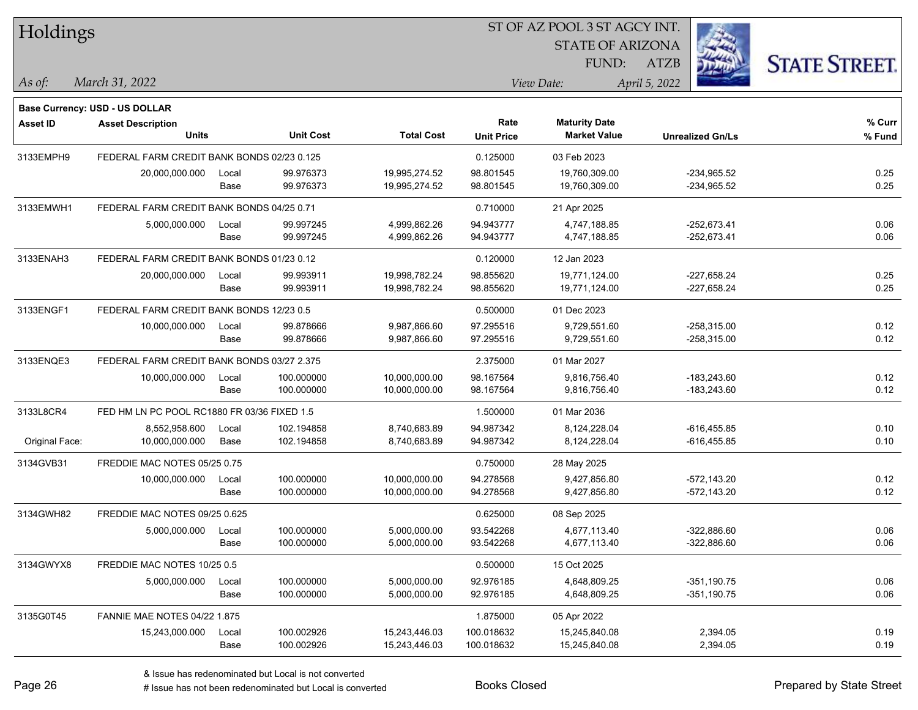# Holdings

ST OF AZ POOL 3 ST AGCY INT.
STATE OF ARIZONA
FUND: ATZB

*As of:* *March 31, 2022*
*View Date:* *April 5, 2022*

**Base Currency: USD - US DOLLAR**

| Asset ID | Asset Description / Units | | Unit Cost | Total Cost | Rate / Unit Price | Maturity Date / Market Value | Unrealized Gn/Ls | % Curr / % Fund |
|---|---|---|---|---|---|---|---|---|
| 3133EMPH9 | FEDERAL FARM CREDIT BANK BONDS 02/23 0.125 | | | | 0.125000 | 03 Feb 2023 | | |
| | 20,000,000.000 | Local | 99.976373 | 19,995,274.52 | 98.801545 | 19,760,309.00 | -234,965.52 | 0.25 |
| | | Base | 99.976373 | 19,995,274.52 | 98.801545 | 19,760,309.00 | -234,965.52 | 0.25 |
| 3133EMWH1 | FEDERAL FARM CREDIT BANK BONDS 04/25 0.71 | | | | 0.710000 | 21 Apr 2025 | | |
| | 5,000,000.000 | Local | 99.997245 | 4,999,862.26 | 94.943777 | 4,747,188.85 | -252,673.41 | 0.06 |
| | | Base | 99.997245 | 4,999,862.26 | 94.943777 | 4,747,188.85 | -252,673.41 | 0.06 |
| 3133ENAH3 | FEDERAL FARM CREDIT BANK BONDS 01/23 0.12 | | | | 0.120000 | 12 Jan 2023 | | |
| | 20,000,000.000 | Local | 99.993911 | 19,998,782.24 | 98.855620 | 19,771,124.00 | -227,658.24 | 0.25 |
| | | Base | 99.993911 | 19,998,782.24 | 98.855620 | 19,771,124.00 | -227,658.24 | 0.25 |
| 3133ENGF1 | FEDERAL FARM CREDIT BANK BONDS 12/23 0.5 | | | | 0.500000 | 01 Dec 2023 | | |
| | 10,000,000.000 | Local | 99.878666 | 9,987,866.60 | 97.295516 | 9,729,551.60 | -258,315.00 | 0.12 |
| | | Base | 99.878666 | 9,987,866.60 | 97.295516 | 9,729,551.60 | -258,315.00 | 0.12 |
| 3133ENQE3 | FEDERAL FARM CREDIT BANK BONDS 03/27 2.375 | | | | 2.375000 | 01 Mar 2027 | | |
| | 10,000,000.000 | Local | 100.000000 | 10,000,000.00 | 98.167564 | 9,816,756.40 | -183,243.60 | 0.12 |
| | | Base | 100.000000 | 10,000,000.00 | 98.167564 | 9,816,756.40 | -183,243.60 | 0.12 |
| 3133L8CR4 | FED HM LN PC POOL RC1880 FR 03/36 FIXED 1.5 | | | | 1.500000 | 01 Mar 2036 | | |
| | 8,552,958.600 | Local | 102.194858 | 8,740,683.89 | 94.987342 | 8,124,228.04 | -616,455.85 | 0.10 |
| Original Face: | 10,000,000.000 | Base | 102.194858 | 8,740,683.89 | 94.987342 | 8,124,228.04 | -616,455.85 | 0.10 |
| 3134GVB31 | FREDDIE MAC NOTES 05/25 0.75 | | | | 0.750000 | 28 May 2025 | | |
| | 10,000,000.000 | Local | 100.000000 | 10,000,000.00 | 94.278568 | 9,427,856.80 | -572,143.20 | 0.12 |
| | | Base | 100.000000 | 10,000,000.00 | 94.278568 | 9,427,856.80 | -572,143.20 | 0.12 |
| 3134GWH82 | FREDDIE MAC NOTES 09/25 0.625 | | | | 0.625000 | 08 Sep 2025 | | |
| | 5,000,000.000 | Local | 100.000000 | 5,000,000.00 | 93.542268 | 4,677,113.40 | -322,886.60 | 0.06 |
| | | Base | 100.000000 | 5,000,000.00 | 93.542268 | 4,677,113.40 | -322,886.60 | 0.06 |
| 3134GWYX8 | FREDDIE MAC NOTES 10/25 0.5 | | | | 0.500000 | 15 Oct 2025 | | |
| | 5,000,000.000 | Local | 100.000000 | 5,000,000.00 | 92.976185 | 4,648,809.25 | -351,190.75 | 0.06 |
| | | Base | 100.000000 | 5,000,000.00 | 92.976185 | 4,648,809.25 | -351,190.75 | 0.06 |
| 3135G0T45 | FANNIE MAE NOTES 04/22 1.875 | | | | 1.875000 | 05 Apr 2022 | | |
| | 15,243,000.000 | Local | 100.002926 | 15,243,446.03 | 100.018632 | 15,245,840.08 | 2,394.05 | 0.19 |
| | | Base | 100.002926 | 15,243,446.03 | 100.018632 | 15,245,840.08 | 2,394.05 | 0.19 |

& Issue has redenominated but Local is not converted
# Issue has not been redenominated but Local is converted

Books Closed

Prepared by State Street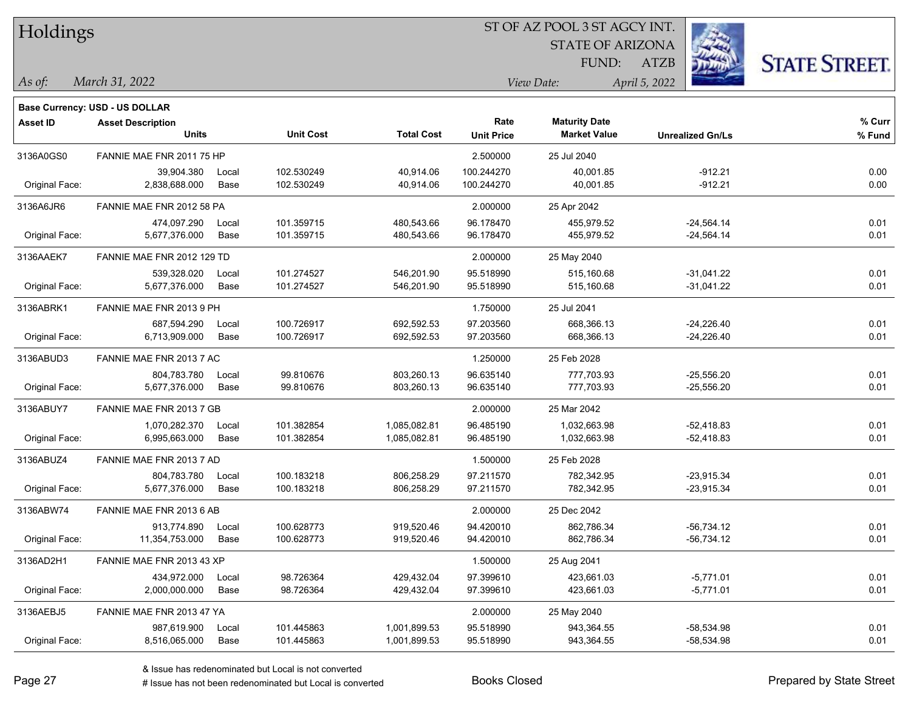# Holdings

ST OF AZ POOL 3 ST AGCY INT.
STATE OF ARIZONA
FUND: ATZB

*As of:* *March 31, 2022*

*View Date:* *April 5, 2022*

**Base Currency: USD - US DOLLAR**

| Asset ID | Asset Description / Units | | Unit Cost | Total Cost | Rate / Unit Price | Maturity Date / Market Value | Unrealized Gn/Ls | % Curr / % Fund |
|---|---|---|---|---|---|---|---|---|
| 3136A0GS0 | FANNIE MAE FNR 2011 75 HP | | | | 2.500000 | 25 Jul 2040 | | |
| | 39,904.380 | Local | 102.530249 | 40,914.06 | 100.244270 | 40,001.85 | -912.21 | 0.00 |
| Original Face: | 2,838,688.000 | Base | 102.530249 | 40,914.06 | 100.244270 | 40,001.85 | -912.21 | 0.00 |
| 3136A6JR6 | FANNIE MAE FNR 2012 58 PA | | | | 2.000000 | 25 Apr 2042 | | |
| | 474,097.290 | Local | 101.359715 | 480,543.66 | 96.178470 | 455,979.52 | -24,564.14 | 0.01 |
| Original Face: | 5,677,376.000 | Base | 101.359715 | 480,543.66 | 96.178470 | 455,979.52 | -24,564.14 | 0.01 |
| 3136AAEK7 | FANNIE MAE FNR 2012 129 TD | | | | 2.000000 | 25 May 2040 | | |
| | 539,328.020 | Local | 101.274527 | 546,201.90 | 95.518990 | 515,160.68 | -31,041.22 | 0.01 |
| Original Face: | 5,677,376.000 | Base | 101.274527 | 546,201.90 | 95.518990 | 515,160.68 | -31,041.22 | 0.01 |
| 3136ABRK1 | FANNIE MAE FNR 2013 9 PH | | | | 1.750000 | 25 Jul 2041 | | |
| | 687,594.290 | Local | 100.726917 | 692,592.53 | 97.203560 | 668,366.13 | -24,226.40 | 0.01 |
| Original Face: | 6,713,909.000 | Base | 100.726917 | 692,592.53 | 97.203560 | 668,366.13 | -24,226.40 | 0.01 |
| 3136ABUD3 | FANNIE MAE FNR 2013 7 AC | | | | 1.250000 | 25 Feb 2028 | | |
| | 804,783.780 | Local | 99.810676 | 803,260.13 | 96.635140 | 777,703.93 | -25,556.20 | 0.01 |
| Original Face: | 5,677,376.000 | Base | 99.810676 | 803,260.13 | 96.635140 | 777,703.93 | -25,556.20 | 0.01 |
| 3136ABUY7 | FANNIE MAE FNR 2013 7 GB | | | | 2.000000 | 25 Mar 2042 | | |
| | 1,070,282.370 | Local | 101.382854 | 1,085,082.81 | 96.485190 | 1,032,663.98 | -52,418.83 | 0.01 |
| Original Face: | 6,995,663.000 | Base | 101.382854 | 1,085,082.81 | 96.485190 | 1,032,663.98 | -52,418.83 | 0.01 |
| 3136ABUZ4 | FANNIE MAE FNR 2013 7 AD | | | | 1.500000 | 25 Feb 2028 | | |
| | 804,783.780 | Local | 100.183218 | 806,258.29 | 97.211570 | 782,342.95 | -23,915.34 | 0.01 |
| Original Face: | 5,677,376.000 | Base | 100.183218 | 806,258.29 | 97.211570 | 782,342.95 | -23,915.34 | 0.01 |
| 3136ABW74 | FANNIE MAE FNR 2013 6 AB | | | | 2.000000 | 25 Dec 2042 | | |
| | 913,774.890 | Local | 100.628773 | 919,520.46 | 94.420010 | 862,786.34 | -56,734.12 | 0.01 |
| Original Face: | 11,354,753.000 | Base | 100.628773 | 919,520.46 | 94.420010 | 862,786.34 | -56,734.12 | 0.01 |
| 3136AD2H1 | FANNIE MAE FNR 2013 43 XP | | | | 1.500000 | 25 Aug 2041 | | |
| | 434,972.000 | Local | 98.726364 | 429,432.04 | 97.399610 | 423,661.03 | -5,771.01 | 0.01 |
| Original Face: | 2,000,000.000 | Base | 98.726364 | 429,432.04 | 97.399610 | 423,661.03 | -5,771.01 | 0.01 |
| 3136AEBJ5 | FANNIE MAE FNR 2013 47 YA | | | | 2.000000 | 25 May 2040 | | |
| | 987,619.900 | Local | 101.445863 | 1,001,899.53 | 95.518990 | 943,364.55 | -58,534.98 | 0.01 |
| Original Face: | 8,516,065.000 | Base | 101.445863 | 1,001,899.53 | 95.518990 | 943,364.55 | -58,534.98 | 0.01 |

& Issue has redenominated but Local is not converted
# Issue has not been redenominated but Local is converted

Books Closed

Prepared by State Street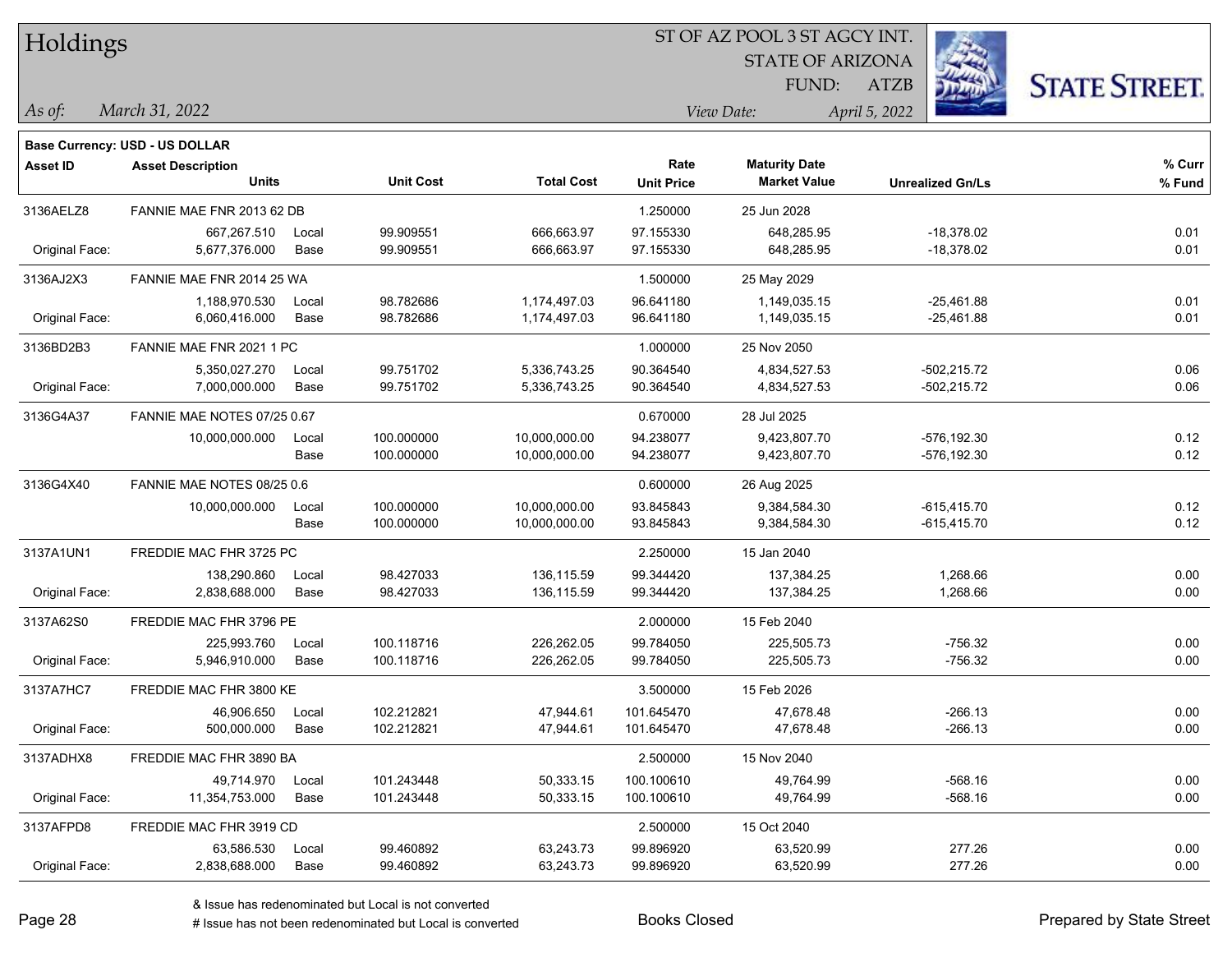# Holdings

ST OF AZ POOL 3 ST AGCY INT.
STATE OF ARIZONA
FUND: ATZB

*As of:* *March 31, 2022*

*View Date:* *April 5, 2022*

**Base Currency: USD - US DOLLAR**

| Asset ID | Asset Description / Units | | Unit Cost | Total Cost | Rate / Unit Price | Maturity Date / Market Value | Unrealized Gn/Ls | % Curr / % Fund |
|---|---|---|---|---|---|---|---|---|
| 3136AELZ8 | FANNIE MAE FNR 2013 62 DB | | | | 1.250000 | 25 Jun 2028 | | |
| | 667,267.510 | Local | 99.909551 | 666,663.97 | 97.155330 | 648,285.95 | -18,378.02 | 0.01 |
| Original Face: | 5,677,376.000 | Base | 99.909551 | 666,663.97 | 97.155330 | 648,285.95 | -18,378.02 | 0.01 |
| 3136AJ2X3 | FANNIE MAE FNR 2014 25 WA | | | | 1.500000 | 25 May 2029 | | |
| | 1,188,970.530 | Local | 98.782686 | 1,174,497.03 | 96.641180 | 1,149,035.15 | -25,461.88 | 0.01 |
| Original Face: | 6,060,416.000 | Base | 98.782686 | 1,174,497.03 | 96.641180 | 1,149,035.15 | -25,461.88 | 0.01 |
| 3136BD2B3 | FANNIE MAE FNR 2021 1 PC | | | | 1.000000 | 25 Nov 2050 | | |
| | 5,350,027.270 | Local | 99.751702 | 5,336,743.25 | 90.364540 | 4,834,527.53 | -502,215.72 | 0.06 |
| Original Face: | 7,000,000.000 | Base | 99.751702 | 5,336,743.25 | 90.364540 | 4,834,527.53 | -502,215.72 | 0.06 |
| 3136G4A37 | FANNIE MAE NOTES 07/25 0.67 | | | | 0.670000 | 28 Jul 2025 | | |
| | 10,000,000.000 | Local | 100.000000 | 10,000,000.00 | 94.238077 | 9,423,807.70 | -576,192.30 | 0.12 |
| | | Base | 100.000000 | 10,000,000.00 | 94.238077 | 9,423,807.70 | -576,192.30 | 0.12 |
| 3136G4X40 | FANNIE MAE NOTES 08/25 0.6 | | | | 0.600000 | 26 Aug 2025 | | |
| | 10,000,000.000 | Local | 100.000000 | 10,000,000.00 | 93.845843 | 9,384,584.30 | -615,415.70 | 0.12 |
| | | Base | 100.000000 | 10,000,000.00 | 93.845843 | 9,384,584.30 | -615,415.70 | 0.12 |
| 3137A1UN1 | FREDDIE MAC FHR 3725 PC | | | | 2.250000 | 15 Jan 2040 | | |
| | 138,290.860 | Local | 98.427033 | 136,115.59 | 99.344420 | 137,384.25 | 1,268.66 | 0.00 |
| Original Face: | 2,838,688.000 | Base | 98.427033 | 136,115.59 | 99.344420 | 137,384.25 | 1,268.66 | 0.00 |
| 3137A62S0 | FREDDIE MAC FHR 3796 PE | | | | 2.000000 | 15 Feb 2040 | | |
| | 225,993.760 | Local | 100.118716 | 226,262.05 | 99.784050 | 225,505.73 | -756.32 | 0.00 |
| Original Face: | 5,946,910.000 | Base | 100.118716 | 226,262.05 | 99.784050 | 225,505.73 | -756.32 | 0.00 |
| 3137A7HC7 | FREDDIE MAC FHR 3800 KE | | | | 3.500000 | 15 Feb 2026 | | |
| | 46,906.650 | Local | 102.212821 | 47,944.61 | 101.645470 | 47,678.48 | -266.13 | 0.00 |
| Original Face: | 500,000.000 | Base | 102.212821 | 47,944.61 | 101.645470 | 47,678.48 | -266.13 | 0.00 |
| 3137ADHX8 | FREDDIE MAC FHR 3890 BA | | | | 2.500000 | 15 Nov 2040 | | |
| | 49,714.970 | Local | 101.243448 | 50,333.15 | 100.100610 | 49,764.99 | -568.16 | 0.00 |
| Original Face: | 11,354,753.000 | Base | 101.243448 | 50,333.15 | 100.100610 | 49,764.99 | -568.16 | 0.00 |
| 3137AFPD8 | FREDDIE MAC FHR 3919 CD | | | | 2.500000 | 15 Oct 2040 | | |
| | 63,586.530 | Local | 99.460892 | 63,243.73 | 99.896920 | 63,520.99 | 277.26 | 0.00 |
| Original Face: | 2,838,688.000 | Base | 99.460892 | 63,243.73 | 99.896920 | 63,520.99 | 277.26 | 0.00 |

& Issue has redenominated but Local is not converted
# Issue has not been redenominated but Local is converted

Books Closed

Prepared by State Street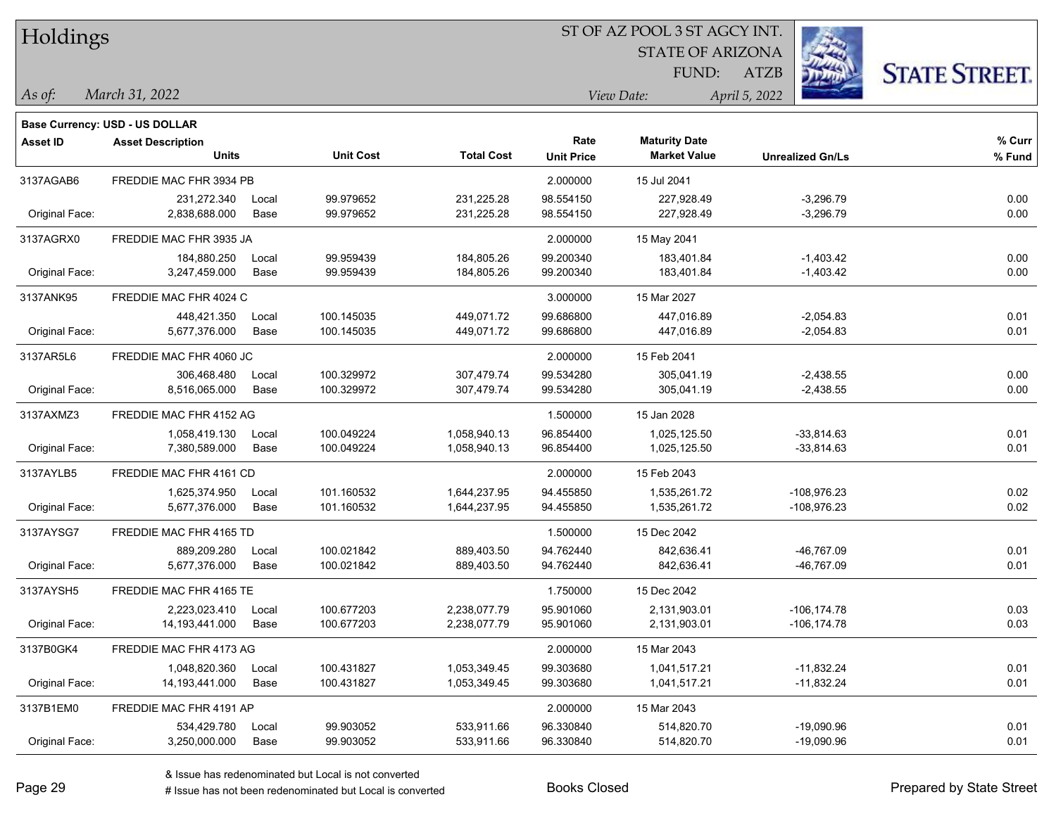# Holdings

ST OF AZ POOL 3 ST AGCY INT.
STATE OF ARIZONA
FUND: ATZB

*As of:* *March 31, 2022*  *View Date:* *April 5, 2022*

**Base Currency: USD - US DOLLAR**

| Asset ID | Asset Description / Units | | Unit Cost | Total Cost | Rate / Unit Price | Maturity Date / Market Value | Unrealized Gn/Ls | % Curr / % Fund |
|---|---|---|---|---|---|---|---|---|
| 3137AGAB6 | FREDDIE MAC FHR 3934 PB | | | | 2.000000 | 15 Jul 2041 | | |
| | 231,272.340 | Local | 99.979652 | 231,225.28 | 98.554150 | 227,928.49 | -3,296.79 | 0.00 |
| Original Face: | 2,838,688.000 | Base | 99.979652 | 231,225.28 | 98.554150 | 227,928.49 | -3,296.79 | 0.00 |
| 3137AGRX0 | FREDDIE MAC FHR 3935 JA | | | | 2.000000 | 15 May 2041 | | |
| | 184,880.250 | Local | 99.959439 | 184,805.26 | 99.200340 | 183,401.84 | -1,403.42 | 0.00 |
| Original Face: | 3,247,459.000 | Base | 99.959439 | 184,805.26 | 99.200340 | 183,401.84 | -1,403.42 | 0.00 |
| 3137ANK95 | FREDDIE MAC FHR 4024 C | | | | 3.000000 | 15 Mar 2027 | | |
| | 448,421.350 | Local | 100.145035 | 449,071.72 | 99.686800 | 447,016.89 | -2,054.83 | 0.01 |
| Original Face: | 5,677,376.000 | Base | 100.145035 | 449,071.72 | 99.686800 | 447,016.89 | -2,054.83 | 0.01 |
| 3137AR5L6 | FREDDIE MAC FHR 4060 JC | | | | 2.000000 | 15 Feb 2041 | | |
| | 306,468.480 | Local | 100.329972 | 307,479.74 | 99.534280 | 305,041.19 | -2,438.55 | 0.00 |
| Original Face: | 8,516,065.000 | Base | 100.329972 | 307,479.74 | 99.534280 | 305,041.19 | -2,438.55 | 0.00 |
| 3137AXMZ3 | FREDDIE MAC FHR 4152 AG | | | | 1.500000 | 15 Jan 2028 | | |
| | 1,058,419.130 | Local | 100.049224 | 1,058,940.13 | 96.854400 | 1,025,125.50 | -33,814.63 | 0.01 |
| Original Face: | 7,380,589.000 | Base | 100.049224 | 1,058,940.13 | 96.854400 | 1,025,125.50 | -33,814.63 | 0.01 |
| 3137AYLB5 | FREDDIE MAC FHR 4161 CD | | | | 2.000000 | 15 Feb 2043 | | |
| | 1,625,374.950 | Local | 101.160532 | 1,644,237.95 | 94.455850 | 1,535,261.72 | -108,976.23 | 0.02 |
| Original Face: | 5,677,376.000 | Base | 101.160532 | 1,644,237.95 | 94.455850 | 1,535,261.72 | -108,976.23 | 0.02 |
| 3137AYSG7 | FREDDIE MAC FHR 4165 TD | | | | 1.500000 | 15 Dec 2042 | | |
| | 889,209.280 | Local | 100.021842 | 889,403.50 | 94.762440 | 842,636.41 | -46,767.09 | 0.01 |
| Original Face: | 5,677,376.000 | Base | 100.021842 | 889,403.50 | 94.762440 | 842,636.41 | -46,767.09 | 0.01 |
| 3137AYSH5 | FREDDIE MAC FHR 4165 TE | | | | 1.750000 | 15 Dec 2042 | | |
| | 2,223,023.410 | Local | 100.677203 | 2,238,077.79 | 95.901060 | 2,131,903.01 | -106,174.78 | 0.03 |
| Original Face: | 14,193,441.000 | Base | 100.677203 | 2,238,077.79 | 95.901060 | 2,131,903.01 | -106,174.78 | 0.03 |
| 3137B0GK4 | FREDDIE MAC FHR 4173 AG | | | | 2.000000 | 15 Mar 2043 | | |
| | 1,048,820.360 | Local | 100.431827 | 1,053,349.45 | 99.303680 | 1,041,517.21 | -11,832.24 | 0.01 |
| Original Face: | 14,193,441.000 | Base | 100.431827 | 1,053,349.45 | 99.303680 | 1,041,517.21 | -11,832.24 | 0.01 |
| 3137B1EM0 | FREDDIE MAC FHR 4191 AP | | | | 2.000000 | 15 Mar 2043 | | |
| | 534,429.780 | Local | 99.903052 | 533,911.66 | 96.330840 | 514,820.70 | -19,090.96 | 0.01 |
| Original Face: | 3,250,000.000 | Base | 99.903052 | 533,911.66 | 96.330840 | 514,820.70 | -19,090.96 | 0.01 |

& Issue has redenominated but Local is not converted
# Issue has not been redenominated but Local is converted

Books Closed

Prepared by State Street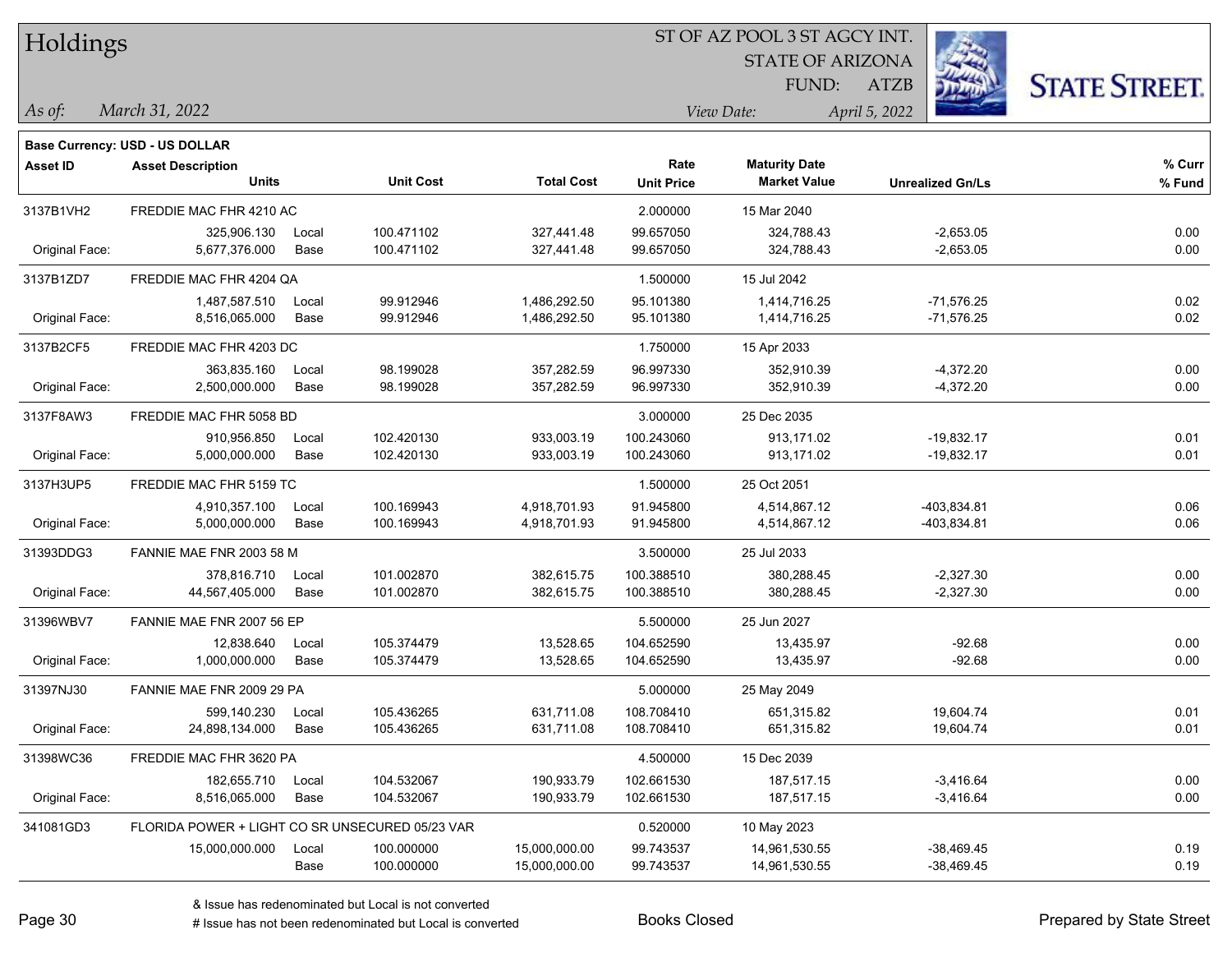# Holdings

ST OF AZ POOL 3 ST AGCY INT.
STATE OF ARIZONA
FUND: ATZB

*As of:* *March 31, 2022*
*View Date:* *April 5, 2022*

**Base Currency: USD - US DOLLAR**

| Asset ID | Asset Description / Units | | Unit Cost | Total Cost | Rate / Unit Price | Maturity Date / Market Value | Unrealized Gn/Ls | % Curr / % Fund |
|---|---|---|---|---|---|---|---|---|
| 3137B1VH2 | FREDDIE MAC FHR 4210 AC | | | | 2.000000 | 15 Mar 2040 | | |
| | 325,906.130 | Local | 100.471102 | 327,441.48 | 99.657050 | 324,788.43 | -2,653.05 | 0.00 |
| Original Face: | 5,677,376.000 | Base | 100.471102 | 327,441.48 | 99.657050 | 324,788.43 | -2,653.05 | 0.00 |
| 3137B1ZD7 | FREDDIE MAC FHR 4204 QA | | | | 1.500000 | 15 Jul 2042 | | |
| | 1,487,587.510 | Local | 99.912946 | 1,486,292.50 | 95.101380 | 1,414,716.25 | -71,576.25 | 0.02 |
| Original Face: | 8,516,065.000 | Base | 99.912946 | 1,486,292.50 | 95.101380 | 1,414,716.25 | -71,576.25 | 0.02 |
| 3137B2CF5 | FREDDIE MAC FHR 4203 DC | | | | 1.750000 | 15 Apr 2033 | | |
| | 363,835.160 | Local | 98.199028 | 357,282.59 | 96.997330 | 352,910.39 | -4,372.20 | 0.00 |
| Original Face: | 2,500,000.000 | Base | 98.199028 | 357,282.59 | 96.997330 | 352,910.39 | -4,372.20 | 0.00 |
| 3137F8AW3 | FREDDIE MAC FHR 5058 BD | | | | 3.000000 | 25 Dec 2035 | | |
| | 910,956.850 | Local | 102.420130 | 933,003.19 | 100.243060 | 913,171.02 | -19,832.17 | 0.01 |
| Original Face: | 5,000,000.000 | Base | 102.420130 | 933,003.19 | 100.243060 | 913,171.02 | -19,832.17 | 0.01 |
| 3137H3UP5 | FREDDIE MAC FHR 5159 TC | | | | 1.500000 | 25 Oct 2051 | | |
| | 4,910,357.100 | Local | 100.169943 | 4,918,701.93 | 91.945800 | 4,514,867.12 | -403,834.81 | 0.06 |
| Original Face: | 5,000,000.000 | Base | 100.169943 | 4,918,701.93 | 91.945800 | 4,514,867.12 | -403,834.81 | 0.06 |
| 31393DDG3 | FANNIE MAE FNR 2003 58 M | | | | 3.500000 | 25 Jul 2033 | | |
| | 378,816.710 | Local | 101.002870 | 382,615.75 | 100.388510 | 380,288.45 | -2,327.30 | 0.00 |
| Original Face: | 44,567,405.000 | Base | 101.002870 | 382,615.75 | 100.388510 | 380,288.45 | -2,327.30 | 0.00 |
| 31396WBV7 | FANNIE MAE FNR 2007 56 EP | | | | 5.500000 | 25 Jun 2027 | | |
| | 12,838.640 | Local | 105.374479 | 13,528.65 | 104.652590 | 13,435.97 | -92.68 | 0.00 |
| Original Face: | 1,000,000.000 | Base | 105.374479 | 13,528.65 | 104.652590 | 13,435.97 | -92.68 | 0.00 |
| 31397NJ30 | FANNIE MAE FNR 2009 29 PA | | | | 5.000000 | 25 May 2049 | | |
| | 599,140.230 | Local | 105.436265 | 631,711.08 | 108.708410 | 651,315.82 | 19,604.74 | 0.01 |
| Original Face: | 24,898,134.000 | Base | 105.436265 | 631,711.08 | 108.708410 | 651,315.82 | 19,604.74 | 0.01 |
| 31398WC36 | FREDDIE MAC FHR 3620 PA | | | | 4.500000 | 15 Dec 2039 | | |
| | 182,655.710 | Local | 104.532067 | 190,933.79 | 102.661530 | 187,517.15 | -3,416.64 | 0.00 |
| Original Face: | 8,516,065.000 | Base | 104.532067 | 190,933.79 | 102.661530 | 187,517.15 | -3,416.64 | 0.00 |
| 341081GD3 | FLORIDA POWER + LIGHT CO SR UNSECURED 05/23 VAR | | | | 0.520000 | 10 May 2023 | | |
| | 15,000,000.000 | Local | 100.000000 | 15,000,000.00 | 99.743537 | 14,961,530.55 | -38,469.45 | 0.19 |
| | | Base | 100.000000 | 15,000,000.00 | 99.743537 | 14,961,530.55 | -38,469.45 | 0.19 |

& Issue has redenominated but Local is not converted
# Issue has not been redenominated but Local is converted

Books Closed

Prepared by State Street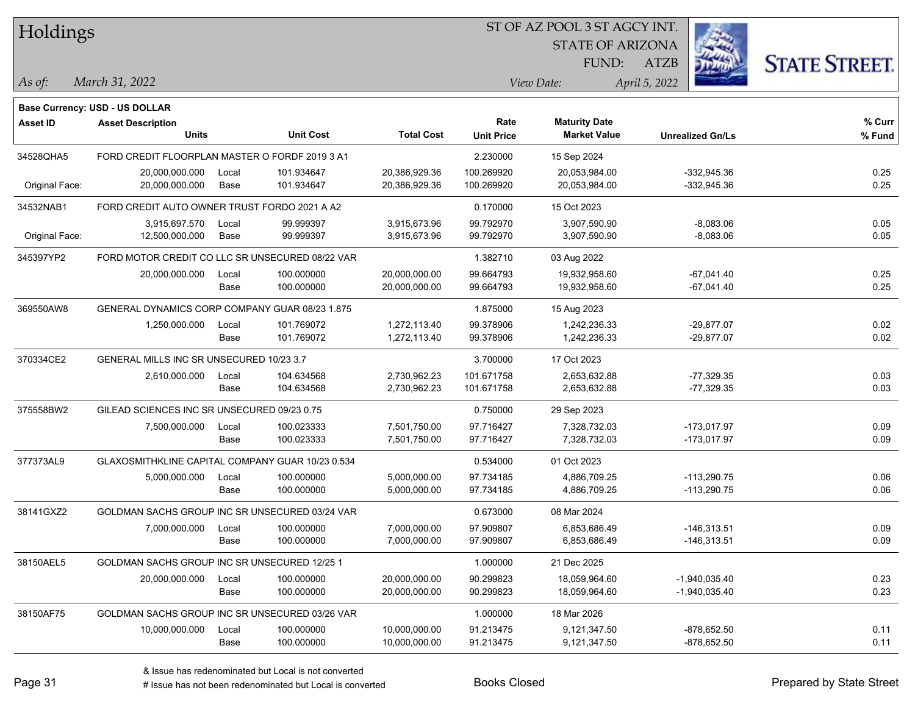# Holdings

ST OF AZ POOL 3 ST AGCY INT.
STATE OF ARIZONA
FUND: ATZB

*As of:* *March 31, 2022*
*View Date:* *April 5, 2022*

**Base Currency: USD - US DOLLAR**

| Asset ID | Asset Description / Units | | Unit Cost | Total Cost | Rate / Unit Price | Maturity Date / Market Value | Unrealized Gn/Ls | % Curr / % Fund |
|---|---|---|---|---|---|---|---|---|
| 34528QHA5 | FORD CREDIT FLOORPLAN MASTER O FORDF 2019 3 A1 | | | | 2.230000 | 15 Sep 2024 | | |
| | 20,000,000.000 | Local | 101.934647 | 20,386,929.36 | 100.269920 | 20,053,984.00 | -332,945.36 | 0.25 |
| Original Face: | 20,000,000.000 | Base | 101.934647 | 20,386,929.36 | 100.269920 | 20,053,984.00 | -332,945.36 | 0.25 |
| 34532NAB1 | FORD CREDIT AUTO OWNER TRUST FORDO 2021 A A2 | | | | 0.170000 | 15 Oct 2023 | | |
| | 3,915,697.570 | Local | 99.999397 | 3,915,673.96 | 99.792970 | 3,907,590.90 | -8,083.06 | 0.05 |
| Original Face: | 12,500,000.000 | Base | 99.999397 | 3,915,673.96 | 99.792970 | 3,907,590.90 | -8,083.06 | 0.05 |
| 345397YP2 | FORD MOTOR CREDIT CO LLC SR UNSECURED 08/22 VAR | | | | 1.382710 | 03 Aug 2022 | | |
| | 20,000,000.000 | Local | 100.000000 | 20,000,000.00 | 99.664793 | 19,932,958.60 | -67,041.40 | 0.25 |
| | | Base | 100.000000 | 20,000,000.00 | 99.664793 | 19,932,958.60 | -67,041.40 | 0.25 |
| 369550AW8 | GENERAL DYNAMICS CORP COMPANY GUAR 08/23 1.875 | | | | 1.875000 | 15 Aug 2023 | | |
| | 1,250,000.000 | Local | 101.769072 | 1,272,113.40 | 99.378906 | 1,242,236.33 | -29,877.07 | 0.02 |
| | | Base | 101.769072 | 1,272,113.40 | 99.378906 | 1,242,236.33 | -29,877.07 | 0.02 |
| 370334CE2 | GENERAL MILLS INC SR UNSECURED 10/23 3.7 | | | | 3.700000 | 17 Oct 2023 | | |
| | 2,610,000.000 | Local | 104.634568 | 2,730,962.23 | 101.671758 | 2,653,632.88 | -77,329.35 | 0.03 |
| | | Base | 104.634568 | 2,730,962.23 | 101.671758 | 2,653,632.88 | -77,329.35 | 0.03 |
| 375558BW2 | GILEAD SCIENCES INC SR UNSECURED 09/23 0.75 | | | | 0.750000 | 29 Sep 2023 | | |
| | 7,500,000.000 | Local | 100.023333 | 7,501,750.00 | 97.716427 | 7,328,732.03 | -173,017.97 | 0.09 |
| | | Base | 100.023333 | 7,501,750.00 | 97.716427 | 7,328,732.03 | -173,017.97 | 0.09 |
| 377373AL9 | GLAXOSMITHKLINE CAPITAL COMPANY GUAR 10/23 0.534 | | | | 0.534000 | 01 Oct 2023 | | |
| | 5,000,000.000 | Local | 100.000000 | 5,000,000.00 | 97.734185 | 4,886,709.25 | -113,290.75 | 0.06 |
| | | Base | 100.000000 | 5,000,000.00 | 97.734185 | 4,886,709.25 | -113,290.75 | 0.06 |
| 38141GXZ2 | GOLDMAN SACHS GROUP INC SR UNSECURED 03/24 VAR | | | | 0.673000 | 08 Mar 2024 | | |
| | 7,000,000.000 | Local | 100.000000 | 7,000,000.00 | 97.909807 | 6,853,686.49 | -146,313.51 | 0.09 |
| | | Base | 100.000000 | 7,000,000.00 | 97.909807 | 6,853,686.49 | -146,313.51 | 0.09 |
| 38150AEL5 | GOLDMAN SACHS GROUP INC SR UNSECURED 12/25 1 | | | | 1.000000 | 21 Dec 2025 | | |
| | 20,000,000.000 | Local | 100.000000 | 20,000,000.00 | 90.299823 | 18,059,964.60 | -1,940,035.40 | 0.23 |
| | | Base | 100.000000 | 20,000,000.00 | 90.299823 | 18,059,964.60 | -1,940,035.40 | 0.23 |
| 38150AF75 | GOLDMAN SACHS GROUP INC SR UNSECURED 03/26 VAR | | | | 1.000000 | 18 Mar 2026 | | |
| | 10,000,000.000 | Local | 100.000000 | 10,000,000.00 | 91.213475 | 9,121,347.50 | -878,652.50 | 0.11 |
| | | Base | 100.000000 | 10,000,000.00 | 91.213475 | 9,121,347.50 | -878,652.50 | 0.11 |

& Issue has redenominated but Local is not converted
# Issue has not been redenominated but Local is converted

Books Closed

Prepared by State Street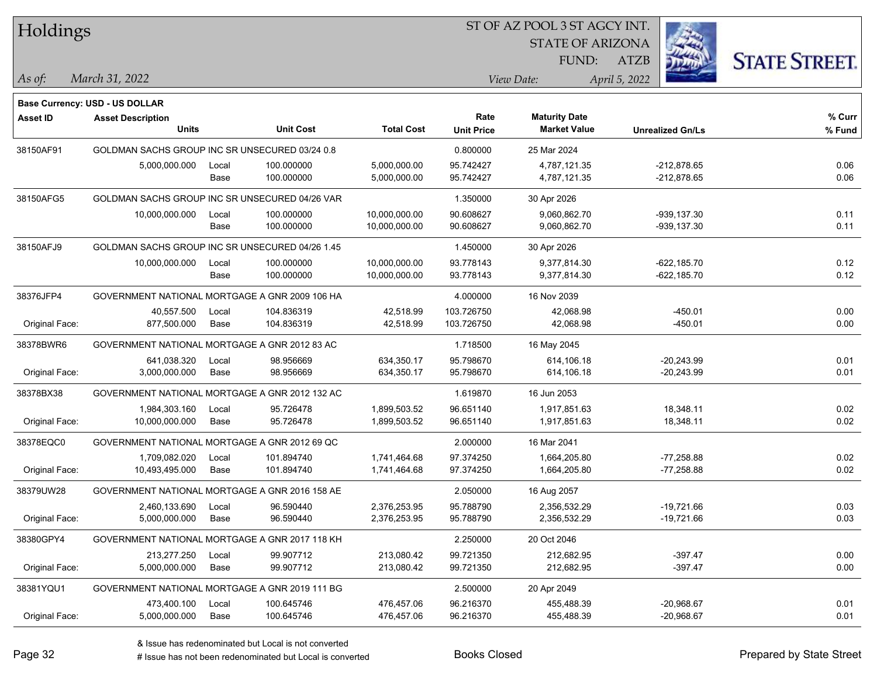# Holdings

ST OF AZ POOL 3 ST AGCY INT.
STATE OF ARIZONA
FUND: ATZB

*As of:* *March 31, 2022*
*View Date:* *April 5, 2022*

**Base Currency: USD - US DOLLAR**

| Asset ID | Asset Description / Units | | Unit Cost | Total Cost | Rate / Unit Price | Maturity Date / Market Value | Unrealized Gn/Ls | % Curr / % Fund |
|---|---|---|---|---|---|---|---|---|
| 38150AF91 | GOLDMAN SACHS GROUP INC SR UNSECURED 03/24 0.8 | | | | 0.800000 | 25 Mar 2024 | | |
| | 5,000,000.000 | Local | 100.000000 | 5,000,000.00 | 95.742427 | 4,787,121.35 | -212,878.65 | 0.06 |
| | | Base | 100.000000 | 5,000,000.00 | 95.742427 | 4,787,121.35 | -212,878.65 | 0.06 |
| 38150AFG5 | GOLDMAN SACHS GROUP INC SR UNSECURED 04/26 VAR | | | | 1.350000 | 30 Apr 2026 | | |
| | 10,000,000.000 | Local | 100.000000 | 10,000,000.00 | 90.608627 | 9,060,862.70 | -939,137.30 | 0.11 |
| | | Base | 100.000000 | 10,000,000.00 | 90.608627 | 9,060,862.70 | -939,137.30 | 0.11 |
| 38150AFJ9 | GOLDMAN SACHS GROUP INC SR UNSECURED 04/26 1.45 | | | | 1.450000 | 30 Apr 2026 | | |
| | 10,000,000.000 | Local | 100.000000 | 10,000,000.00 | 93.778143 | 9,377,814.30 | -622,185.70 | 0.12 |
| | | Base | 100.000000 | 10,000,000.00 | 93.778143 | 9,377,814.30 | -622,185.70 | 0.12 |
| 38376JFP4 | GOVERNMENT NATIONAL MORTGAGE A GNR 2009 106 HA | | | | 4.000000 | 16 Nov 2039 | | |
| | 40,557.500 | Local | 104.836319 | 42,518.99 | 103.726750 | 42,068.98 | -450.01 | 0.00 |
| Original Face: | 877,500.000 | Base | 104.836319 | 42,518.99 | 103.726750 | 42,068.98 | -450.01 | 0.00 |
| 38378BWR6 | GOVERNMENT NATIONAL MORTGAGE A GNR 2012 83 AC | | | | 1.718500 | 16 May 2045 | | |
| | 641,038.320 | Local | 98.956669 | 634,350.17 | 95.798670 | 614,106.18 | -20,243.99 | 0.01 |
| Original Face: | 3,000,000.000 | Base | 98.956669 | 634,350.17 | 95.798670 | 614,106.18 | -20,243.99 | 0.01 |
| 38378BX38 | GOVERNMENT NATIONAL MORTGAGE A GNR 2012 132 AC | | | | 1.619870 | 16 Jun 2053 | | |
| | 1,984,303.160 | Local | 95.726478 | 1,899,503.52 | 96.651140 | 1,917,851.63 | 18,348.11 | 0.02 |
| Original Face: | 10,000,000.000 | Base | 95.726478 | 1,899,503.52 | 96.651140 | 1,917,851.63 | 18,348.11 | 0.02 |
| 38378EQC0 | GOVERNMENT NATIONAL MORTGAGE A GNR 2012 69 QC | | | | 2.000000 | 16 Mar 2041 | | |
| | 1,709,082.020 | Local | 101.894740 | 1,741,464.68 | 97.374250 | 1,664,205.80 | -77,258.88 | 0.02 |
| Original Face: | 10,493,495.000 | Base | 101.894740 | 1,741,464.68 | 97.374250 | 1,664,205.80 | -77,258.88 | 0.02 |
| 38379UW28 | GOVERNMENT NATIONAL MORTGAGE A GNR 2016 158 AE | | | | 2.050000 | 16 Aug 2057 | | |
| | 2,460,133.690 | Local | 96.590440 | 2,376,253.95 | 95.788790 | 2,356,532.29 | -19,721.66 | 0.03 |
| Original Face: | 5,000,000.000 | Base | 96.590440 | 2,376,253.95 | 95.788790 | 2,356,532.29 | -19,721.66 | 0.03 |
| 38380GPY4 | GOVERNMENT NATIONAL MORTGAGE A GNR 2017 118 KH | | | | 2.250000 | 20 Oct 2046 | | |
| | 213,277.250 | Local | 99.907712 | 213,080.42 | 99.721350 | 212,682.95 | -397.47 | 0.00 |
| Original Face: | 5,000,000.000 | Base | 99.907712 | 213,080.42 | 99.721350 | 212,682.95 | -397.47 | 0.00 |
| 38381YQU1 | GOVERNMENT NATIONAL MORTGAGE A GNR 2019 111 BG | | | | 2.500000 | 20 Apr 2049 | | |
| | 473,400.100 | Local | 100.645746 | 476,457.06 | 96.216370 | 455,488.39 | -20,968.67 | 0.01 |
| Original Face: | 5,000,000.000 | Base | 100.645746 | 476,457.06 | 96.216370 | 455,488.39 | -20,968.67 | 0.01 |

& Issue has redenominated but Local is not converted
# Issue has not been redenominated but Local is converted

Books Closed

Prepared by State Street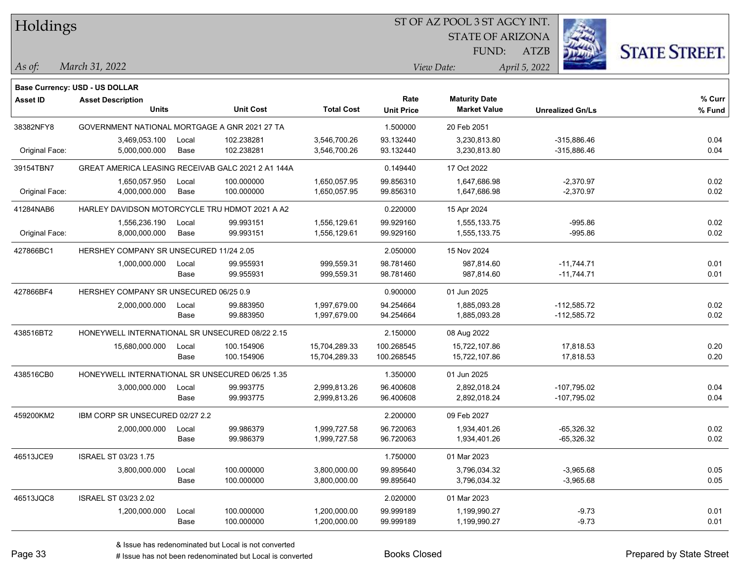# Holdings

ST OF AZ POOL 3 ST AGCY INT.
STATE OF ARIZONA
FUND: ATZB

*As of:* *March 31, 2022*
*View Date:* *April 5, 2022*

**Base Currency: USD - US DOLLAR**

| Asset ID | Asset Description / Units | | Unit Cost | Total Cost | Rate / Unit Price | Maturity Date / Market Value | Unrealized Gn/Ls | % Curr / % Fund |
|---|---|---|---|---|---|---|---|---|
| 38382NFY8 | GOVERNMENT NATIONAL MORTGAGE A GNR 2021 27 TA | | | | 1.500000 | 20 Feb 2051 | | |
| | 3,469,053.100 | Local | 102.238281 | 3,546,700.26 | 93.132440 | 3,230,813.80 | -315,886.46 | 0.04 |
| Original Face: | 5,000,000.000 | Base | 102.238281 | 3,546,700.26 | 93.132440 | 3,230,813.80 | -315,886.46 | 0.04 |
| 39154TBN7 | GREAT AMERICA LEASING RECEIVAB GALC 2021 2 A1 144A | | | | 0.149440 | 17 Oct 2022 | | |
| | 1,650,057.950 | Local | 100.000000 | 1,650,057.95 | 99.856310 | 1,647,686.98 | -2,370.97 | 0.02 |
| Original Face: | 4,000,000.000 | Base | 100.000000 | 1,650,057.95 | 99.856310 | 1,647,686.98 | -2,370.97 | 0.02 |
| 41284NAB6 | HARLEY DAVIDSON MOTORCYCLE TRU HDMOT 2021 A A2 | | | | 0.220000 | 15 Apr 2024 | | |
| | 1,556,236.190 | Local | 99.993151 | 1,556,129.61 | 99.929160 | 1,555,133.75 | -995.86 | 0.02 |
| Original Face: | 8,000,000.000 | Base | 99.993151 | 1,556,129.61 | 99.929160 | 1,555,133.75 | -995.86 | 0.02 |
| 427866BC1 | HERSHEY COMPANY SR UNSECURED 11/24 2.05 | | | | 2.050000 | 15 Nov 2024 | | |
| | 1,000,000.000 | Local | 99.955931 | 999,559.31 | 98.781460 | 987,814.60 | -11,744.71 | 0.01 |
| | | Base | 99.955931 | 999,559.31 | 98.781460 | 987,814.60 | -11,744.71 | 0.01 |
| 427866BF4 | HERSHEY COMPANY SR UNSECURED 06/25 0.9 | | | | 0.900000 | 01 Jun 2025 | | |
| | 2,000,000.000 | Local | 99.883950 | 1,997,679.00 | 94.254664 | 1,885,093.28 | -112,585.72 | 0.02 |
| | | Base | 99.883950 | 1,997,679.00 | 94.254664 | 1,885,093.28 | -112,585.72 | 0.02 |
| 438516BT2 | HONEYWELL INTERNATIONAL SR UNSECURED 08/22 2.15 | | | | 2.150000 | 08 Aug 2022 | | |
| | 15,680,000.000 | Local | 100.154906 | 15,704,289.33 | 100.268545 | 15,722,107.86 | 17,818.53 | 0.20 |
| | | Base | 100.154906 | 15,704,289.33 | 100.268545 | 15,722,107.86 | 17,818.53 | 0.20 |
| 438516CB0 | HONEYWELL INTERNATIONAL SR UNSECURED 06/25 1.35 | | | | 1.350000 | 01 Jun 2025 | | |
| | 3,000,000.000 | Local | 99.993775 | 2,999,813.26 | 96.400608 | 2,892,018.24 | -107,795.02 | 0.04 |
| | | Base | 99.993775 | 2,999,813.26 | 96.400608 | 2,892,018.24 | -107,795.02 | 0.04 |
| 459200KM2 | IBM CORP SR UNSECURED 02/27 2.2 | | | | 2.200000 | 09 Feb 2027 | | |
| | 2,000,000.000 | Local | 99.986379 | 1,999,727.58 | 96.720063 | 1,934,401.26 | -65,326.32 | 0.02 |
| | | Base | 99.986379 | 1,999,727.58 | 96.720063 | 1,934,401.26 | -65,326.32 | 0.02 |
| 46513JCE9 | ISRAEL ST 03/23 1.75 | | | | 1.750000 | 01 Mar 2023 | | |
| | 3,800,000.000 | Local | 100.000000 | 3,800,000.00 | 99.895640 | 3,796,034.32 | -3,965.68 | 0.05 |
| | | Base | 100.000000 | 3,800,000.00 | 99.895640 | 3,796,034.32 | -3,965.68 | 0.05 |
| 46513JQC8 | ISRAEL ST 03/23 2.02 | | | | 2.020000 | 01 Mar 2023 | | |
| | 1,200,000.000 | Local | 100.000000 | 1,200,000.00 | 99.999189 | 1,199,990.27 | -9.73 | 0.01 |
| | | Base | 100.000000 | 1,200,000.00 | 99.999189 | 1,199,990.27 | -9.73 | 0.01 |

& Issue has redenominated but Local is not converted
# Issue has not been redenominated but Local is converted

Books Closed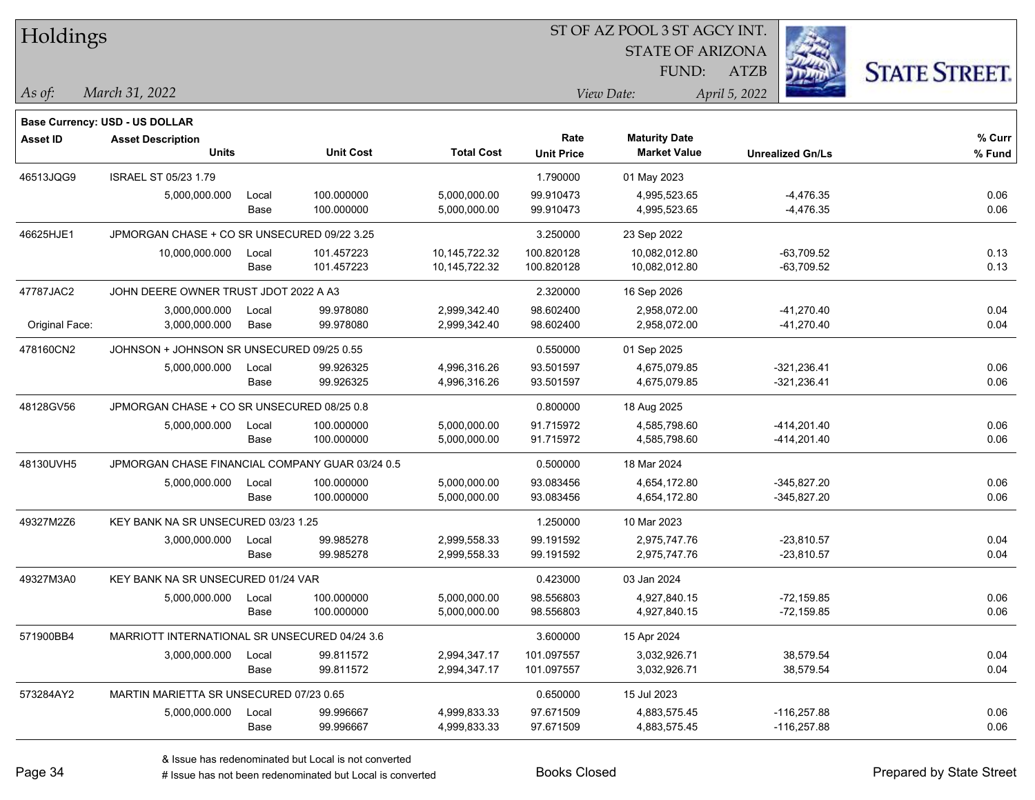# Holdings

ST OF AZ POOL 3 ST AGCY INT.
STATE OF ARIZONA
FUND: ATZB

*As of:* *March 31, 2022*

*View Date:* *April 5, 2022*

**Base Currency: USD - US DOLLAR**

| Asset ID | Asset Description / Units | | Unit Cost | Total Cost | Rate / Unit Price | Maturity Date / Market Value | Unrealized Gn/Ls | % Curr / % Fund |
|---|---|---|---|---|---|---|---|---|
| 46513JQG9 | ISRAEL ST 05/23 1.79 | | | | 1.790000 | 01 May 2023 | | |
| | 5,000,000.000 | Local | 100.000000 | 5,000,000.00 | 99.910473 | 4,995,523.65 | -4,476.35 | 0.06 |
| | | Base | 100.000000 | 5,000,000.00 | 99.910473 | 4,995,523.65 | -4,476.35 | 0.06 |
| 46625HJE1 | JPMORGAN CHASE + CO SR UNSECURED 09/22 3.25 | | | | 3.250000 | 23 Sep 2022 | | |
| | 10,000,000.000 | Local | 101.457223 | 10,145,722.32 | 100.820128 | 10,082,012.80 | -63,709.52 | 0.13 |
| | | Base | 101.457223 | 10,145,722.32 | 100.820128 | 10,082,012.80 | -63,709.52 | 0.13 |
| 47787JAC2 | JOHN DEERE OWNER TRUST JDOT 2022 A A3 | | | | 2.320000 | 16 Sep 2026 | | |
| | 3,000,000.000 | Local | 99.978080 | 2,999,342.40 | 98.602400 | 2,958,072.00 | -41,270.40 | 0.04 |
| Original Face: | 3,000,000.000 | Base | 99.978080 | 2,999,342.40 | 98.602400 | 2,958,072.00 | -41,270.40 | 0.04 |
| 478160CN2 | JOHNSON + JOHNSON SR UNSECURED 09/25 0.55 | | | | 0.550000 | 01 Sep 2025 | | |
| | 5,000,000.000 | Local | 99.926325 | 4,996,316.26 | 93.501597 | 4,675,079.85 | -321,236.41 | 0.06 |
| | | Base | 99.926325 | 4,996,316.26 | 93.501597 | 4,675,079.85 | -321,236.41 | 0.06 |
| 48128GV56 | JPMORGAN CHASE + CO SR UNSECURED 08/25 0.8 | | | | 0.800000 | 18 Aug 2025 | | |
| | 5,000,000.000 | Local | 100.000000 | 5,000,000.00 | 91.715972 | 4,585,798.60 | -414,201.40 | 0.06 |
| | | Base | 100.000000 | 5,000,000.00 | 91.715972 | 4,585,798.60 | -414,201.40 | 0.06 |
| 48130UVH5 | JPMORGAN CHASE FINANCIAL COMPANY GUAR 03/24 0.5 | | | | 0.500000 | 18 Mar 2024 | | |
| | 5,000,000.000 | Local | 100.000000 | 5,000,000.00 | 93.083456 | 4,654,172.80 | -345,827.20 | 0.06 |
| | | Base | 100.000000 | 5,000,000.00 | 93.083456 | 4,654,172.80 | -345,827.20 | 0.06 |
| 49327M2Z6 | KEY BANK NA SR UNSECURED 03/23 1.25 | | | | 1.250000 | 10 Mar 2023 | | |
| | 3,000,000.000 | Local | 99.985278 | 2,999,558.33 | 99.191592 | 2,975,747.76 | -23,810.57 | 0.04 |
| | | Base | 99.985278 | 2,999,558.33 | 99.191592 | 2,975,747.76 | -23,810.57 | 0.04 |
| 49327M3A0 | KEY BANK NA SR UNSECURED 01/24 VAR | | | | 0.423000 | 03 Jan 2024 | | |
| | 5,000,000.000 | Local | 100.000000 | 5,000,000.00 | 98.556803 | 4,927,840.15 | -72,159.85 | 0.06 |
| | | Base | 100.000000 | 5,000,000.00 | 98.556803 | 4,927,840.15 | -72,159.85 | 0.06 |
| 571900BB4 | MARRIOTT INTERNATIONAL SR UNSECURED 04/24 3.6 | | | | 3.600000 | 15 Apr 2024 | | |
| | 3,000,000.000 | Local | 99.811572 | 2,994,347.17 | 101.097557 | 3,032,926.71 | 38,579.54 | 0.04 |
| | | Base | 99.811572 | 2,994,347.17 | 101.097557 | 3,032,926.71 | 38,579.54 | 0.04 |
| 573284AY2 | MARTIN MARIETTA SR UNSECURED 07/23 0.65 | | | | 0.650000 | 15 Jul 2023 | | |
| | 5,000,000.000 | Local | 99.996667 | 4,999,833.33 | 97.671509 | 4,883,575.45 | -116,257.88 | 0.06 |
| | | Base | 99.996667 | 4,999,833.33 | 97.671509 | 4,883,575.45 | -116,257.88 | 0.06 |

& Issue has redenominated but Local is not converted
# Issue has not been redenominated but Local is converted

Books Closed

Prepared by State Street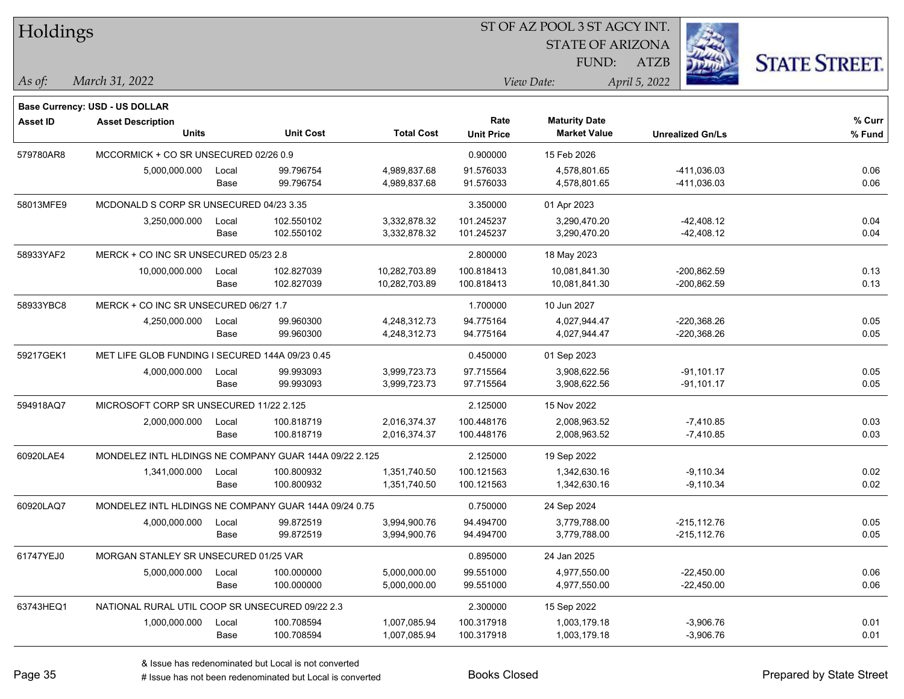# Holdings

ST OF AZ POOL 3 ST AGCY INT.
STATE OF ARIZONA
FUND: ATZB

*As of:* *March 31, 2022*
*View Date:* *April 5, 2022*

**Base Currency: USD - US DOLLAR**

| Asset ID | Asset Description / Units | | Unit Cost | Total Cost | Rate / Unit Price | Maturity Date / Market Value | Unrealized Gn/Ls | % Curr / % Fund |
|---|---|---|---|---|---|---|---|---|
| 579780AR8 | MCCORMICK + CO SR UNSECURED 02/26 0.9 | | | | 0.900000 | 15 Feb 2026 | | |
| | 5,000,000.000 | Local | 99.796754 | 4,989,837.68 | 91.576033 | 4,578,801.65 | -411,036.03 | 0.06 |
| | | Base | 99.796754 | 4,989,837.68 | 91.576033 | 4,578,801.65 | -411,036.03 | 0.06 |
| 58013MFE9 | MCDONALD S CORP SR UNSECURED 04/23 3.35 | | | | 3.350000 | 01 Apr 2023 | | |
| | 3,250,000.000 | Local | 102.550102 | 3,332,878.32 | 101.245237 | 3,290,470.20 | -42,408.12 | 0.04 |
| | | Base | 102.550102 | 3,332,878.32 | 101.245237 | 3,290,470.20 | -42,408.12 | 0.04 |
| 58933YAF2 | MERCK + CO INC SR UNSECURED 05/23 2.8 | | | | 2.800000 | 18 May 2023 | | |
| | 10,000,000.000 | Local | 102.827039 | 10,282,703.89 | 100.818413 | 10,081,841.30 | -200,862.59 | 0.13 |
| | | Base | 102.827039 | 10,282,703.89 | 100.818413 | 10,081,841.30 | -200,862.59 | 0.13 |
| 58933YBC8 | MERCK + CO INC SR UNSECURED 06/27 1.7 | | | | 1.700000 | 10 Jun 2027 | | |
| | 4,250,000.000 | Local | 99.960300 | 4,248,312.73 | 94.775164 | 4,027,944.47 | -220,368.26 | 0.05 |
| | | Base | 99.960300 | 4,248,312.73 | 94.775164 | 4,027,944.47 | -220,368.26 | 0.05 |
| 59217GEK1 | MET LIFE GLOB FUNDING I SECURED 144A 09/23 0.45 | | | | 0.450000 | 01 Sep 2023 | | |
| | 4,000,000.000 | Local | 99.993093 | 3,999,723.73 | 97.715564 | 3,908,622.56 | -91,101.17 | 0.05 |
| | | Base | 99.993093 | 3,999,723.73 | 97.715564 | 3,908,622.56 | -91,101.17 | 0.05 |
| 594918AQ7 | MICROSOFT CORP SR UNSECURED 11/22 2.125 | | | | 2.125000 | 15 Nov 2022 | | |
| | 2,000,000.000 | Local | 100.818719 | 2,016,374.37 | 100.448176 | 2,008,963.52 | -7,410.85 | 0.03 |
| | | Base | 100.818719 | 2,016,374.37 | 100.448176 | 2,008,963.52 | -7,410.85 | 0.03 |
| 60920LAE4 | MONDELEZ INTL HLDINGS NE COMPANY GUAR 144A 09/22 2.125 | | | | 2.125000 | 19 Sep 2022 | | |
| | 1,341,000.000 | Local | 100.800932 | 1,351,740.50 | 100.121563 | 1,342,630.16 | -9,110.34 | 0.02 |
| | | Base | 100.800932 | 1,351,740.50 | 100.121563 | 1,342,630.16 | -9,110.34 | 0.02 |
| 60920LAQ7 | MONDELEZ INTL HLDINGS NE COMPANY GUAR 144A 09/24 0.75 | | | | 0.750000 | 24 Sep 2024 | | |
| | 4,000,000.000 | Local | 99.872519 | 3,994,900.76 | 94.494700 | 3,779,788.00 | -215,112.76 | 0.05 |
| | | Base | 99.872519 | 3,994,900.76 | 94.494700 | 3,779,788.00 | -215,112.76 | 0.05 |
| 61747YEJ0 | MORGAN STANLEY SR UNSECURED 01/25 VAR | | | | 0.895000 | 24 Jan 2025 | | |
| | 5,000,000.000 | Local | 100.000000 | 5,000,000.00 | 99.551000 | 4,977,550.00 | -22,450.00 | 0.06 |
| | | Base | 100.000000 | 5,000,000.00 | 99.551000 | 4,977,550.00 | -22,450.00 | 0.06 |
| 63743HEQ1 | NATIONAL RURAL UTIL COOP SR UNSECURED 09/22 2.3 | | | | 2.300000 | 15 Sep 2022 | | |
| | 1,000,000.000 | Local | 100.708594 | 1,007,085.94 | 100.317918 | 1,003,179.18 | -3,906.76 | 0.01 |
| | | Base | 100.708594 | 1,007,085.94 | 100.317918 | 1,003,179.18 | -3,906.76 | 0.01 |

& Issue has redenominated but Local is not converted
# Issue has not been redenominated but Local is converted

Books Closed

Prepared by State Street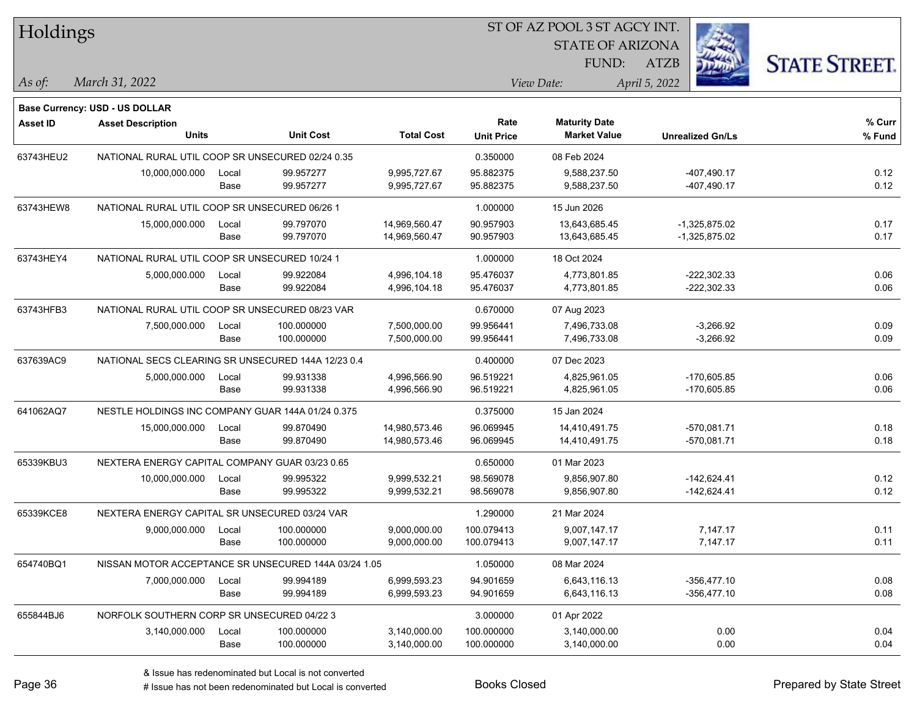# Holdings

ST OF AZ POOL 3 ST AGCY INT.
STATE OF ARIZONA
FUND: ATZB

*As of:* *March 31, 2022*
*View Date:* *April 5, 2022*

**Base Currency: USD - US DOLLAR**

| Asset ID | Asset Description / Units | | Unit Cost | Total Cost | Rate / Unit Price | Maturity Date / Market Value | Unrealized Gn/Ls | % Curr / % Fund |
|---|---|---|---|---|---|---|---|---|
| 63743HEU2 | NATIONAL RURAL UTIL COOP SR UNSECURED 02/24 0.35 | | | | 0.350000 | 08 Feb 2024 | | |
| | 10,000,000.000 | Local | 99.957277 | 9,995,727.67 | 95.882375 | 9,588,237.50 | -407,490.17 | 0.12 |
| | | Base | 99.957277 | 9,995,727.67 | 95.882375 | 9,588,237.50 | -407,490.17 | 0.12 |
| 63743HEW8 | NATIONAL RURAL UTIL COOP SR UNSECURED 06/26 1 | | | | 1.000000 | 15 Jun 2026 | | |
| | 15,000,000.000 | Local | 99.797070 | 14,969,560.47 | 90.957903 | 13,643,685.45 | -1,325,875.02 | 0.17 |
| | | Base | 99.797070 | 14,969,560.47 | 90.957903 | 13,643,685.45 | -1,325,875.02 | 0.17 |
| 63743HEY4 | NATIONAL RURAL UTIL COOP SR UNSECURED 10/24 1 | | | | 1.000000 | 18 Oct 2024 | | |
| | 5,000,000.000 | Local | 99.922084 | 4,996,104.18 | 95.476037 | 4,773,801.85 | -222,302.33 | 0.06 |
| | | Base | 99.922084 | 4,996,104.18 | 95.476037 | 4,773,801.85 | -222,302.33 | 0.06 |
| 63743HFB3 | NATIONAL RURAL UTIL COOP SR UNSECURED 08/23 VAR | | | | 0.670000 | 07 Aug 2023 | | |
| | 7,500,000.000 | Local | 100.000000 | 7,500,000.00 | 99.956441 | 7,496,733.08 | -3,266.92 | 0.09 |
| | | Base | 100.000000 | 7,500,000.00 | 99.956441 | 7,496,733.08 | -3,266.92 | 0.09 |
| 637639AC9 | NATIONAL SECS CLEARING SR UNSECURED 144A 12/23 0.4 | | | | 0.400000 | 07 Dec 2023 | | |
| | 5,000,000.000 | Local | 99.931338 | 4,996,566.90 | 96.519221 | 4,825,961.05 | -170,605.85 | 0.06 |
| | | Base | 99.931338 | 4,996,566.90 | 96.519221 | 4,825,961.05 | -170,605.85 | 0.06 |
| 641062AQ7 | NESTLE HOLDINGS INC COMPANY GUAR 144A 01/24 0.375 | | | | 0.375000 | 15 Jan 2024 | | |
| | 15,000,000.000 | Local | 99.870490 | 14,980,573.46 | 96.069945 | 14,410,491.75 | -570,081.71 | 0.18 |
| | | Base | 99.870490 | 14,980,573.46 | 96.069945 | 14,410,491.75 | -570,081.71 | 0.18 |
| 65339KBU3 | NEXTERA ENERGY CAPITAL COMPANY GUAR 03/23 0.65 | | | | 0.650000 | 01 Mar 2023 | | |
| | 10,000,000.000 | Local | 99.995322 | 9,999,532.21 | 98.569078 | 9,856,907.80 | -142,624.41 | 0.12 |
| | | Base | 99.995322 | 9,999,532.21 | 98.569078 | 9,856,907.80 | -142,624.41 | 0.12 |
| 65339KCE8 | NEXTERA ENERGY CAPITAL SR UNSECURED 03/24 VAR | | | | 1.290000 | 21 Mar 2024 | | |
| | 9,000,000.000 | Local | 100.000000 | 9,000,000.00 | 100.079413 | 9,007,147.17 | 7,147.17 | 0.11 |
| | | Base | 100.000000 | 9,000,000.00 | 100.079413 | 9,007,147.17 | 7,147.17 | 0.11 |
| 654740BQ1 | NISSAN MOTOR ACCEPTANCE SR UNSECURED 144A 03/24 1.05 | | | | 1.050000 | 08 Mar 2024 | | |
| | 7,000,000.000 | Local | 99.994189 | 6,999,593.23 | 94.901659 | 6,643,116.13 | -356,477.10 | 0.08 |
| | | Base | 99.994189 | 6,999,593.23 | 94.901659 | 6,643,116.13 | -356,477.10 | 0.08 |
| 655844BJ6 | NORFOLK SOUTHERN CORP SR UNSECURED 04/22 3 | | | | 3.000000 | 01 Apr 2022 | | |
| | 3,140,000.000 | Local | 100.000000 | 3,140,000.00 | 100.000000 | 3,140,000.00 | 0.00 | 0.04 |
| | | Base | 100.000000 | 3,140,000.00 | 100.000000 | 3,140,000.00 | 0.00 | 0.04 |

& Issue has redenominated but Local is not converted
# Issue has not been redenominated but Local is converted

Books Closed

Prepared by State Street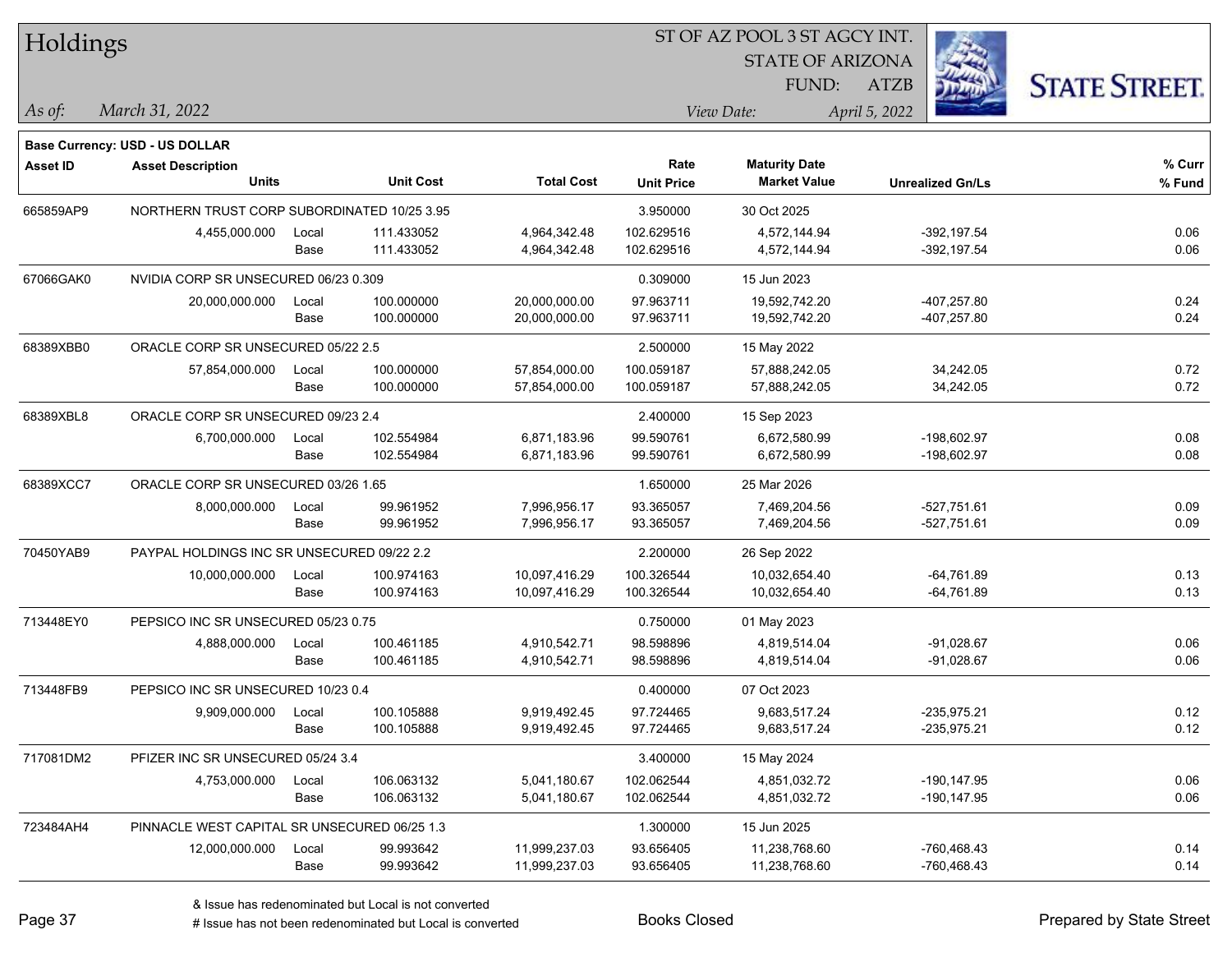# Holdings

ST OF AZ POOL 3 ST AGCY INT.
STATE OF ARIZONA
FUND: ATZB

*As of:* *March 31, 2022*
*View Date:* *April 5, 2022*

**Base Currency: USD - US DOLLAR**

| Asset ID | Asset Description / Units | | Unit Cost | Total Cost | Rate / Unit Price | Maturity Date / Market Value | Unrealized Gn/Ls | % Curr / % Fund |
|---|---|---|---|---|---|---|---|---|
| 665859AP9 | NORTHERN TRUST CORP SUBORDINATED 10/25 3.95 | | | | 3.950000 | 30 Oct 2025 | | |
| | 4,455,000.000 | Local | 111.433052 | 4,964,342.48 | 102.629516 | 4,572,144.94 | -392,197.54 | 0.06 |
| | | Base | 111.433052 | 4,964,342.48 | 102.629516 | 4,572,144.94 | -392,197.54 | 0.06 |
| 67066GAK0 | NVIDIA CORP SR UNSECURED 06/23 0.309 | | | | 0.309000 | 15 Jun 2023 | | |
| | 20,000,000.000 | Local | 100.000000 | 20,000,000.00 | 97.963711 | 19,592,742.20 | -407,257.80 | 0.24 |
| | | Base | 100.000000 | 20,000,000.00 | 97.963711 | 19,592,742.20 | -407,257.80 | 0.24 |
| 68389XBB0 | ORACLE CORP SR UNSECURED 05/22 2.5 | | | | 2.500000 | 15 May 2022 | | |
| | 57,854,000.000 | Local | 100.000000 | 57,854,000.00 | 100.059187 | 57,888,242.05 | 34,242.05 | 0.72 |
| | | Base | 100.000000 | 57,854,000.00 | 100.059187 | 57,888,242.05 | 34,242.05 | 0.72 |
| 68389XBL8 | ORACLE CORP SR UNSECURED 09/23 2.4 | | | | 2.400000 | 15 Sep 2023 | | |
| | 6,700,000.000 | Local | 102.554984 | 6,871,183.96 | 99.590761 | 6,672,580.99 | -198,602.97 | 0.08 |
| | | Base | 102.554984 | 6,871,183.96 | 99.590761 | 6,672,580.99 | -198,602.97 | 0.08 |
| 68389XCC7 | ORACLE CORP SR UNSECURED 03/26 1.65 | | | | 1.650000 | 25 Mar 2026 | | |
| | 8,000,000.000 | Local | 99.961952 | 7,996,956.17 | 93.365057 | 7,469,204.56 | -527,751.61 | 0.09 |
| | | Base | 99.961952 | 7,996,956.17 | 93.365057 | 7,469,204.56 | -527,751.61 | 0.09 |
| 70450YAB9 | PAYPAL HOLDINGS INC SR UNSECURED 09/22 2.2 | | | | 2.200000 | 26 Sep 2022 | | |
| | 10,000,000.000 | Local | 100.974163 | 10,097,416.29 | 100.326544 | 10,032,654.40 | -64,761.89 | 0.13 |
| | | Base | 100.974163 | 10,097,416.29 | 100.326544 | 10,032,654.40 | -64,761.89 | 0.13 |
| 713448EY0 | PEPSICO INC SR UNSECURED 05/23 0.75 | | | | 0.750000 | 01 May 2023 | | |
| | 4,888,000.000 | Local | 100.461185 | 4,910,542.71 | 98.598896 | 4,819,514.04 | -91,028.67 | 0.06 |
| | | Base | 100.461185 | 4,910,542.71 | 98.598896 | 4,819,514.04 | -91,028.67 | 0.06 |
| 713448FB9 | PEPSICO INC SR UNSECURED 10/23 0.4 | | | | 0.400000 | 07 Oct 2023 | | |
| | 9,909,000.000 | Local | 100.105888 | 9,919,492.45 | 97.724465 | 9,683,517.24 | -235,975.21 | 0.12 |
| | | Base | 100.105888 | 9,919,492.45 | 97.724465 | 9,683,517.24 | -235,975.21 | 0.12 |
| 717081DM2 | PFIZER INC SR UNSECURED 05/24 3.4 | | | | 3.400000 | 15 May 2024 | | |
| | 4,753,000.000 | Local | 106.063132 | 5,041,180.67 | 102.062544 | 4,851,032.72 | -190,147.95 | 0.06 |
| | | Base | 106.063132 | 5,041,180.67 | 102.062544 | 4,851,032.72 | -190,147.95 | 0.06 |
| 723484AH4 | PINNACLE WEST CAPITAL SR UNSECURED 06/25 1.3 | | | | 1.300000 | 15 Jun 2025 | | |
| | 12,000,000.000 | Local | 99.993642 | 11,999,237.03 | 93.656405 | 11,238,768.60 | -760,468.43 | 0.14 |
| | | Base | 99.993642 | 11,999,237.03 | 93.656405 | 11,238,768.60 | -760,468.43 | 0.14 |

& Issue has redenominated but Local is not converted
# Issue has not been redenominated but Local is converted

Books Closed

Prepared by State Street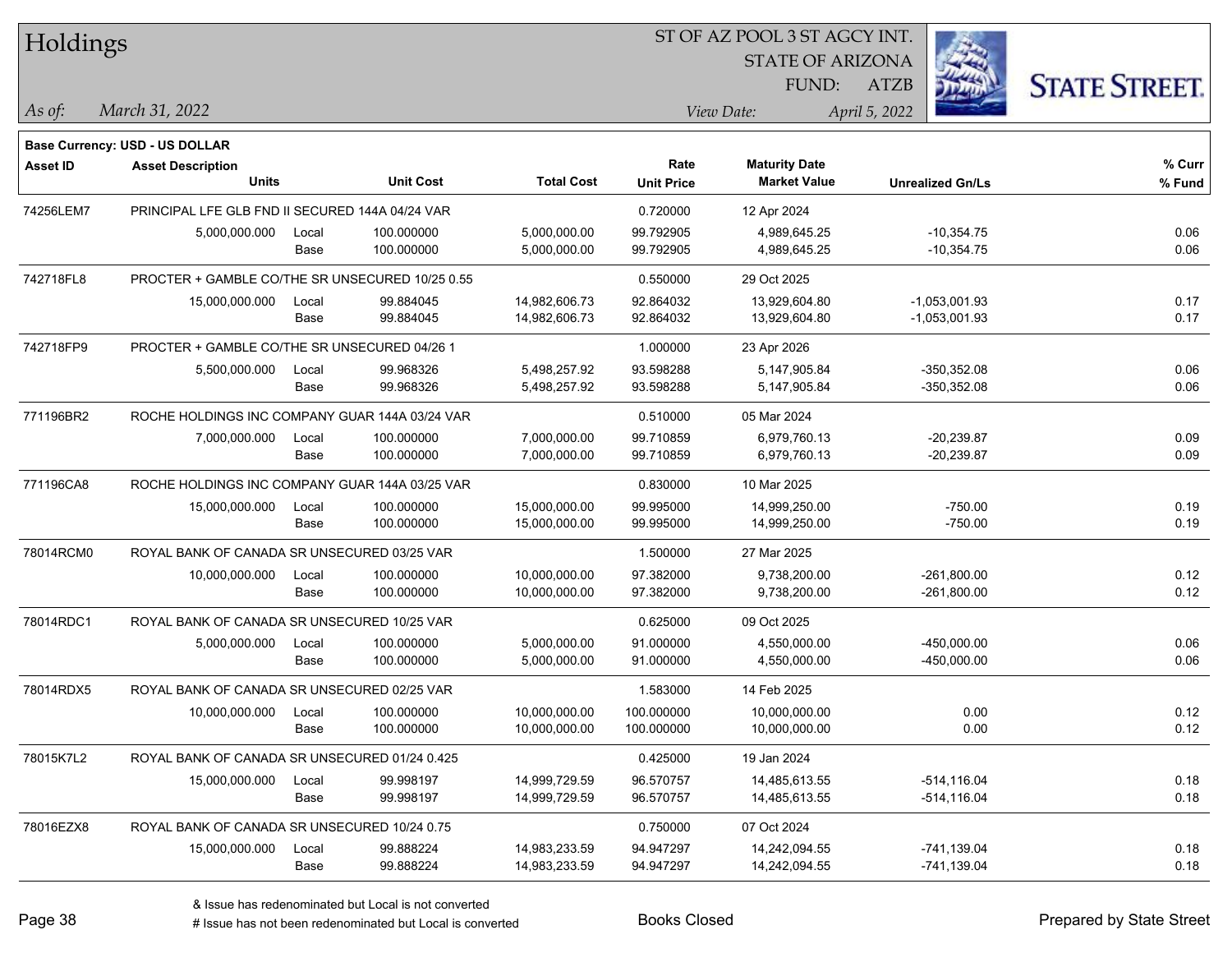# Holdings

ST OF AZ POOL 3 ST AGCY INT.
STATE OF ARIZONA
FUND: ATZB

*As of:* *March 31, 2022*

*View Date:* *April 5, 2022*

STATE STREET.

**Base Currency: USD - US DOLLAR**

| Asset ID | Asset Description / Units | | Unit Cost | Total Cost | Rate / Unit Price | Maturity Date / Market Value | Unrealized Gn/Ls | % Curr / % Fund |
|---|---|---|---|---|---|---|---|---|
| 74256LEM7 | PRINCIPAL LFE GLB FND II SECURED 144A 04/24 VAR | | | | 0.720000 | 12 Apr 2024 | | |
| | 5,000,000.000 | Local | 100.000000 | 5,000,000.00 | 99.792905 | 4,989,645.25 | -10,354.75 | 0.06 |
| | | Base | 100.000000 | 5,000,000.00 | 99.792905 | 4,989,645.25 | -10,354.75 | 0.06 |
| 742718FL8 | PROCTER + GAMBLE CO/THE SR UNSECURED 10/25 0.55 | | | | 0.550000 | 29 Oct 2025 | | |
| | 15,000,000.000 | Local | 99.884045 | 14,982,606.73 | 92.864032 | 13,929,604.80 | -1,053,001.93 | 0.17 |
| | | Base | 99.884045 | 14,982,606.73 | 92.864032 | 13,929,604.80 | -1,053,001.93 | 0.17 |
| 742718FP9 | PROCTER + GAMBLE CO/THE SR UNSECURED 04/26 1 | | | | 1.000000 | 23 Apr 2026 | | |
| | 5,500,000.000 | Local | 99.968326 | 5,498,257.92 | 93.598288 | 5,147,905.84 | -350,352.08 | 0.06 |
| | | Base | 99.968326 | 5,498,257.92 | 93.598288 | 5,147,905.84 | -350,352.08 | 0.06 |
| 771196BR2 | ROCHE HOLDINGS INC COMPANY GUAR 144A 03/24 VAR | | | | 0.510000 | 05 Mar 2024 | | |
| | 7,000,000.000 | Local | 100.000000 | 7,000,000.00 | 99.710859 | 6,979,760.13 | -20,239.87 | 0.09 |
| | | Base | 100.000000 | 7,000,000.00 | 99.710859 | 6,979,760.13 | -20,239.87 | 0.09 |
| 771196CA8 | ROCHE HOLDINGS INC COMPANY GUAR 144A 03/25 VAR | | | | 0.830000 | 10 Mar 2025 | | |
| | 15,000,000.000 | Local | 100.000000 | 15,000,000.00 | 99.995000 | 14,999,250.00 | -750.00 | 0.19 |
| | | Base | 100.000000 | 15,000,000.00 | 99.995000 | 14,999,250.00 | -750.00 | 0.19 |
| 78014RCM0 | ROYAL BANK OF CANADA SR UNSECURED 03/25 VAR | | | | 1.500000 | 27 Mar 2025 | | |
| | 10,000,000.000 | Local | 100.000000 | 10,000,000.00 | 97.382000 | 9,738,200.00 | -261,800.00 | 0.12 |
| | | Base | 100.000000 | 10,000,000.00 | 97.382000 | 9,738,200.00 | -261,800.00 | 0.12 |
| 78014RDC1 | ROYAL BANK OF CANADA SR UNSECURED 10/25 VAR | | | | 0.625000 | 09 Oct 2025 | | |
| | 5,000,000.000 | Local | 100.000000 | 5,000,000.00 | 91.000000 | 4,550,000.00 | -450,000.00 | 0.06 |
| | | Base | 100.000000 | 5,000,000.00 | 91.000000 | 4,550,000.00 | -450,000.00 | 0.06 |
| 78014RDX5 | ROYAL BANK OF CANADA SR UNSECURED 02/25 VAR | | | | 1.583000 | 14 Feb 2025 | | |
| | 10,000,000.000 | Local | 100.000000 | 10,000,000.00 | 100.000000 | 10,000,000.00 | 0.00 | 0.12 |
| | | Base | 100.000000 | 10,000,000.00 | 100.000000 | 10,000,000.00 | 0.00 | 0.12 |
| 78015K7L2 | ROYAL BANK OF CANADA SR UNSECURED 01/24 0.425 | | | | 0.425000 | 19 Jan 2024 | | |
| | 15,000,000.000 | Local | 99.998197 | 14,999,729.59 | 96.570757 | 14,485,613.55 | -514,116.04 | 0.18 |
| | | Base | 99.998197 | 14,999,729.59 | 96.570757 | 14,485,613.55 | -514,116.04 | 0.18 |
| 78016EZX8 | ROYAL BANK OF CANADA SR UNSECURED 10/24 0.75 | | | | 0.750000 | 07 Oct 2024 | | |
| | 15,000,000.000 | Local | 99.888224 | 14,983,233.59 | 94.947297 | 14,242,094.55 | -741,139.04 | 0.18 |
| | | Base | 99.888224 | 14,983,233.59 | 94.947297 | 14,242,094.55 | -741,139.04 | 0.18 |

& Issue has redenominated but Local is not converted
# Issue has not been redenominated but Local is converted

Books Closed

Prepared by State Street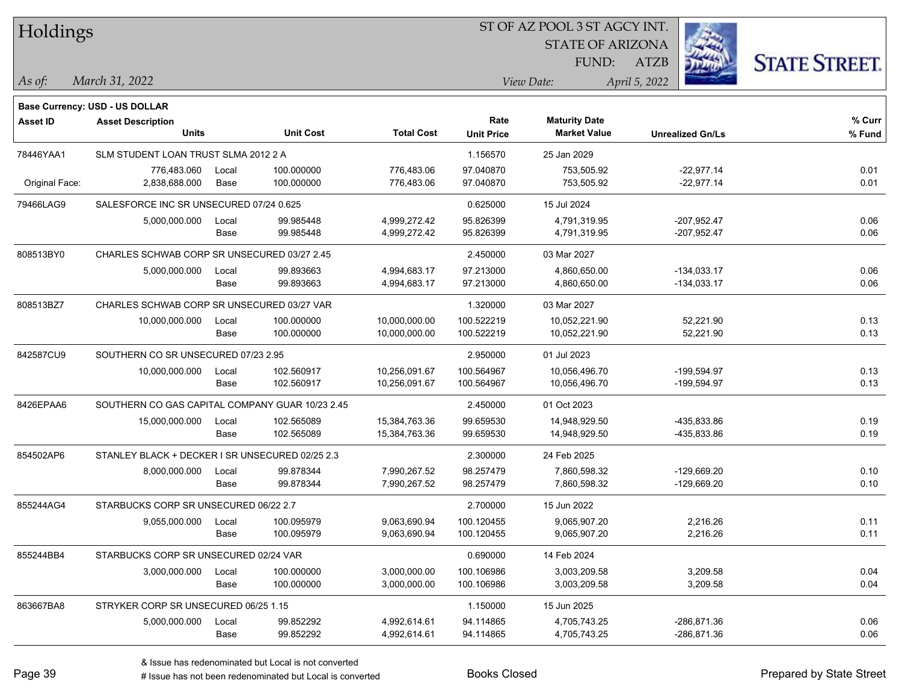# Holdings

ST OF AZ POOL 3 ST AGCY INT.
STATE OF ARIZONA
FUND: ATZB

*As of:* *March 31, 2022*

*View Date:* *April 5, 2022*

**Base Currency: USD - US DOLLAR**

| Asset ID | Asset Description / Units | | Unit Cost | Total Cost | Rate / Unit Price | Maturity Date / Market Value | Unrealized Gn/Ls | % Curr / % Fund |
|---|---|---|---|---|---|---|---|---|
| 78446YAA1 | SLM STUDENT LOAN TRUST SLMA 2012 2 A | | | | 1.156570 | 25 Jan 2029 | | |
| | 776,483.060 | Local | 100.000000 | 776,483.06 | 97.040870 | 753,505.92 | -22,977.14 | 0.01 |
| Original Face: | 2,838,688.000 | Base | 100.000000 | 776,483.06 | 97.040870 | 753,505.92 | -22,977.14 | 0.01 |
| 79466LAG9 | SALESFORCE INC SR UNSECURED 07/24 0.625 | | | | 0.625000 | 15 Jul 2024 | | |
| | 5,000,000.000 | Local | 99.985448 | 4,999,272.42 | 95.826399 | 4,791,319.95 | -207,952.47 | 0.06 |
| | | Base | 99.985448 | 4,999,272.42 | 95.826399 | 4,791,319.95 | -207,952.47 | 0.06 |
| 808513BY0 | CHARLES SCHWAB CORP SR UNSECURED 03/27 2.45 | | | | 2.450000 | 03 Mar 2027 | | |
| | 5,000,000.000 | Local | 99.893663 | 4,994,683.17 | 97.213000 | 4,860,650.00 | -134,033.17 | 0.06 |
| | | Base | 99.893663 | 4,994,683.17 | 97.213000 | 4,860,650.00 | -134,033.17 | 0.06 |
| 808513BZ7 | CHARLES SCHWAB CORP SR UNSECURED 03/27 VAR | | | | 1.320000 | 03 Mar 2027 | | |
| | 10,000,000.000 | Local | 100.000000 | 10,000,000.00 | 100.522219 | 10,052,221.90 | 52,221.90 | 0.13 |
| | | Base | 100.000000 | 10,000,000.00 | 100.522219 | 10,052,221.90 | 52,221.90 | 0.13 |
| 842587CU9 | SOUTHERN CO SR UNSECURED 07/23 2.95 | | | | 2.950000 | 01 Jul 2023 | | |
| | 10,000,000.000 | Local | 102.560917 | 10,256,091.67 | 100.564967 | 10,056,496.70 | -199,594.97 | 0.13 |
| | | Base | 102.560917 | 10,256,091.67 | 100.564967 | 10,056,496.70 | -199,594.97 | 0.13 |
| 8426EPAA6 | SOUTHERN CO GAS CAPITAL COMPANY GUAR 10/23 2.45 | | | | 2.450000 | 01 Oct 2023 | | |
| | 15,000,000.000 | Local | 102.565089 | 15,384,763.36 | 99.659530 | 14,948,929.50 | -435,833.86 | 0.19 |
| | | Base | 102.565089 | 15,384,763.36 | 99.659530 | 14,948,929.50 | -435,833.86 | 0.19 |
| 854502AP6 | STANLEY BLACK + DECKER I SR UNSECURED 02/25 2.3 | | | | 2.300000 | 24 Feb 2025 | | |
| | 8,000,000.000 | Local | 99.878344 | 7,990,267.52 | 98.257479 | 7,860,598.32 | -129,669.20 | 0.10 |
| | | Base | 99.878344 | 7,990,267.52 | 98.257479 | 7,860,598.32 | -129,669.20 | 0.10 |
| 855244AG4 | STARBUCKS CORP SR UNSECURED 06/22 2.7 | | | | 2.700000 | 15 Jun 2022 | | |
| | 9,055,000.000 | Local | 100.095979 | 9,063,690.94 | 100.120455 | 9,065,907.20 | 2,216.26 | 0.11 |
| | | Base | 100.095979 | 9,063,690.94 | 100.120455 | 9,065,907.20 | 2,216.26 | 0.11 |
| 855244BB4 | STARBUCKS CORP SR UNSECURED 02/24 VAR | | | | 0.690000 | 14 Feb 2024 | | |
| | 3,000,000.000 | Local | 100.000000 | 3,000,000.00 | 100.106986 | 3,003,209.58 | 3,209.58 | 0.04 |
| | | Base | 100.000000 | 3,000,000.00 | 100.106986 | 3,003,209.58 | 3,209.58 | 0.04 |
| 863667BA8 | STRYKER CORP SR UNSECURED 06/25 1.15 | | | | 1.150000 | 15 Jun 2025 | | |
| | 5,000,000.000 | Local | 99.852292 | 4,992,614.61 | 94.114865 | 4,705,743.25 | -286,871.36 | 0.06 |
| | | Base | 99.852292 | 4,992,614.61 | 94.114865 | 4,705,743.25 | -286,871.36 | 0.06 |

& Issue has redenominated but Local is not converted
# Issue has not been redenominated but Local is converted

Books Closed

Prepared by State Street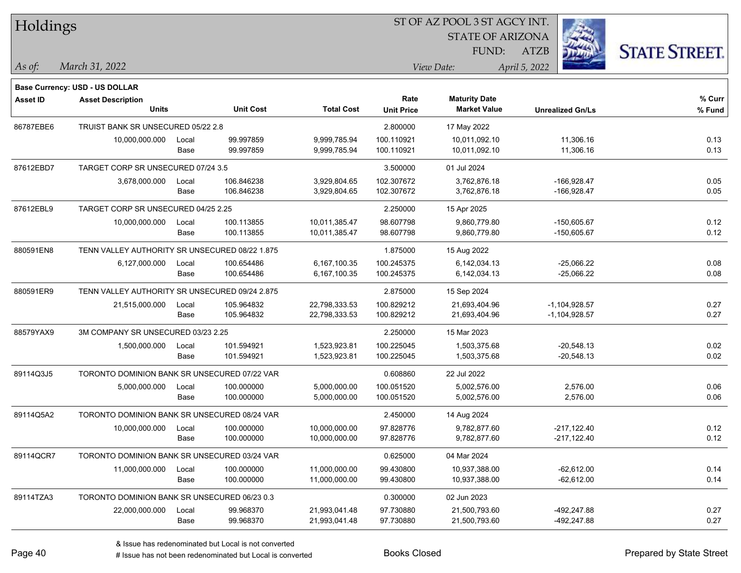# Holdings

ST OF AZ POOL 3 ST AGCY INT.
STATE OF ARIZONA
FUND: ATZB

*As of:* *March 31, 2022*
*View Date:* *April 5, 2022*

**Base Currency: USD - US DOLLAR**

| Asset ID | Asset Description / Units | | Unit Cost | Total Cost | Rate / Unit Price | Maturity Date / Market Value | Unrealized Gn/Ls | % Curr / % Fund |
|---|---|---|---|---|---|---|---|---|
| 86787EBE6 | TRUIST BANK SR UNSECURED 05/22 2.8 | | | | 2.800000 | 17 May 2022 | | |
| | 10,000,000.000 | Local | 99.997859 | 9,999,785.94 | 100.110921 | 10,011,092.10 | 11,306.16 | 0.13 |
| | | Base | 99.997859 | 9,999,785.94 | 100.110921 | 10,011,092.10 | 11,306.16 | 0.13 |
| 87612EBD7 | TARGET CORP SR UNSECURED 07/24 3.5 | | | | 3.500000 | 01 Jul 2024 | | |
| | 3,678,000.000 | Local | 106.846238 | 3,929,804.65 | 102.307672 | 3,762,876.18 | -166,928.47 | 0.05 |
| | | Base | 106.846238 | 3,929,804.65 | 102.307672 | 3,762,876.18 | -166,928.47 | 0.05 |
| 87612EBL9 | TARGET CORP SR UNSECURED 04/25 2.25 | | | | 2.250000 | 15 Apr 2025 | | |
| | 10,000,000.000 | Local | 100.113855 | 10,011,385.47 | 98.607798 | 9,860,779.80 | -150,605.67 | 0.12 |
| | | Base | 100.113855 | 10,011,385.47 | 98.607798 | 9,860,779.80 | -150,605.67 | 0.12 |
| 880591EN8 | TENN VALLEY AUTHORITY SR UNSECURED 08/22 1.875 | | | | 1.875000 | 15 Aug 2022 | | |
| | 6,127,000.000 | Local | 100.654486 | 6,167,100.35 | 100.245375 | 6,142,034.13 | -25,066.22 | 0.08 |
| | | Base | 100.654486 | 6,167,100.35 | 100.245375 | 6,142,034.13 | -25,066.22 | 0.08 |
| 880591ER9 | TENN VALLEY AUTHORITY SR UNSECURED 09/24 2.875 | | | | 2.875000 | 15 Sep 2024 | | |
| | 21,515,000.000 | Local | 105.964832 | 22,798,333.53 | 100.829212 | 21,693,404.96 | -1,104,928.57 | 0.27 |
| | | Base | 105.964832 | 22,798,333.53 | 100.829212 | 21,693,404.96 | -1,104,928.57 | 0.27 |
| 88579YAX9 | 3M COMPANY SR UNSECURED 03/23 2.25 | | | | 2.250000 | 15 Mar 2023 | | |
| | 1,500,000.000 | Local | 101.594921 | 1,523,923.81 | 100.225045 | 1,503,375.68 | -20,548.13 | 0.02 |
| | | Base | 101.594921 | 1,523,923.81 | 100.225045 | 1,503,375.68 | -20,548.13 | 0.02 |
| 89114Q3J5 | TORONTO DOMINION BANK SR UNSECURED 07/22 VAR | | | | 0.608860 | 22 Jul 2022 | | |
| | 5,000,000.000 | Local | 100.000000 | 5,000,000.00 | 100.051520 | 5,002,576.00 | 2,576.00 | 0.06 |
| | | Base | 100.000000 | 5,000,000.00 | 100.051520 | 5,002,576.00 | 2,576.00 | 0.06 |
| 89114Q5A2 | TORONTO DOMINION BANK SR UNSECURED 08/24 VAR | | | | 2.450000 | 14 Aug 2024 | | |
| | 10,000,000.000 | Local | 100.000000 | 10,000,000.00 | 97.828776 | 9,782,877.60 | -217,122.40 | 0.12 |
| | | Base | 100.000000 | 10,000,000.00 | 97.828776 | 9,782,877.60 | -217,122.40 | 0.12 |
| 89114QCR7 | TORONTO DOMINION BANK SR UNSECURED 03/24 VAR | | | | 0.625000 | 04 Mar 2024 | | |
| | 11,000,000.000 | Local | 100.000000 | 11,000,000.00 | 99.430800 | 10,937,388.00 | -62,612.00 | 0.14 |
| | | Base | 100.000000 | 11,000,000.00 | 99.430800 | 10,937,388.00 | -62,612.00 | 0.14 |
| 89114TZA3 | TORONTO DOMINION BANK SR UNSECURED 06/23 0.3 | | | | 0.300000 | 02 Jun 2023 | | |
| | 22,000,000.000 | Local | 99.968370 | 21,993,041.48 | 97.730880 | 21,500,793.60 | -492,247.88 | 0.27 |
| | | Base | 99.968370 | 21,993,041.48 | 97.730880 | 21,500,793.60 | -492,247.88 | 0.27 |

& Issue has redenominated but Local is not converted
# Issue has not been redenominated but Local is converted

Books Closed

Prepared by State Street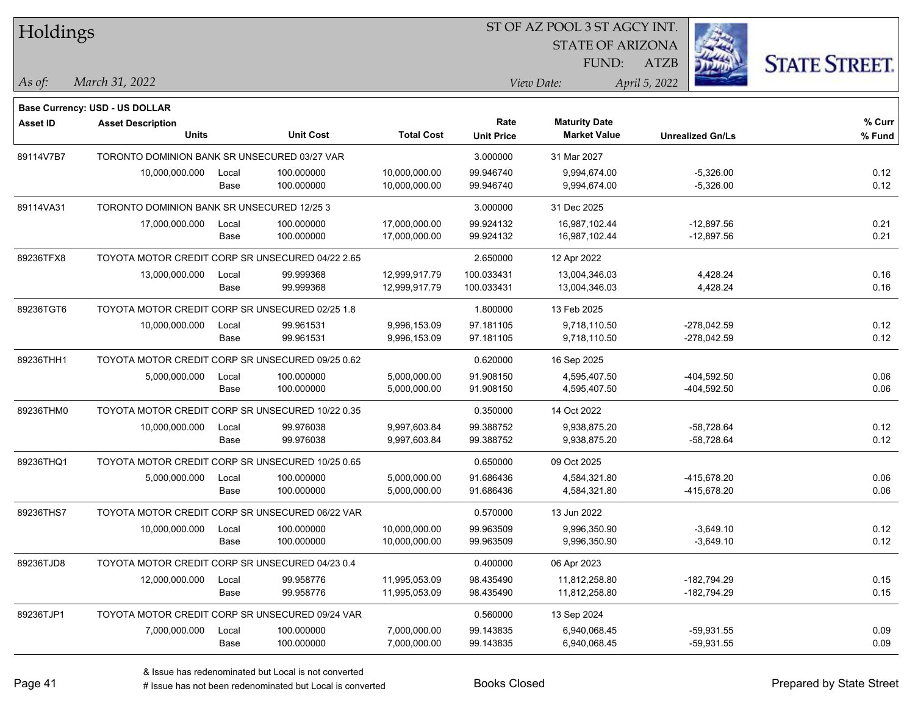# Holdings

ST OF AZ POOL 3 ST AGCY INT.
STATE OF ARIZONA
FUND: ATZB

*As of:* *March 31, 2022*
*View Date:* *April 5, 2022*

**Base Currency: USD - US DOLLAR**

| Asset ID | Asset Description / Units | | Unit Cost | Total Cost | Rate / Unit Price | Maturity Date / Market Value | Unrealized Gn/Ls | % Curr / % Fund |
|---|---|---|---|---|---|---|---|---|
| 89114V7B7 | TORONTO DOMINION BANK SR UNSECURED 03/27 VAR | | | | 3.000000 | 31 Mar 2027 | | |
| | 10,000,000.000 | Local | 100.000000 | 10,000,000.00 | 99.946740 | 9,994,674.00 | -5,326.00 | 0.12 |
| | | Base | 100.000000 | 10,000,000.00 | 99.946740 | 9,994,674.00 | -5,326.00 | 0.12 |
| 89114VA31 | TORONTO DOMINION BANK SR UNSECURED 12/25 3 | | | | 3.000000 | 31 Dec 2025 | | |
| | 17,000,000.000 | Local | 100.000000 | 17,000,000.00 | 99.924132 | 16,987,102.44 | -12,897.56 | 0.21 |
| | | Base | 100.000000 | 17,000,000.00 | 99.924132 | 16,987,102.44 | -12,897.56 | 0.21 |
| 89236TFX8 | TOYOTA MOTOR CREDIT CORP SR UNSECURED 04/22 2.65 | | | | 2.650000 | 12 Apr 2022 | | |
| | 13,000,000.000 | Local | 99.999368 | 12,999,917.79 | 100.033431 | 13,004,346.03 | 4,428.24 | 0.16 |
| | | Base | 99.999368 | 12,999,917.79 | 100.033431 | 13,004,346.03 | 4,428.24 | 0.16 |
| 89236TGT6 | TOYOTA MOTOR CREDIT CORP SR UNSECURED 02/25 1.8 | | | | 1.800000 | 13 Feb 2025 | | |
| | 10,000,000.000 | Local | 99.961531 | 9,996,153.09 | 97.181105 | 9,718,110.50 | -278,042.59 | 0.12 |
| | | Base | 99.961531 | 9,996,153.09 | 97.181105 | 9,718,110.50 | -278,042.59 | 0.12 |
| 89236THH1 | TOYOTA MOTOR CREDIT CORP SR UNSECURED 09/25 0.62 | | | | 0.620000 | 16 Sep 2025 | | |
| | 5,000,000.000 | Local | 100.000000 | 5,000,000.00 | 91.908150 | 4,595,407.50 | -404,592.50 | 0.06 |
| | | Base | 100.000000 | 5,000,000.00 | 91.908150 | 4,595,407.50 | -404,592.50 | 0.06 |
| 89236THM0 | TOYOTA MOTOR CREDIT CORP SR UNSECURED 10/22 0.35 | | | | 0.350000 | 14 Oct 2022 | | |
| | 10,000,000.000 | Local | 99.976038 | 9,997,603.84 | 99.388752 | 9,938,875.20 | -58,728.64 | 0.12 |
| | | Base | 99.976038 | 9,997,603.84 | 99.388752 | 9,938,875.20 | -58,728.64 | 0.12 |
| 89236THQ1 | TOYOTA MOTOR CREDIT CORP SR UNSECURED 10/25 0.65 | | | | 0.650000 | 09 Oct 2025 | | |
| | 5,000,000.000 | Local | 100.000000 | 5,000,000.00 | 91.686436 | 4,584,321.80 | -415,678.20 | 0.06 |
| | | Base | 100.000000 | 5,000,000.00 | 91.686436 | 4,584,321.80 | -415,678.20 | 0.06 |
| 89236THS7 | TOYOTA MOTOR CREDIT CORP SR UNSECURED 06/22 VAR | | | | 0.570000 | 13 Jun 2022 | | |
| | 10,000,000.000 | Local | 100.000000 | 10,000,000.00 | 99.963509 | 9,996,350.90 | -3,649.10 | 0.12 |
| | | Base | 100.000000 | 10,000,000.00 | 99.963509 | 9,996,350.90 | -3,649.10 | 0.12 |
| 89236TJD8 | TOYOTA MOTOR CREDIT CORP SR UNSECURED 04/23 0.4 | | | | 0.400000 | 06 Apr 2023 | | |
| | 12,000,000.000 | Local | 99.958776 | 11,995,053.09 | 98.435490 | 11,812,258.80 | -182,794.29 | 0.15 |
| | | Base | 99.958776 | 11,995,053.09 | 98.435490 | 11,812,258.80 | -182,794.29 | 0.15 |
| 89236TJP1 | TOYOTA MOTOR CREDIT CORP SR UNSECURED 09/24 VAR | | | | 0.560000 | 13 Sep 2024 | | |
| | 7,000,000.000 | Local | 100.000000 | 7,000,000.00 | 99.143835 | 6,940,068.45 | -59,931.55 | 0.09 |
| | | Base | 100.000000 | 7,000,000.00 | 99.143835 | 6,940,068.45 | -59,931.55 | 0.09 |

& Issue has redenominated but Local is not converted
# Issue has not been redenominated but Local is converted

Books Closed

Prepared by State Street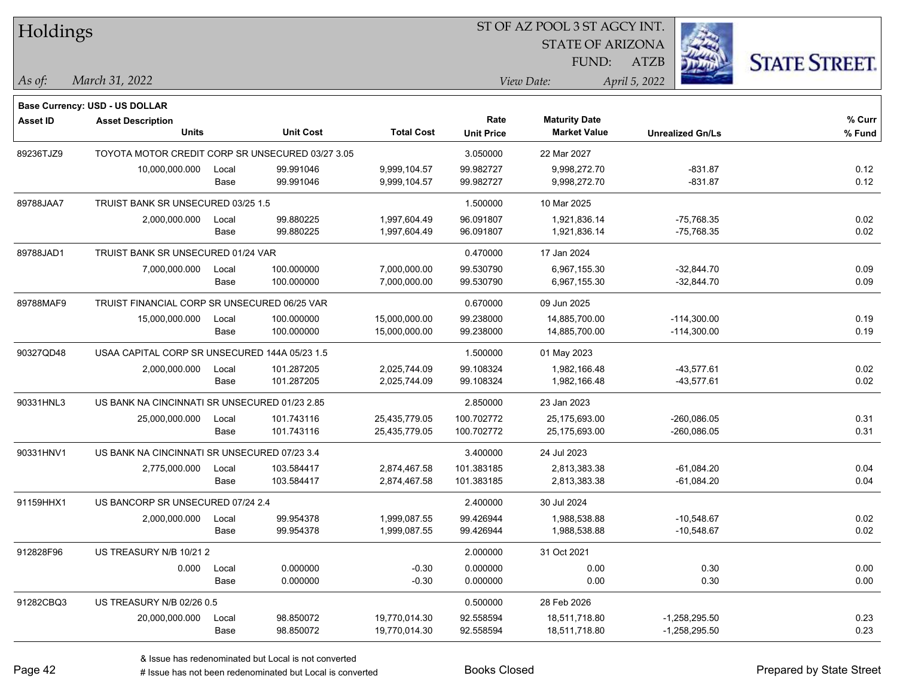# Holdings

ST OF AZ POOL 3 ST AGCY INT.
STATE OF ARIZONA
FUND: ATZB

*As of:* *March 31, 2022*
*View Date:* *April 5, 2022*

**Base Currency: USD - US DOLLAR**

| Asset ID | Asset Description / Units | | Unit Cost | Total Cost | Rate / Unit Price | Maturity Date / Market Value | Unrealized Gn/Ls | % Curr / % Fund |
|---|---|---|---|---|---|---|---|---|
| 89236TJZ9 | TOYOTA MOTOR CREDIT CORP SR UNSECURED 03/27 3.05 | | | | 3.050000 | 22 Mar 2027 | | |
| | 10,000,000.000 | Local | 99.991046 | 9,999,104.57 | 99.982727 | 9,998,272.70 | -831.87 | 0.12 |
| | | Base | 99.991046 | 9,999,104.57 | 99.982727 | 9,998,272.70 | -831.87 | 0.12 |
| 89788JAA7 | TRUIST BANK SR UNSECURED 03/25 1.5 | | | | 1.500000 | 10 Mar 2025 | | |
| | 2,000,000.000 | Local | 99.880225 | 1,997,604.49 | 96.091807 | 1,921,836.14 | -75,768.35 | 0.02 |
| | | Base | 99.880225 | 1,997,604.49 | 96.091807 | 1,921,836.14 | -75,768.35 | 0.02 |
| 89788JAD1 | TRUIST BANK SR UNSECURED 01/24 VAR | | | | 0.470000 | 17 Jan 2024 | | |
| | 7,000,000.000 | Local | 100.000000 | 7,000,000.00 | 99.530790 | 6,967,155.30 | -32,844.70 | 0.09 |
| | | Base | 100.000000 | 7,000,000.00 | 99.530790 | 6,967,155.30 | -32,844.70 | 0.09 |
| 89788MAF9 | TRUIST FINANCIAL CORP SR UNSECURED 06/25 VAR | | | | 0.670000 | 09 Jun 2025 | | |
| | 15,000,000.000 | Local | 100.000000 | 15,000,000.00 | 99.238000 | 14,885,700.00 | -114,300.00 | 0.19 |
| | | Base | 100.000000 | 15,000,000.00 | 99.238000 | 14,885,700.00 | -114,300.00 | 0.19 |
| 90327QD48 | USAA CAPITAL CORP SR UNSECURED 144A 05/23 1.5 | | | | 1.500000 | 01 May 2023 | | |
| | 2,000,000.000 | Local | 101.287205 | 2,025,744.09 | 99.108324 | 1,982,166.48 | -43,577.61 | 0.02 |
| | | Base | 101.287205 | 2,025,744.09 | 99.108324 | 1,982,166.48 | -43,577.61 | 0.02 |
| 90331HNL3 | US BANK NA CINCINNATI SR UNSECURED 01/23 2.85 | | | | 2.850000 | 23 Jan 2023 | | |
| | 25,000,000.000 | Local | 101.743116 | 25,435,779.05 | 100.702772 | 25,175,693.00 | -260,086.05 | 0.31 |
| | | Base | 101.743116 | 25,435,779.05 | 100.702772 | 25,175,693.00 | -260,086.05 | 0.31 |
| 90331HNV1 | US BANK NA CINCINNATI SR UNSECURED 07/23 3.4 | | | | 3.400000 | 24 Jul 2023 | | |
| | 2,775,000.000 | Local | 103.584417 | 2,874,467.58 | 101.383185 | 2,813,383.38 | -61,084.20 | 0.04 |
| | | Base | 103.584417 | 2,874,467.58 | 101.383185 | 2,813,383.38 | -61,084.20 | 0.04 |
| 91159HHX1 | US BANCORP SR UNSECURED 07/24 2.4 | | | | 2.400000 | 30 Jul 2024 | | |
| | 2,000,000.000 | Local | 99.954378 | 1,999,087.55 | 99.426944 | 1,988,538.88 | -10,548.67 | 0.02 |
| | | Base | 99.954378 | 1,999,087.55 | 99.426944 | 1,988,538.88 | -10,548.67 | 0.02 |
| 912828F96 | US TREASURY N/B 10/21 2 | | | | 2.000000 | 31 Oct 2021 | | |
| | 0.000 | Local | 0.000000 | -0.30 | 0.000000 | 0.00 | 0.30 | 0.00 |
| | | Base | 0.000000 | -0.30 | 0.000000 | 0.00 | 0.30 | 0.00 |
| 91282CBQ3 | US TREASURY N/B 02/26 0.5 | | | | 0.500000 | 28 Feb 2026 | | |
| | 20,000,000.000 | Local | 98.850072 | 19,770,014.30 | 92.558594 | 18,511,718.80 | -1,258,295.50 | 0.23 |
| | | Base | 98.850072 | 19,770,014.30 | 92.558594 | 18,511,718.80 | -1,258,295.50 | 0.23 |

& Issue has redenominated but Local is not converted
# Issue has not been redenominated but Local is converted

Books Closed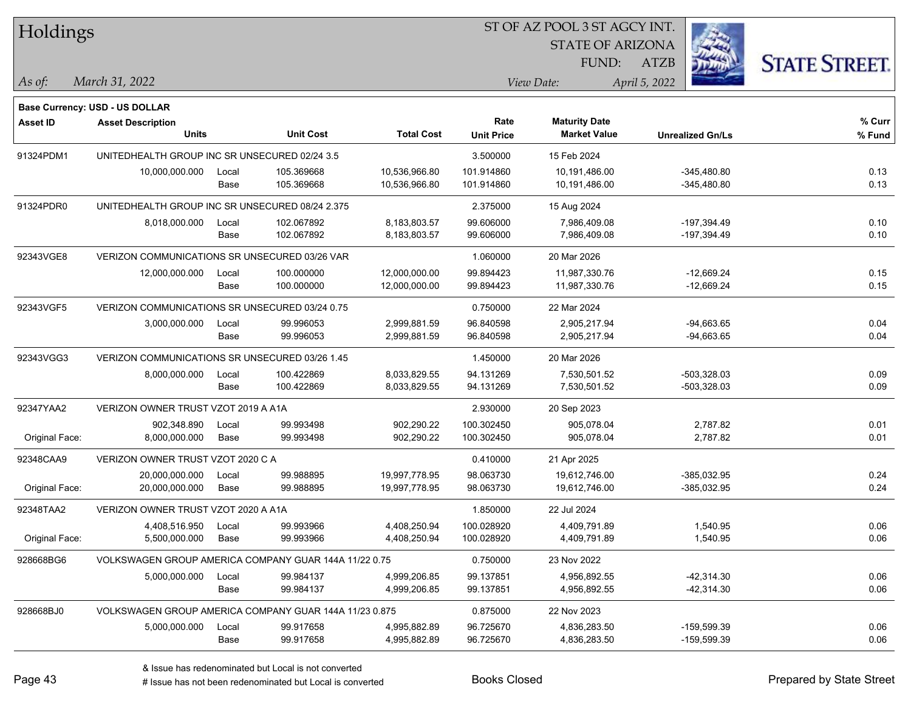# Holdings

ST OF AZ POOL 3 ST AGCY INT.
STATE OF ARIZONA
FUND: ATZB

*As of:* *March 31, 2022*
*View Date:* *April 5, 2022*

**Base Currency: USD - US DOLLAR**

| Asset ID | Asset Description / Units | | Unit Cost | Total Cost | Rate / Unit Price | Maturity Date / Market Value | Unrealized Gn/Ls | % Curr / % Fund |
|---|---|---|---|---|---|---|---|---|
| 91324PDM1 | UNITEDHEALTH GROUP INC SR UNSECURED 02/24 3.5 | | | | 3.500000 | 15 Feb 2024 | | |
| | 10,000,000.000 | Local | 105.369668 | 10,536,966.80 | 101.914860 | 10,191,486.00 | -345,480.80 | 0.13 |
| | | Base | 105.369668 | 10,536,966.80 | 101.914860 | 10,191,486.00 | -345,480.80 | 0.13 |
| 91324PDR0 | UNITEDHEALTH GROUP INC SR UNSECURED 08/24 2.375 | | | | 2.375000 | 15 Aug 2024 | | |
| | 8,018,000.000 | Local | 102.067892 | 8,183,803.57 | 99.606000 | 7,986,409.08 | -197,394.49 | 0.10 |
| | | Base | 102.067892 | 8,183,803.57 | 99.606000 | 7,986,409.08 | -197,394.49 | 0.10 |
| 92343VGE8 | VERIZON COMMUNICATIONS SR UNSECURED 03/26 VAR | | | | 1.060000 | 20 Mar 2026 | | |
| | 12,000,000.000 | Local | 100.000000 | 12,000,000.00 | 99.894423 | 11,987,330.76 | -12,669.24 | 0.15 |
| | | Base | 100.000000 | 12,000,000.00 | 99.894423 | 11,987,330.76 | -12,669.24 | 0.15 |
| 92343VGF5 | VERIZON COMMUNICATIONS SR UNSECURED 03/24 0.75 | | | | 0.750000 | 22 Mar 2024 | | |
| | 3,000,000.000 | Local | 99.996053 | 2,999,881.59 | 96.840598 | 2,905,217.94 | -94,663.65 | 0.04 |
| | | Base | 99.996053 | 2,999,881.59 | 96.840598 | 2,905,217.94 | -94,663.65 | 0.04 |
| 92343VGG3 | VERIZON COMMUNICATIONS SR UNSECURED 03/26 1.45 | | | | 1.450000 | 20 Mar 2026 | | |
| | 8,000,000.000 | Local | 100.422869 | 8,033,829.55 | 94.131269 | 7,530,501.52 | -503,328.03 | 0.09 |
| | | Base | 100.422869 | 8,033,829.55 | 94.131269 | 7,530,501.52 | -503,328.03 | 0.09 |
| 92347YAA2 | VERIZON OWNER TRUST VZOT 2019 A A1A | | | | 2.930000 | 20 Sep 2023 | | |
| | 902,348.890 | Local | 99.993498 | 902,290.22 | 100.302450 | 905,078.04 | 2,787.82 | 0.01 |
| Original Face: | 8,000,000.000 | Base | 99.993498 | 902,290.22 | 100.302450 | 905,078.04 | 2,787.82 | 0.01 |
| 92348CAA9 | VERIZON OWNER TRUST VZOT 2020 C A | | | | 0.410000 | 21 Apr 2025 | | |
| | 20,000,000.000 | Local | 99.988895 | 19,997,778.95 | 98.063730 | 19,612,746.00 | -385,032.95 | 0.24 |
| Original Face: | 20,000,000.000 | Base | 99.988895 | 19,997,778.95 | 98.063730 | 19,612,746.00 | -385,032.95 | 0.24 |
| 92348TAA2 | VERIZON OWNER TRUST VZOT 2020 A A1A | | | | 1.850000 | 22 Jul 2024 | | |
| | 4,408,516.950 | Local | 99.993966 | 4,408,250.94 | 100.028920 | 4,409,791.89 | 1,540.95 | 0.06 |
| Original Face: | 5,500,000.000 | Base | 99.993966 | 4,408,250.94 | 100.028920 | 4,409,791.89 | 1,540.95 | 0.06 |
| 928668BG6 | VOLKSWAGEN GROUP AMERICA COMPANY GUAR 144A 11/22 0.75 | | | | 0.750000 | 23 Nov 2022 | | |
| | 5,000,000.000 | Local | 99.984137 | 4,999,206.85 | 99.137851 | 4,956,892.55 | -42,314.30 | 0.06 |
| | | Base | 99.984137 | 4,999,206.85 | 99.137851 | 4,956,892.55 | -42,314.30 | 0.06 |
| 928668BJ0 | VOLKSWAGEN GROUP AMERICA COMPANY GUAR 144A 11/23 0.875 | | | | 0.875000 | 22 Nov 2023 | | |
| | 5,000,000.000 | Local | 99.917658 | 4,995,882.89 | 96.725670 | 4,836,283.50 | -159,599.39 | 0.06 |
| | | Base | 99.917658 | 4,995,882.89 | 96.725670 | 4,836,283.50 | -159,599.39 | 0.06 |

& Issue has redenominated but Local is not converted
# Issue has not been redenominated but Local is converted

Books Closed

Prepared by State Street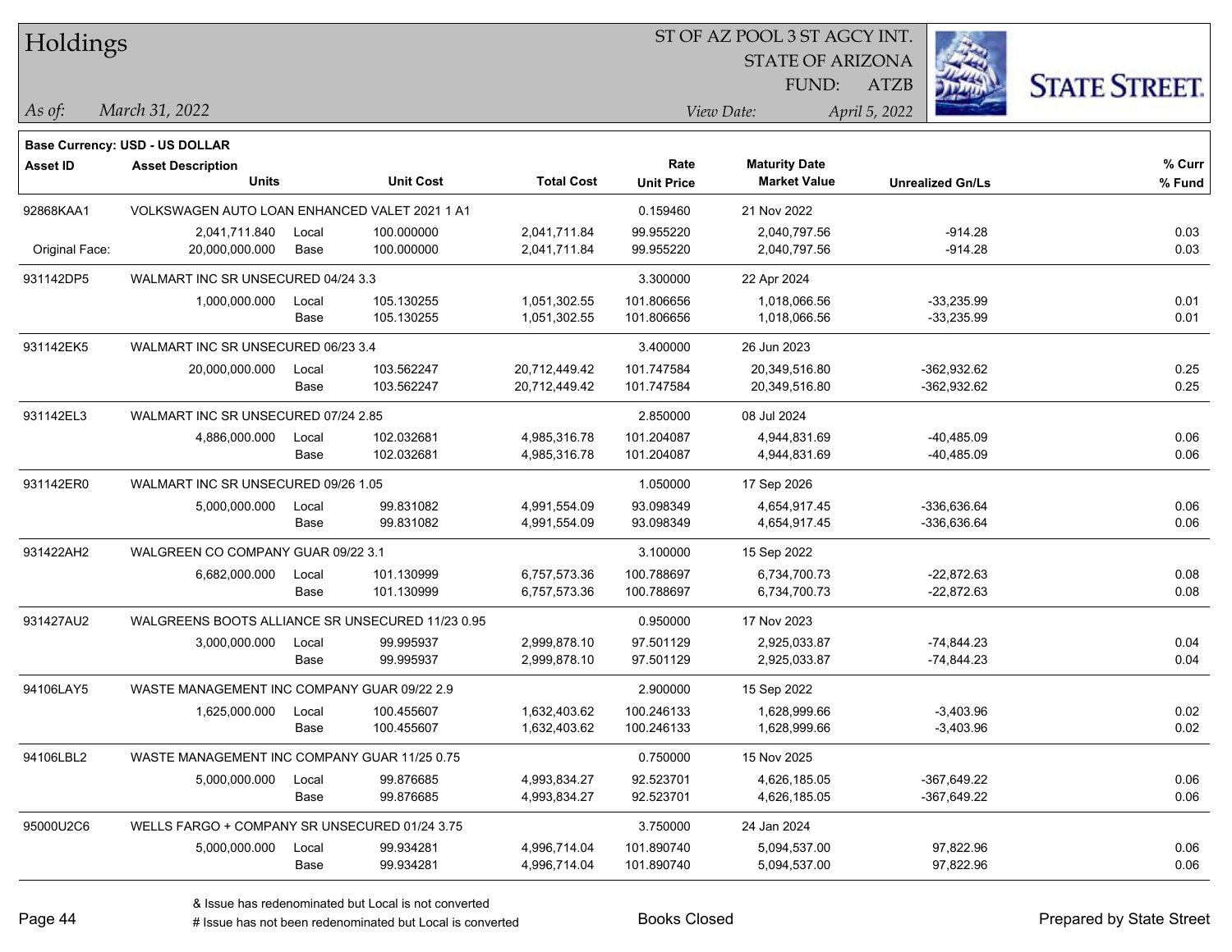# Holdings

ST OF AZ POOL 3 ST AGCY INT.
STATE OF ARIZONA
FUND: ATZB

*As of:* *March 31, 2022*
*View Date:* *April 5, 2022*

**Base Currency: USD - US DOLLAR**

| Asset ID | Asset Description / Units | | Unit Cost | Total Cost | Rate / Unit Price | Maturity Date / Market Value | Unrealized Gn/Ls | % Curr / % Fund |
|---|---|---|---|---|---|---|---|---|
| 92868KAA1 | VOLKSWAGEN AUTO LOAN ENHANCED VALET 2021 1 A1 | | | | 0.159460 | 21 Nov 2022 | | |
| | 2,041,711.840 | Local | 100.000000 | 2,041,711.84 | 99.955220 | 2,040,797.56 | -914.28 | 0.03 |
| Original Face: | 20,000,000.000 | Base | 100.000000 | 2,041,711.84 | 99.955220 | 2,040,797.56 | -914.28 | 0.03 |
| 931142DP5 | WALMART INC SR UNSECURED 04/24 3.3 | | | | 3.300000 | 22 Apr 2024 | | |
| | 1,000,000.000 | Local | 105.130255 | 1,051,302.55 | 101.806656 | 1,018,066.56 | -33,235.99 | 0.01 |
| | | Base | 105.130255 | 1,051,302.55 | 101.806656 | 1,018,066.56 | -33,235.99 | 0.01 |
| 931142EK5 | WALMART INC SR UNSECURED 06/23 3.4 | | | | 3.400000 | 26 Jun 2023 | | |
| | 20,000,000.000 | Local | 103.562247 | 20,712,449.42 | 101.747584 | 20,349,516.80 | -362,932.62 | 0.25 |
| | | Base | 103.562247 | 20,712,449.42 | 101.747584 | 20,349,516.80 | -362,932.62 | 0.25 |
| 931142EL3 | WALMART INC SR UNSECURED 07/24 2.85 | | | | 2.850000 | 08 Jul 2024 | | |
| | 4,886,000.000 | Local | 102.032681 | 4,985,316.78 | 101.204087 | 4,944,831.69 | -40,485.09 | 0.06 |
| | | Base | 102.032681 | 4,985,316.78 | 101.204087 | 4,944,831.69 | -40,485.09 | 0.06 |
| 931142ER0 | WALMART INC SR UNSECURED 09/26 1.05 | | | | 1.050000 | 17 Sep 2026 | | |
| | 5,000,000.000 | Local | 99.831082 | 4,991,554.09 | 93.098349 | 4,654,917.45 | -336,636.64 | 0.06 |
| | | Base | 99.831082 | 4,991,554.09 | 93.098349 | 4,654,917.45 | -336,636.64 | 0.06 |
| 931422AH2 | WALGREEN CO COMPANY GUAR 09/22 3.1 | | | | 3.100000 | 15 Sep 2022 | | |
| | 6,682,000.000 | Local | 101.130999 | 6,757,573.36 | 100.788697 | 6,734,700.73 | -22,872.63 | 0.08 |
| | | Base | 101.130999 | 6,757,573.36 | 100.788697 | 6,734,700.73 | -22,872.63 | 0.08 |
| 931427AU2 | WALGREENS BOOTS ALLIANCE SR UNSECURED 11/23 0.95 | | | | 0.950000 | 17 Nov 2023 | | |
| | 3,000,000.000 | Local | 99.995937 | 2,999,878.10 | 97.501129 | 2,925,033.87 | -74,844.23 | 0.04 |
| | | Base | 99.995937 | 2,999,878.10 | 97.501129 | 2,925,033.87 | -74,844.23 | 0.04 |
| 94106LAY5 | WASTE MANAGEMENT INC COMPANY GUAR 09/22 2.9 | | | | 2.900000 | 15 Sep 2022 | | |
| | 1,625,000.000 | Local | 100.455607 | 1,632,403.62 | 100.246133 | 1,628,999.66 | -3,403.96 | 0.02 |
| | | Base | 100.455607 | 1,632,403.62 | 100.246133 | 1,628,999.66 | -3,403.96 | 0.02 |
| 94106LBL2 | WASTE MANAGEMENT INC COMPANY GUAR 11/25 0.75 | | | | 0.750000 | 15 Nov 2025 | | |
| | 5,000,000.000 | Local | 99.876685 | 4,993,834.27 | 92.523701 | 4,626,185.05 | -367,649.22 | 0.06 |
| | | Base | 99.876685 | 4,993,834.27 | 92.523701 | 4,626,185.05 | -367,649.22 | 0.06 |
| 95000U2C6 | WELLS FARGO + COMPANY SR UNSECURED 01/24 3.75 | | | | 3.750000 | 24 Jan 2024 | | |
| | 5,000,000.000 | Local | 99.934281 | 4,996,714.04 | 101.890740 | 5,094,537.00 | 97,822.96 | 0.06 |
| | | Base | 99.934281 | 4,996,714.04 | 101.890740 | 5,094,537.00 | 97,822.96 | 0.06 |

& Issue has redenominated but Local is not converted
# Issue has not been redenominated but Local is converted

Books Closed

Prepared by State Street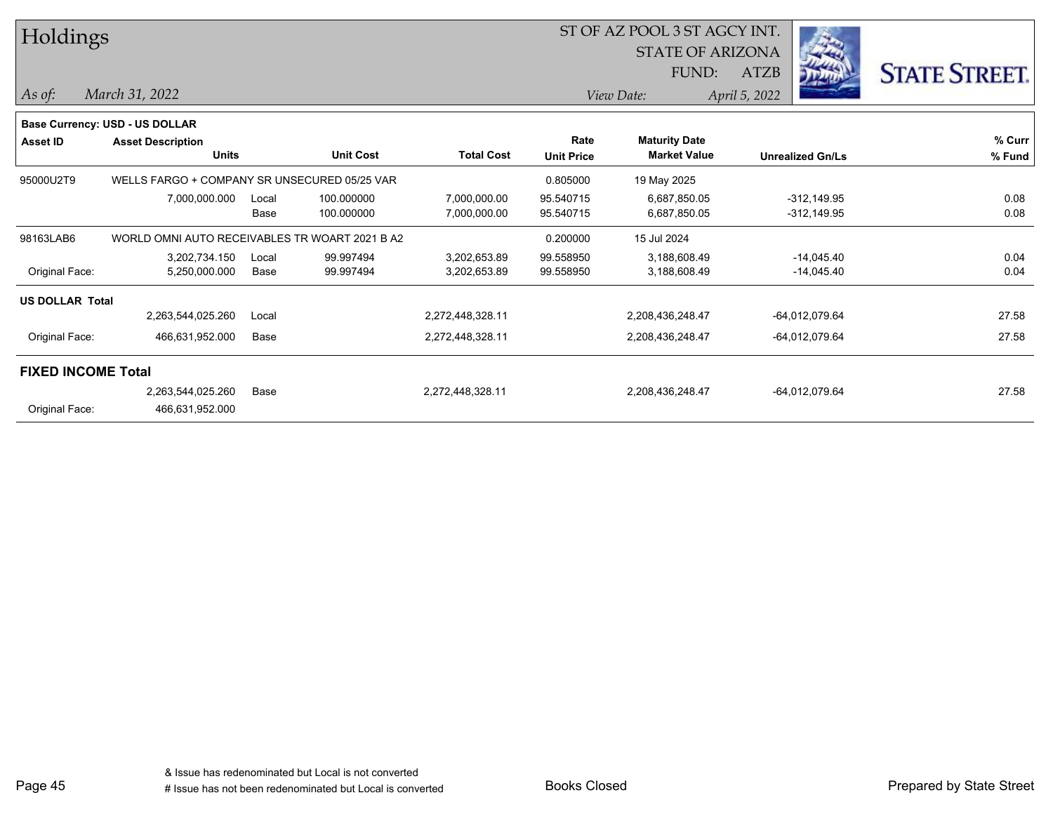# Holdings

ST OF AZ POOL 3 ST AGCY INT.
STATE OF ARIZONA
FUND: ATZB

*As of:* *March 31, 2022* *View Date:* *April 5, 2022*

**Base Currency: USD - US DOLLAR**

| Asset ID | Asset Description / Units | | Unit Cost | Total Cost | Rate / Unit Price | Maturity Date / Market Value | Unrealized Gn/Ls | % Curr / % Fund |
|---|---|---|---|---|---|---|---|---|
| 95000U2T9 | WELLS FARGO + COMPANY SR UNSECURED 05/25 VAR | | | | 0.805000 | 19 May 2025 | | |
| | 7,000,000.000 | Local | 100.000000 | 7,000,000.00 | 95.540715 | 6,687,850.05 | -312,149.95 | 0.08 |
| | | Base | 100.000000 | 7,000,000.00 | 95.540715 | 6,687,850.05 | -312,149.95 | 0.08 |
| 98163LAB6 | WORLD OMNI AUTO RECEIVABLES TR WOART 2021 B A2 | | | | 0.200000 | 15 Jul 2024 | | |
| | 3,202,734.150 | Local | 99.997494 | 3,202,653.89 | 99.558950 | 3,188,608.49 | -14,045.40 | 0.04 |
| Original Face: | 5,250,000.000 | Base | 99.997494 | 3,202,653.89 | 99.558950 | 3,188,608.49 | -14,045.40 | 0.04 |
| **US DOLLAR Total** | | | | | | | | |
| | 2,263,544,025.260 | Local | | 2,272,448,328.11 | | 2,208,436,248.47 | -64,012,079.64 | 27.58 |
| Original Face: | 466,631,952.000 | Base | | 2,272,448,328.11 | | 2,208,436,248.47 | -64,012,079.64 | 27.58 |
| **FIXED INCOME Total** | | | | | | | | |
| | 2,263,544,025.260 | Base | | 2,272,448,328.11 | | 2,208,436,248.47 | -64,012,079.64 | 27.58 |
| Original Face: | 466,631,952.000 | | | | | | | |

& Issue has redenominated but Local is not converted
# Issue has not been redenominated but Local is converted

Books Closed

Prepared by State Street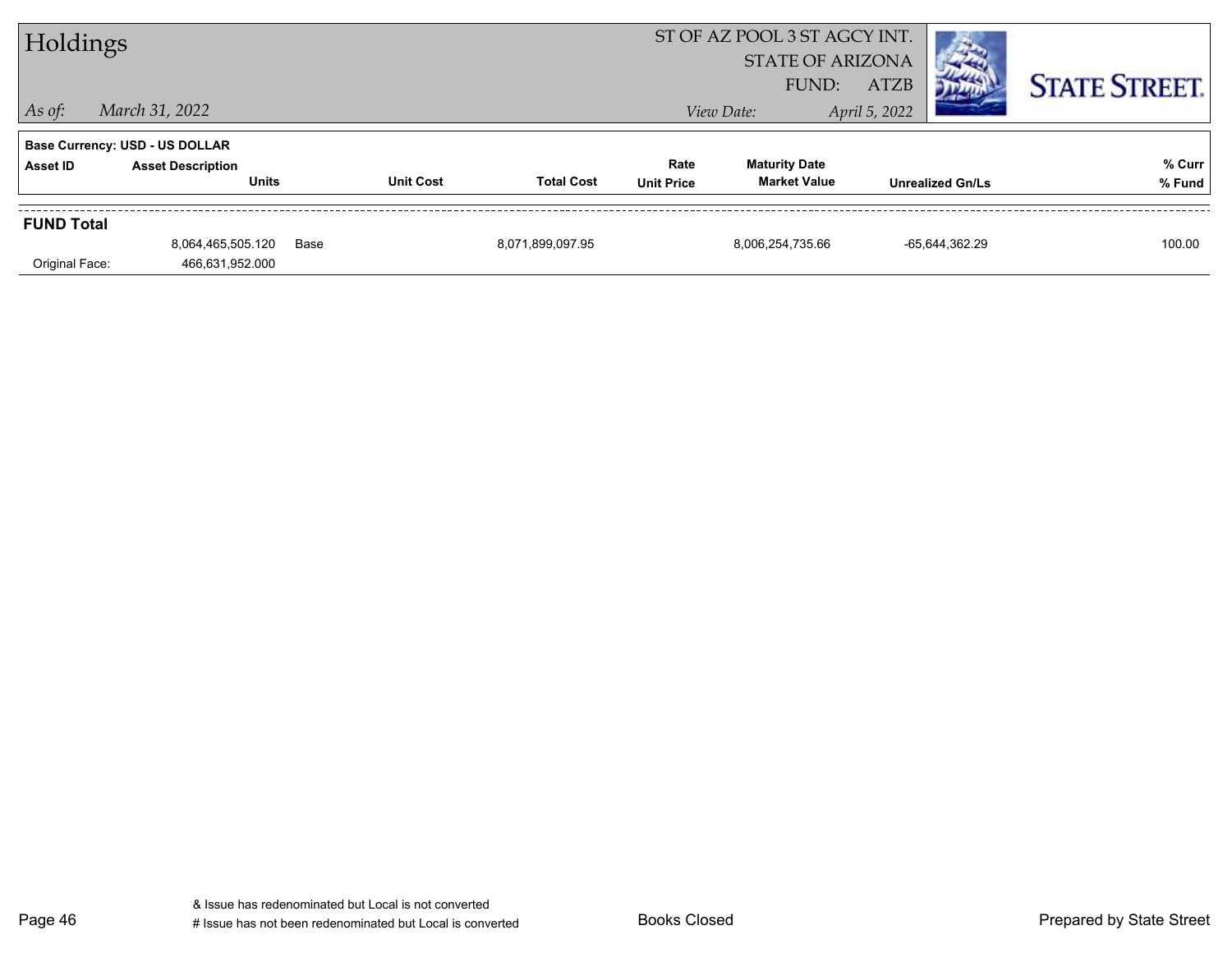# Holdings

*As of:* *March 31, 2022*

ST OF AZ POOL 3 ST AGCY INT.
STATE OF ARIZONA
FUND: ATZB

*View Date:* *April 5, 2022*

STATE STREET.

**Base Currency: USD - US DOLLAR**

| Asset ID | Asset Description / Units | | Unit Cost | Total Cost | Rate / Unit Price | Maturity Date / Market Value | Unrealized Gn/Ls | % Curr / % Fund |
|---|---|---|---|---|---|---|---|---|
| **FUND Total** | | | | | | | | |
| | 8,064,465,505.120 | Base | | 8,071,899,097.95 | | 8,006,254,735.66 | -65,644,362.29 | 100.00 |
| Original Face: | 466,631,952.000 | | | | | | | |

& Issue has redenominated but Local is not converted
# Issue has not been redenominated but Local is converted

Books Closed

Prepared by State Street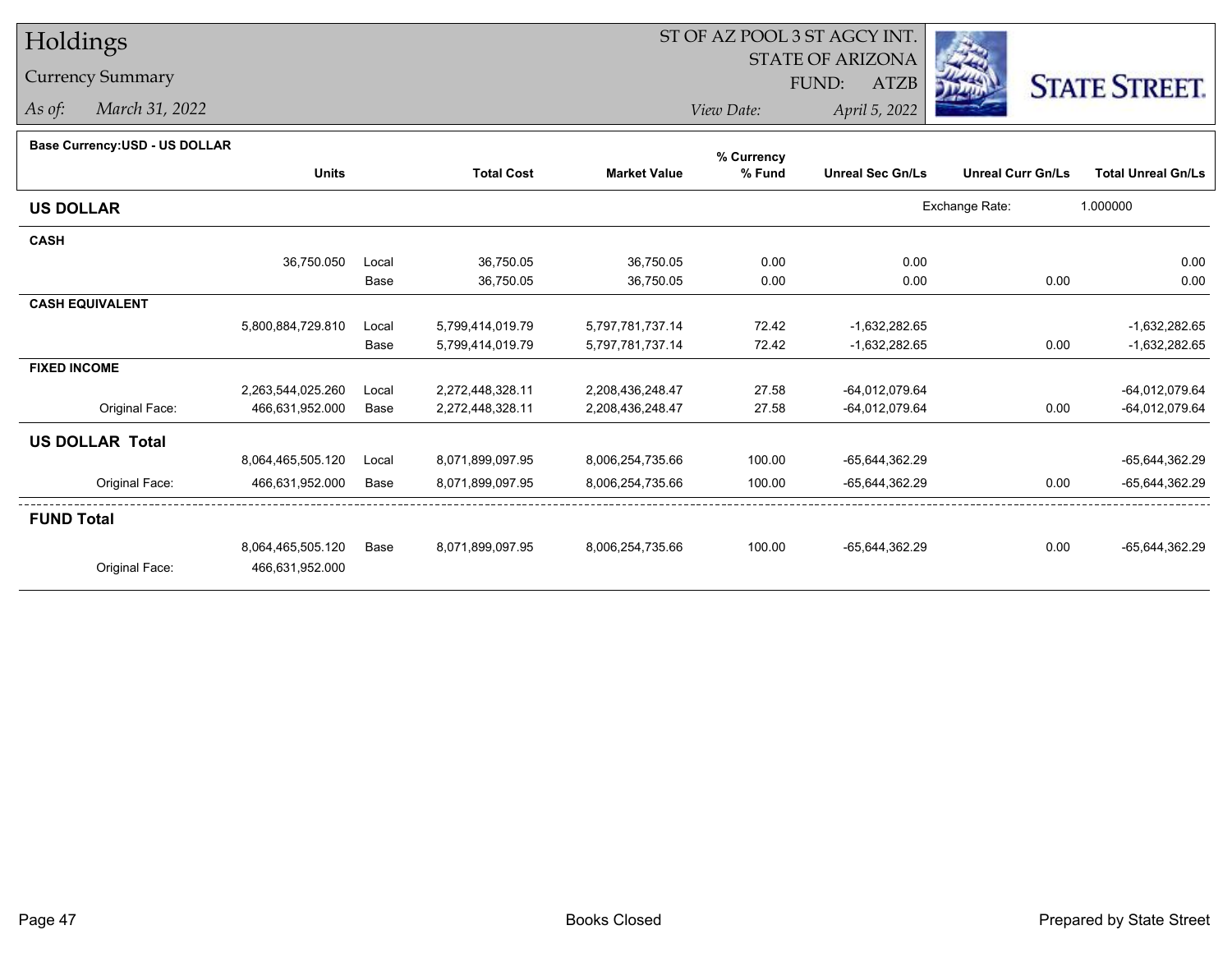# Holdings

## Currency Summary

*As of:* *March 31, 2022*

ST OF AZ POOL 3 ST AGCY INT.
STATE OF ARIZONA
FUND: ATZB
*View Date:* *April 5, 2022*

STATE STREET.

**Base Currency:USD - US DOLLAR**

| | Units | | Total Cost | Market Value | % Currency % Fund | Unreal Sec Gn/Ls | Unreal Curr Gn/Ls | Total Unreal Gn/Ls |
|---|---|---|---|---|---|---|---|---|
| **US DOLLAR** | | | | | | Exchange Rate: | 1.000000 | |
| **CASH** | | | | | | | | |
| | 36,750.050 | Local | 36,750.05 | 36,750.05 | 0.00 | 0.00 | | 0.00 |
| | | Base | 36,750.05 | 36,750.05 | 0.00 | 0.00 | 0.00 | 0.00 |
| **CASH EQUIVALENT** | | | | | | | | |
| | 5,800,884,729.810 | Local | 5,799,414,019.79 | 5,797,781,737.14 | 72.42 | -1,632,282.65 | | -1,632,282.65 |
| | | Base | 5,799,414,019.79 | 5,797,781,737.14 | 72.42 | -1,632,282.65 | 0.00 | -1,632,282.65 |
| **FIXED INCOME** | | | | | | | | |
| | 2,263,544,025.260 | Local | 2,272,448,328.11 | 2,208,436,248.47 | 27.58 | -64,012,079.64 | | -64,012,079.64 |
| Original Face: | 466,631,952.000 | Base | 2,272,448,328.11 | 2,208,436,248.47 | 27.58 | -64,012,079.64 | 0.00 | -64,012,079.64 |
| **US DOLLAR Total** | | | | | | | | |
| | 8,064,465,505.120 | Local | 8,071,899,097.95 | 8,006,254,735.66 | 100.00 | -65,644,362.29 | | -65,644,362.29 |
| Original Face: | 466,631,952.000 | Base | 8,071,899,097.95 | 8,006,254,735.66 | 100.00 | -65,644,362.29 | 0.00 | -65,644,362.29 |
| **FUND Total** | | | | | | | | |
| | 8,064,465,505.120 | Base | 8,071,899,097.95 | 8,006,254,735.66 | 100.00 | -65,644,362.29 | 0.00 | -65,644,362.29 |
| Original Face: | 466,631,952.000 | | | | | | | |

Books Closed

Prepared by State Street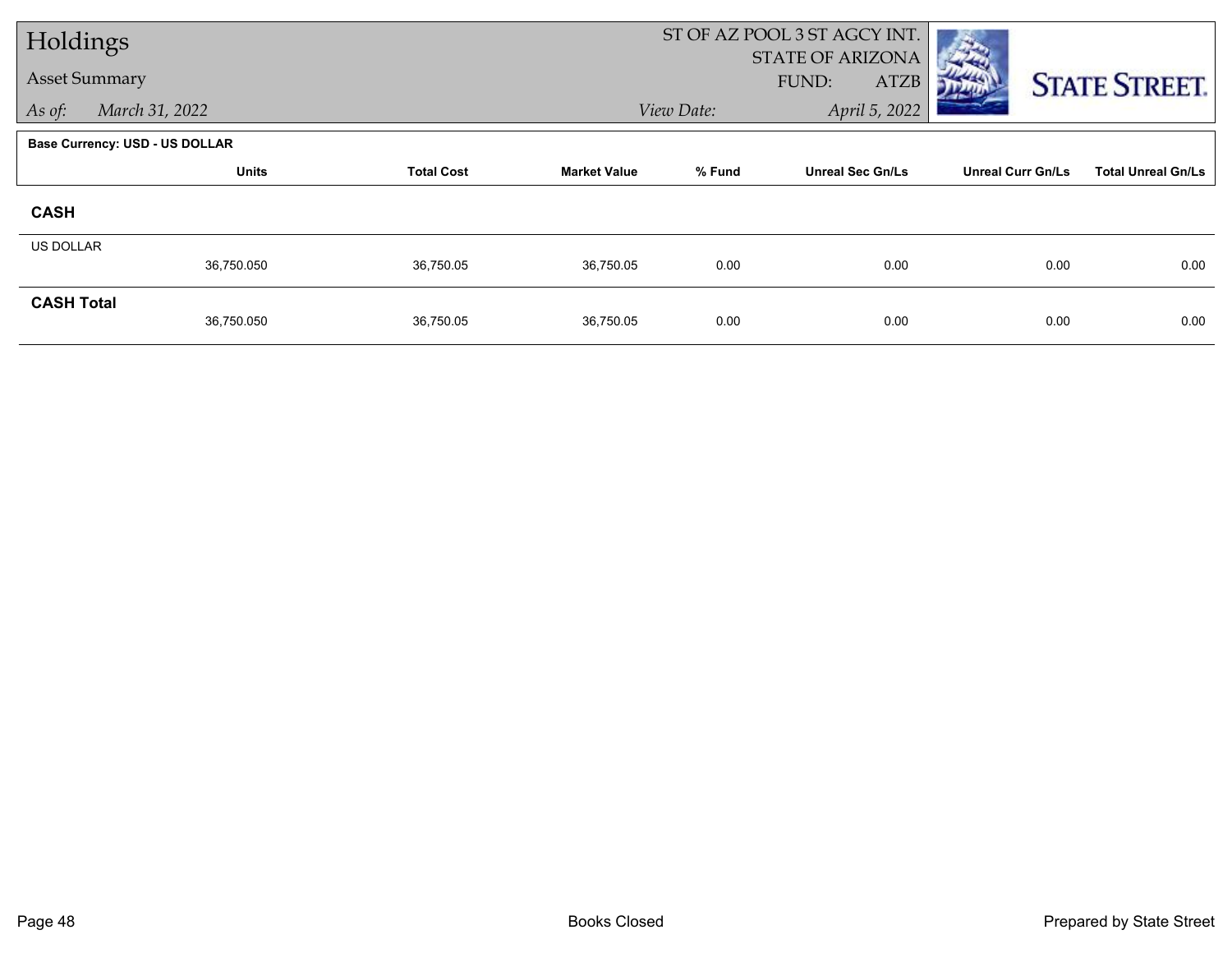# Holdings

Asset Summary

*As of:* *March 31, 2022*

ST OF AZ POOL 3 ST AGCY INT.
STATE OF ARIZONA
FUND: ATZB

*View Date:* *April 5, 2022*

**Base Currency: USD - US DOLLAR**

| | Units | Total Cost | Market Value | % Fund | Unreal Sec Gn/Ls | Unreal Curr Gn/Ls | Total Unreal Gn/Ls |
|---|---|---|---|---|---|---|---|
| **CASH** | | | | | | | |
| US DOLLAR | 36,750.050 | 36,750.05 | 36,750.05 | 0.00 | 0.00 | 0.00 | 0.00 |
| **CASH Total** | 36,750.050 | 36,750.05 | 36,750.05 | 0.00 | 0.00 | 0.00 | 0.00 |

Books Closed

Prepared by State Street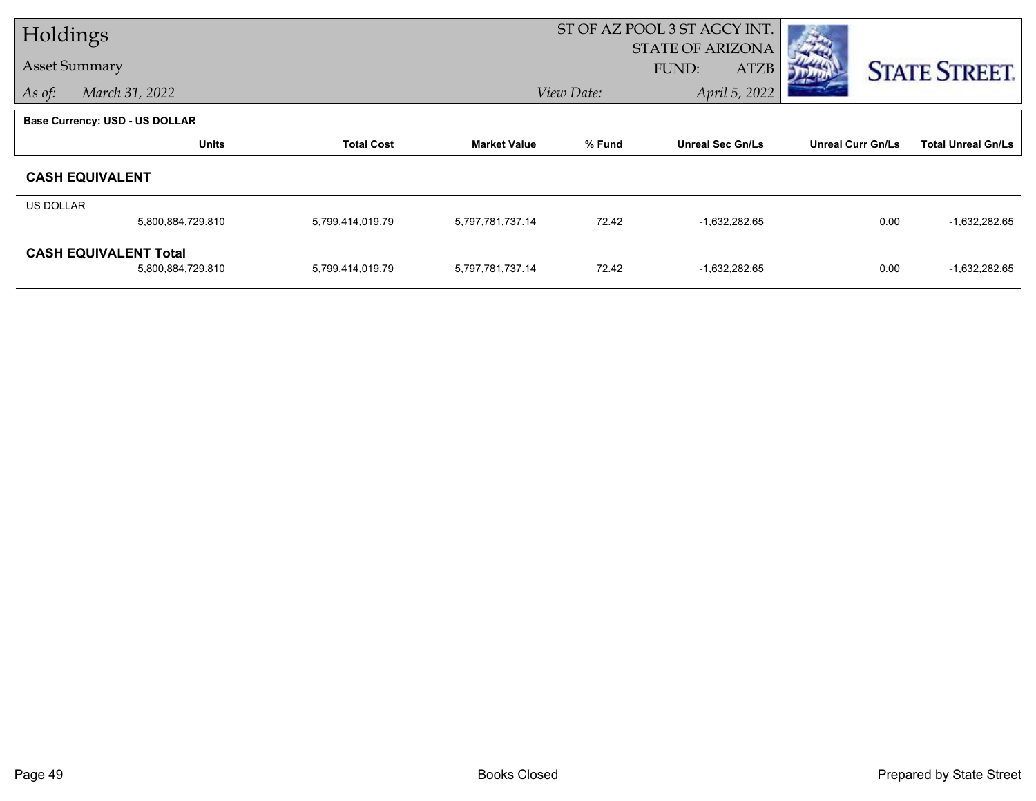# Holdings

Asset Summary

*As of:* *March 31, 2022*

ST OF AZ POOL 3 ST AGCY INT.
STATE OF ARIZONA
FUND: ATZB
*View Date:* *April 5, 2022*

STATE STREET.

**Base Currency: USD - US DOLLAR**

| | Units | Total Cost | Market Value | % Fund | Unreal Sec Gn/Ls | Unreal Curr Gn/Ls | Total Unreal Gn/Ls |
|---|---|---|---|---|---|---|---|
| **CASH EQUIVALENT** | | | | | | | |
| US DOLLAR | 5,800,884,729.810 | 5,799,414,019.79 | 5,797,781,737.14 | 72.42 | -1,632,282.65 | 0.00 | -1,632,282.65 |
| **CASH EQUIVALENT Total** | 5,800,884,729.810 | 5,799,414,019.79 | 5,797,781,737.14 | 72.42 | -1,632,282.65 | 0.00 | -1,632,282.65 |

Books Closed

Prepared by State Street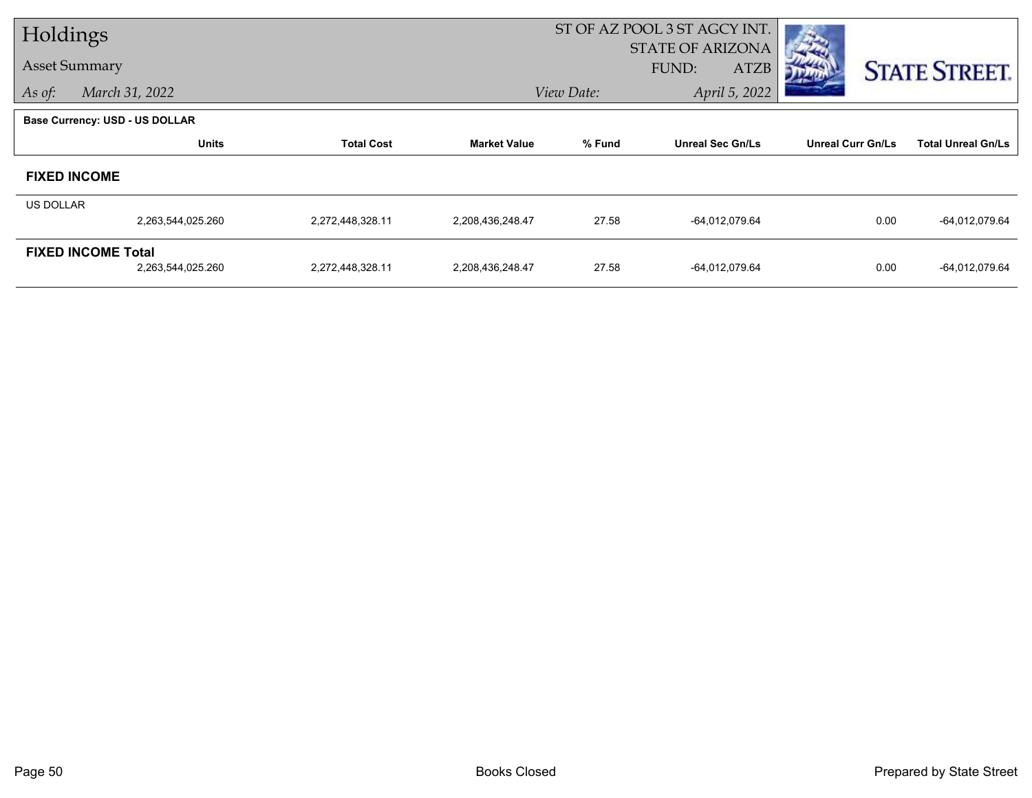# Holdings

Asset Summary

*As of:* *March 31, 2022*

ST OF AZ POOL 3 ST AGCY INT.
STATE OF ARIZONA
FUND: ATZB

*View Date:* *April 5, 2022*

STATE STREET.

**Base Currency: USD - US DOLLAR**

| | Units | Total Cost | Market Value | % Fund | Unreal Sec Gn/Ls | Unreal Curr Gn/Ls | Total Unreal Gn/Ls |
|---|---|---|---|---|---|---|---|
| **FIXED INCOME** | | | | | | | |
| US DOLLAR | | | | | | | |
| | 2,263,544,025.260 | 2,272,448,328.11 | 2,208,436,248.47 | 27.58 | -64,012,079.64 | 0.00 | -64,012,079.64 |
| **FIXED INCOME Total** | | | | | | | |
| | 2,263,544,025.260 | 2,272,448,328.11 | 2,208,436,248.47 | 27.58 | -64,012,079.64 | 0.00 | -64,012,079.64 |

Books Closed

Prepared by State Street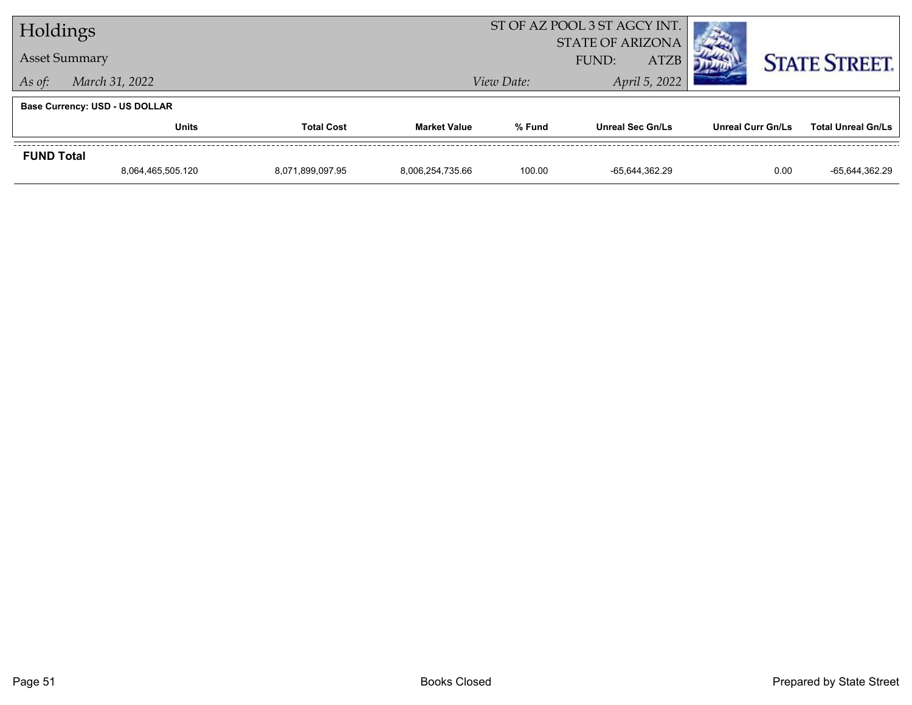# Holdings

## Asset Summary

*As of:* *March 31, 2022*

ST OF AZ POOL 3 ST AGCY INT.
STATE OF ARIZONA
FUND: ATZB

*View Date:* *April 5, 2022*

**Base Currency: USD - US DOLLAR**

| | Units | Total Cost | Market Value | % Fund | Unreal Sec Gn/Ls | Unreal Curr Gn/Ls | Total Unreal Gn/Ls |
|---|---|---|---|---|---|---|---|
| **FUND Total** | 8,064,465,505.120 | 8,071,899,097.95 | 8,006,254,735.66 | 100.00 | -65,644,362.29 | 0.00 | -65,644,362.29 |

Books Closed

Prepared by State Street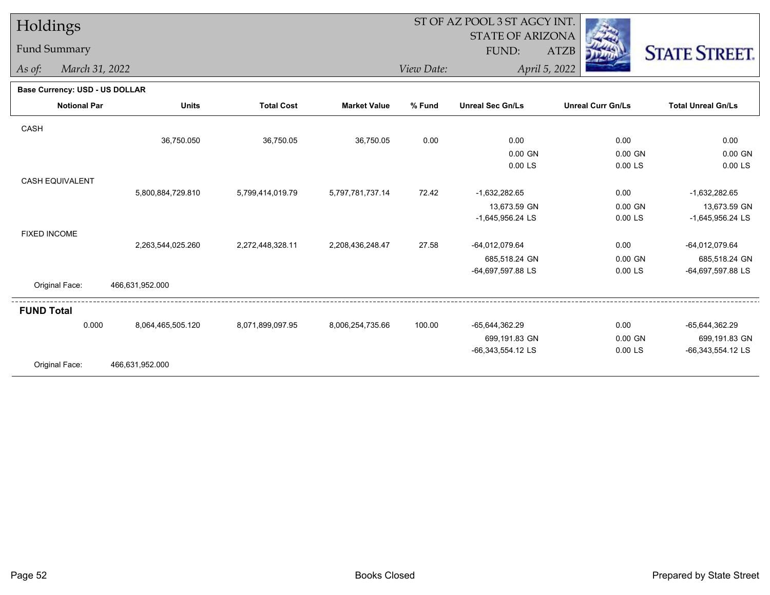# Holdings

Fund Summary

*As of: March 31, 2022*

ST OF AZ POOL 3 ST AGCY INT.
STATE OF ARIZONA
FUND: ATZB

*View Date: April 5, 2022*

STATE STREET.

**Base Currency: USD - US DOLLAR**

| Notional Par | Units | Total Cost | Market Value | % Fund | Unreal Sec Gn/Ls | Unreal Curr Gn/Ls | Total Unreal Gn/Ls |
|---|---|---|---|---|---|---|---|
| CASH | | | | | | | |
| | 36,750.050 | 36,750.05 | 36,750.05 | 0.00 | 0.00 | 0.00 | 0.00 |
| | | | | | 0.00 GN | 0.00 GN | 0.00 GN |
| | | | | | 0.00 LS | 0.00 LS | 0.00 LS |
| CASH EQUIVALENT | | | | | | | |
| | 5,800,884,729.810 | 5,799,414,019.79 | 5,797,781,737.14 | 72.42 | -1,632,282.65 | 0.00 | -1,632,282.65 |
| | | | | | 13,673.59 GN | 0.00 GN | 13,673.59 GN |
| | | | | | -1,645,956.24 LS | 0.00 LS | -1,645,956.24 LS |
| FIXED INCOME | | | | | | | |
| | 2,263,544,025.260 | 2,272,448,328.11 | 2,208,436,248.47 | 27.58 | -64,012,079.64 | 0.00 | -64,012,079.64 |
| | | | | | 685,518.24 GN | 0.00 GN | 685,518.24 GN |
| | | | | | -64,697,597.88 LS | 0.00 LS | -64,697,597.88 LS |
| Original Face: | 466,631,952.000 | | | | | | |
| **FUND Total** | | | | | | | |
| 0.000 | 8,064,465,505.120 | 8,071,899,097.95 | 8,006,254,735.66 | 100.00 | -65,644,362.29 | 0.00 | -65,644,362.29 |
| | | | | | 699,191.83 GN | 0.00 GN | 699,191.83 GN |
| | | | | | -66,343,554.12 LS | 0.00 LS | -66,343,554.12 LS |
| Original Face: | 466,631,952.000 | | | | | | |

Books Closed

Prepared by State Street